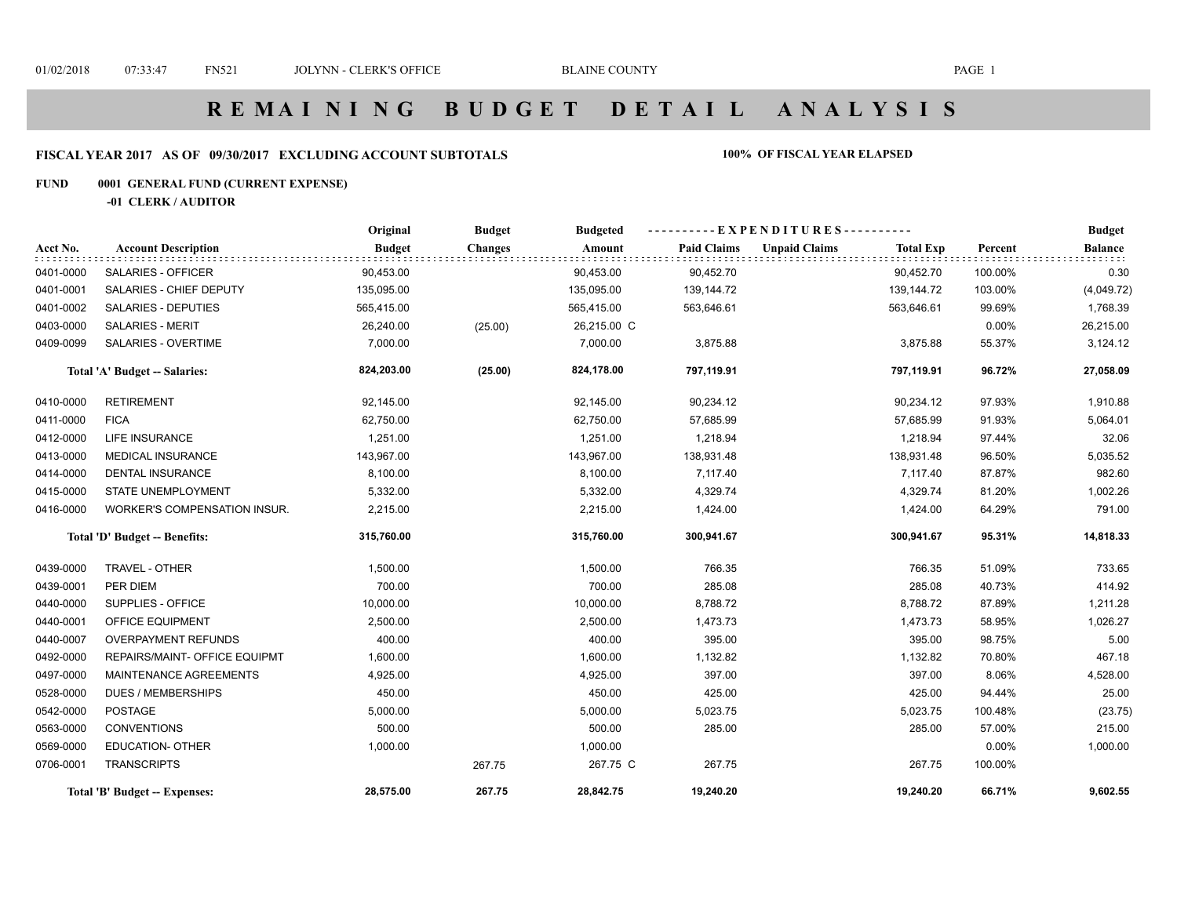# R E M A I N I N G   B U D G E T   D E T A I L   A N A L Y S I S

**FISCAL YEAR 2017 AS OF 09/30/2017 EXCLUDING ACCOUNT SUBTOTALS** **100% OF FISCAL YEAR ELAPSED**

**FUND 0001 GENERAL FUND (CURRENT EXPENSE)**

**-01 CLERK / AUDITOR**

| Acct No. | Account Description | Original Budget | Budget Changes | Budgeted Amount | Paid Claims | Unpaid Claims | Total Exp | Percent | Budget Balance |
|---|---|---|---|---|---|---|---|---|---|
| 0401-0000 | SALARIES - OFFICER | 90,453.00 | | 90,453.00 | 90,452.70 | | 90,452.70 | 100.00% | 0.30 |
| 0401-0001 | SALARIES - CHIEF DEPUTY | 135,095.00 | | 135,095.00 | 139,144.72 | | 139,144.72 | 103.00% | (4,049.72) |
| 0401-0002 | SALARIES - DEPUTIES | 565,415.00 | | 565,415.00 | 563,646.61 | | 563,646.61 | 99.69% | 1,768.39 |
| 0403-0000 | SALARIES - MERIT | 26,240.00 | (25.00) | 26,215.00 C | | | | 0.00% | 26,215.00 |
| 0409-0099 | SALARIES - OVERTIME | 7,000.00 | | 7,000.00 | 3,875.88 | | 3,875.88 | 55.37% | 3,124.12 |
| | **Total 'A' Budget -- Salaries:** | **824,203.00** | **(25.00)** | **824,178.00** | **797,119.91** | | **797,119.91** | **96.72%** | **27,058.09** |
| 0410-0000 | RETIREMENT | 92,145.00 | | 92,145.00 | 90,234.12 | | 90,234.12 | 97.93% | 1,910.88 |
| 0411-0000 | FICA | 62,750.00 | | 62,750.00 | 57,685.99 | | 57,685.99 | 91.93% | 5,064.01 |
| 0412-0000 | LIFE INSURANCE | 1,251.00 | | 1,251.00 | 1,218.94 | | 1,218.94 | 97.44% | 32.06 |
| 0413-0000 | MEDICAL INSURANCE | 143,967.00 | | 143,967.00 | 138,931.48 | | 138,931.48 | 96.50% | 5,035.52 |
| 0414-0000 | DENTAL INSURANCE | 8,100.00 | | 8,100.00 | 7,117.40 | | 7,117.40 | 87.87% | 982.60 |
| 0415-0000 | STATE UNEMPLOYMENT | 5,332.00 | | 5,332.00 | 4,329.74 | | 4,329.74 | 81.20% | 1,002.26 |
| 0416-0000 | WORKER'S COMPENSATION INSUR. | 2,215.00 | | 2,215.00 | 1,424.00 | | 1,424.00 | 64.29% | 791.00 |
| | **Total 'D' Budget -- Benefits:** | **315,760.00** | | **315,760.00** | **300,941.67** | | **300,941.67** | **95.31%** | **14,818.33** |
| 0439-0000 | TRAVEL - OTHER | 1,500.00 | | 1,500.00 | 766.35 | | 766.35 | 51.09% | 733.65 |
| 0439-0001 | PER DIEM | 700.00 | | 700.00 | 285.08 | | 285.08 | 40.73% | 414.92 |
| 0440-0000 | SUPPLIES - OFFICE | 10,000.00 | | 10,000.00 | 8,788.72 | | 8,788.72 | 87.89% | 1,211.28 |
| 0440-0001 | OFFICE EQUIPMENT | 2,500.00 | | 2,500.00 | 1,473.73 | | 1,473.73 | 58.95% | 1,026.27 |
| 0440-0007 | OVERPAYMENT REFUNDS | 400.00 | | 400.00 | 395.00 | | 395.00 | 98.75% | 5.00 |
| 0492-0000 | REPAIRS/MAINT- OFFICE EQUIPMT | 1,600.00 | | 1,600.00 | 1,132.82 | | 1,132.82 | 70.80% | 467.18 |
| 0497-0000 | MAINTENANCE AGREEMENTS | 4,925.00 | | 4,925.00 | 397.00 | | 397.00 | 8.06% | 4,528.00 |
| 0528-0000 | DUES / MEMBERSHIPS | 450.00 | | 450.00 | 425.00 | | 425.00 | 94.44% | 25.00 |
| 0542-0000 | POSTAGE | 5,000.00 | | 5,000.00 | 5,023.75 | | 5,023.75 | 100.48% | (23.75) |
| 0563-0000 | CONVENTIONS | 500.00 | | 500.00 | 285.00 | | 285.00 | 57.00% | 215.00 |
| 0569-0000 | EDUCATION- OTHER | 1,000.00 | | 1,000.00 | | | | 0.00% | 1,000.00 |
| 0706-0001 | TRANSCRIPTS | | 267.75 | 267.75 C | 267.75 | | 267.75 | 100.00% | |
| | **Total 'B' Budget -- Expenses:** | **28,575.00** | **267.75** | **28,842.75** | **19,240.20** | | **19,240.20** | **66.71%** | **9,602.55** |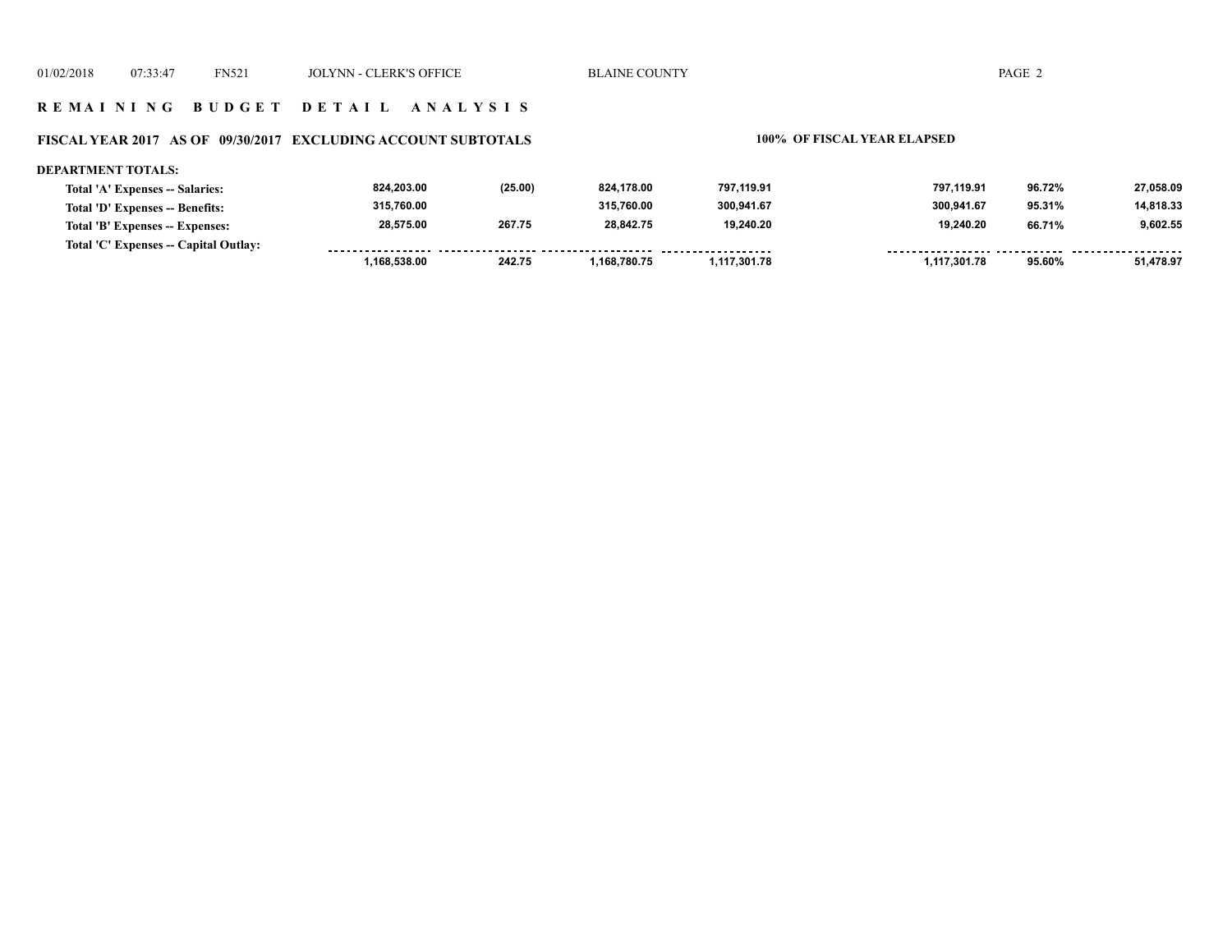## REMAINING BUDGET DETAIL ANALYSIS

### FISCAL YEAR 2017 AS OF 09/30/2017 EXCLUDING ACCOUNT SUBTOTALS

**100% OF FISCAL YEAR ELAPSED**

**DEPARTMENT TOTALS:**

| | | | | | | | |
|---|---|---|---|---|---|---|---|
| Total 'A' Expenses -- Salaries: | 824,203.00 | (25.00) | 824,178.00 | 797,119.91 | 797,119.91 | 96.72% | 27,058.09 |
| Total 'D' Expenses -- Benefits: | 315,760.00 | | 315,760.00 | 300,941.67 | 300,941.67 | 95.31% | 14,818.33 |
| Total 'B' Expenses -- Expenses: | 28,575.00 | 267.75 | 28,842.75 | 19,240.20 | 19,240.20 | 66.71% | 9,602.55 |
| Total 'C' Expenses -- Capital Outlay: | | | | | | | |
| | 1,168,538.00 | 242.75 | 1,168,780.75 | 1,117,301.78 | 1,117,301.78 | 95.60% | 51,478.97 |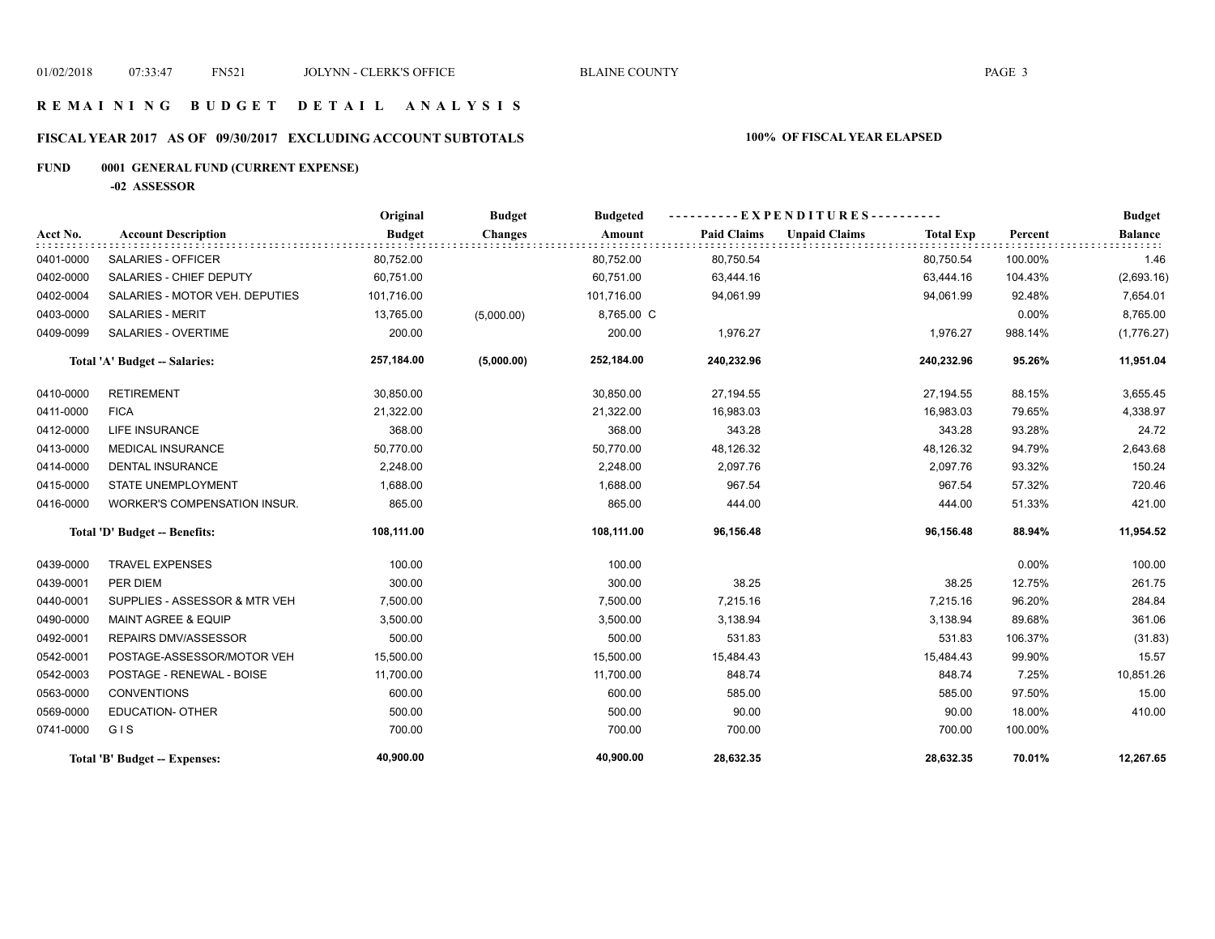# R E M A I N I N G   B U D G E T   D E T A I L   A N A L Y S I S

## FISCAL YEAR 2017   AS OF  09/30/2017   EXCLUDING ACCOUNT SUBTOTALS

**100%  OF FISCAL YEAR ELAPSED**

**FUND   0001  GENERAL FUND (CURRENT EXPENSE)**

**-02  ASSESSOR**

| Acct No. | Account Description | Original Budget | Budget Changes | Budgeted Amount | EXPENDITURES Paid Claims | Unpaid Claims | Total Exp | Percent | Budget Balance |
|---|---|---|---|---|---|---|---|---|---|
| 0401-0000 | SALARIES - OFFICER | 80,752.00 | | 80,752.00 | 80,750.54 | | 80,750.54 | 100.00% | 1.46 |
| 0402-0000 | SALARIES - CHIEF DEPUTY | 60,751.00 | | 60,751.00 | 63,444.16 | | 63,444.16 | 104.43% | (2,693.16) |
| 0402-0004 | SALARIES - MOTOR VEH. DEPUTIES | 101,716.00 | | 101,716.00 | 94,061.99 | | 94,061.99 | 92.48% | 7,654.01 |
| 0403-0000 | SALARIES - MERIT | 13,765.00 | (5,000.00) | 8,765.00 C | | | | 0.00% | 8,765.00 |
| 0409-0099 | SALARIES - OVERTIME | 200.00 | | 200.00 | 1,976.27 | | 1,976.27 | 988.14% | (1,776.27) |
| | **Total 'A' Budget -- Salaries:** | **257,184.00** | **(5,000.00)** | **252,184.00** | **240,232.96** | | **240,232.96** | **95.26%** | **11,951.04** |
| 0410-0000 | RETIREMENT | 30,850.00 | | 30,850.00 | 27,194.55 | | 27,194.55 | 88.15% | 3,655.45 |
| 0411-0000 | FICA | 21,322.00 | | 21,322.00 | 16,983.03 | | 16,983.03 | 79.65% | 4,338.97 |
| 0412-0000 | LIFE INSURANCE | 368.00 | | 368.00 | 343.28 | | 343.28 | 93.28% | 24.72 |
| 0413-0000 | MEDICAL INSURANCE | 50,770.00 | | 50,770.00 | 48,126.32 | | 48,126.32 | 94.79% | 2,643.68 |
| 0414-0000 | DENTAL INSURANCE | 2,248.00 | | 2,248.00 | 2,097.76 | | 2,097.76 | 93.32% | 150.24 |
| 0415-0000 | STATE UNEMPLOYMENT | 1,688.00 | | 1,688.00 | 967.54 | | 967.54 | 57.32% | 720.46 |
| 0416-0000 | WORKER'S COMPENSATION INSUR. | 865.00 | | 865.00 | 444.00 | | 444.00 | 51.33% | 421.00 |
| | **Total 'D' Budget -- Benefits:** | **108,111.00** | | **108,111.00** | **96,156.48** | | **96,156.48** | **88.94%** | **11,954.52** |
| 0439-0000 | TRAVEL EXPENSES | 100.00 | | 100.00 | | | | 0.00% | 100.00 |
| 0439-0001 | PER DIEM | 300.00 | | 300.00 | 38.25 | | 38.25 | 12.75% | 261.75 |
| 0440-0001 | SUPPLIES - ASSESSOR & MTR VEH | 7,500.00 | | 7,500.00 | 7,215.16 | | 7,215.16 | 96.20% | 284.84 |
| 0490-0000 | MAINT AGREE & EQUIP | 3,500.00 | | 3,500.00 | 3,138.94 | | 3,138.94 | 89.68% | 361.06 |
| 0492-0001 | REPAIRS DMV/ASSESSOR | 500.00 | | 500.00 | 531.83 | | 531.83 | 106.37% | (31.83) |
| 0542-0001 | POSTAGE-ASSESSOR/MOTOR VEH | 15,500.00 | | 15,500.00 | 15,484.43 | | 15,484.43 | 99.90% | 15.57 |
| 0542-0003 | POSTAGE - RENEWAL - BOISE | 11,700.00 | | 11,700.00 | 848.74 | | 848.74 | 7.25% | 10,851.26 |
| 0563-0000 | CONVENTIONS | 600.00 | | 600.00 | 585.00 | | 585.00 | 97.50% | 15.00 |
| 0569-0000 | EDUCATION- OTHER | 500.00 | | 500.00 | 90.00 | | 90.00 | 18.00% | 410.00 |
| 0741-0000 | G I S | 700.00 | | 700.00 | 700.00 | | 700.00 | 100.00% | |
| | **Total 'B' Budget -- Expenses:** | **40,900.00** | | **40,900.00** | **28,632.35** | | **28,632.35** | **70.01%** | **12,267.65** |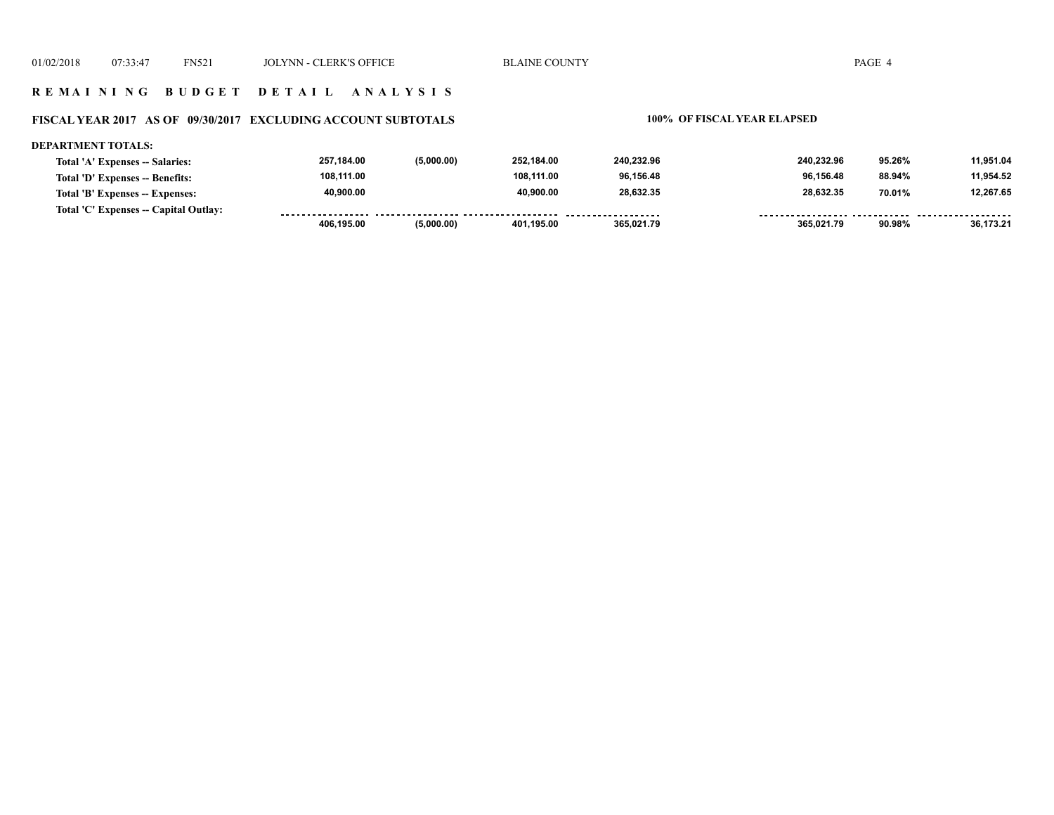# REMAINING BUDGET DETAIL ANALYSIS

## FISCAL YEAR 2017 AS OF 09/30/2017 EXCLUDING ACCOUNT SUBTOTALS

**100% OF FISCAL YEAR ELAPSED**

**DEPARTMENT TOTALS:**

| | | | | | | | |
|---|---|---|---|---|---|---|---|
| **Total 'A' Expenses -- Salaries:** | 257,184.00 | (5,000.00) | 252,184.00 | 240,232.96 | 240,232.96 | 95.26% | 11,951.04 |
| **Total 'D' Expenses -- Benefits:** | 108,111.00 | | 108,111.00 | 96,156.48 | 96,156.48 | 88.94% | 11,954.52 |
| **Total 'B' Expenses -- Expenses:** | 40,900.00 | | 40,900.00 | 28,632.35 | 28,632.35 | 70.01% | 12,267.65 |
| **Total 'C' Expenses -- Capital Outlay:** | | | | | | | |
| | 406,195.00 | (5,000.00) | 401,195.00 | 365,021.79 | 365,021.79 | 90.98% | 36,173.21 |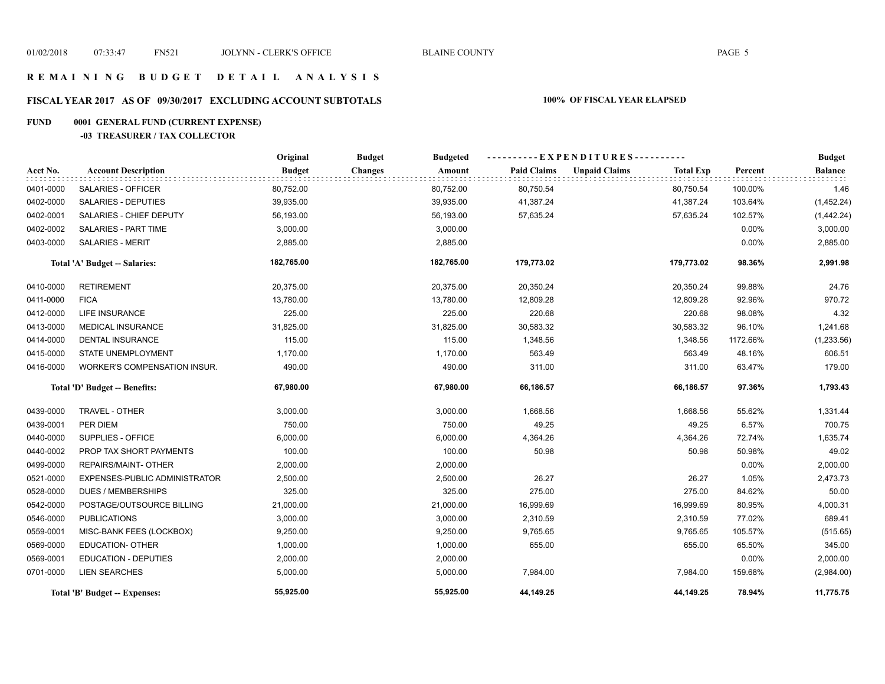# R E M A I N I N G   B U D G E T   D E T A I L   A N A L Y S I S

## FISCAL YEAR 2017 AS OF 09/30/2017 EXCLUDING ACCOUNT SUBTOTALS — 100% OF FISCAL YEAR ELAPSED

### FUND 0001 GENERAL FUND (CURRENT EXPENSE)

#### -03 TREASURER / TAX COLLECTOR

| Acct No. | Account Description | Original Budget | Budget Changes | Budgeted Amount | Paid Claims | Unpaid Claims | Total Exp | Percent | Budget Balance |
|---|---|---|---|---|---|---|---|---|---|
| 0401-0000 | SALARIES - OFFICER | 80,752.00 | | 80,752.00 | 80,750.54 | | 80,750.54 | 100.00% | 1.46 |
| 0402-0000 | SALARIES - DEPUTIES | 39,935.00 | | 39,935.00 | 41,387.24 | | 41,387.24 | 103.64% | (1,452.24) |
| 0402-0001 | SALARIES - CHIEF DEPUTY | 56,193.00 | | 56,193.00 | 57,635.24 | | 57,635.24 | 102.57% | (1,442.24) |
| 0402-0002 | SALARIES - PART TIME | 3,000.00 | | 3,000.00 | | | | 0.00% | 3,000.00 |
| 0403-0000 | SALARIES - MERIT | 2,885.00 | | 2,885.00 | | | | 0.00% | 2,885.00 |
| | **Total 'A' Budget -- Salaries:** | **182,765.00** | | **182,765.00** | **179,773.02** | | **179,773.02** | **98.36%** | **2,991.98** |
| 0410-0000 | RETIREMENT | 20,375.00 | | 20,375.00 | 20,350.24 | | 20,350.24 | 99.88% | 24.76 |
| 0411-0000 | FICA | 13,780.00 | | 13,780.00 | 12,809.28 | | 12,809.28 | 92.96% | 970.72 |
| 0412-0000 | LIFE INSURANCE | 225.00 | | 225.00 | 220.68 | | 220.68 | 98.08% | 4.32 |
| 0413-0000 | MEDICAL INSURANCE | 31,825.00 | | 31,825.00 | 30,583.32 | | 30,583.32 | 96.10% | 1,241.68 |
| 0414-0000 | DENTAL INSURANCE | 115.00 | | 115.00 | 1,348.56 | | 1,348.56 | 1172.66% | (1,233.56) |
| 0415-0000 | STATE UNEMPLOYMENT | 1,170.00 | | 1,170.00 | 563.49 | | 563.49 | 48.16% | 606.51 |
| 0416-0000 | WORKER'S COMPENSATION INSUR. | 490.00 | | 490.00 | 311.00 | | 311.00 | 63.47% | 179.00 |
| | **Total 'D' Budget -- Benefits:** | **67,980.00** | | **67,980.00** | **66,186.57** | | **66,186.57** | **97.36%** | **1,793.43** |
| 0439-0000 | TRAVEL - OTHER | 3,000.00 | | 3,000.00 | 1,668.56 | | 1,668.56 | 55.62% | 1,331.44 |
| 0439-0001 | PER DIEM | 750.00 | | 750.00 | 49.25 | | 49.25 | 6.57% | 700.75 |
| 0440-0000 | SUPPLIES - OFFICE | 6,000.00 | | 6,000.00 | 4,364.26 | | 4,364.26 | 72.74% | 1,635.74 |
| 0440-0002 | PROP TAX SHORT PAYMENTS | 100.00 | | 100.00 | 50.98 | | 50.98 | 50.98% | 49.02 |
| 0499-0000 | REPAIRS/MAINT- OTHER | 2,000.00 | | 2,000.00 | | | | 0.00% | 2,000.00 |
| 0521-0000 | EXPENSES-PUBLIC ADMINISTRATOR | 2,500.00 | | 2,500.00 | 26.27 | | 26.27 | 1.05% | 2,473.73 |
| 0528-0000 | DUES / MEMBERSHIPS | 325.00 | | 325.00 | 275.00 | | 275.00 | 84.62% | 50.00 |
| 0542-0000 | POSTAGE/OUTSOURCE BILLING | 21,000.00 | | 21,000.00 | 16,999.69 | | 16,999.69 | 80.95% | 4,000.31 |
| 0546-0000 | PUBLICATIONS | 3,000.00 | | 3,000.00 | 2,310.59 | | 2,310.59 | 77.02% | 689.41 |
| 0559-0001 | MISC-BANK FEES (LOCKBOX) | 9,250.00 | | 9,250.00 | 9,765.65 | | 9,765.65 | 105.57% | (515.65) |
| 0569-0000 | EDUCATION- OTHER | 1,000.00 | | 1,000.00 | 655.00 | | 655.00 | 65.50% | 345.00 |
| 0569-0001 | EDUCATION - DEPUTIES | 2,000.00 | | 2,000.00 | | | | 0.00% | 2,000.00 |
| 0701-0000 | LIEN SEARCHES | 5,000.00 | | 5,000.00 | 7,984.00 | | 7,984.00 | 159.68% | (2,984.00) |
| | **Total 'B' Budget -- Expenses:** | **55,925.00** | | **55,925.00** | **44,149.25** | | **44,149.25** | **78.94%** | **11,775.75** |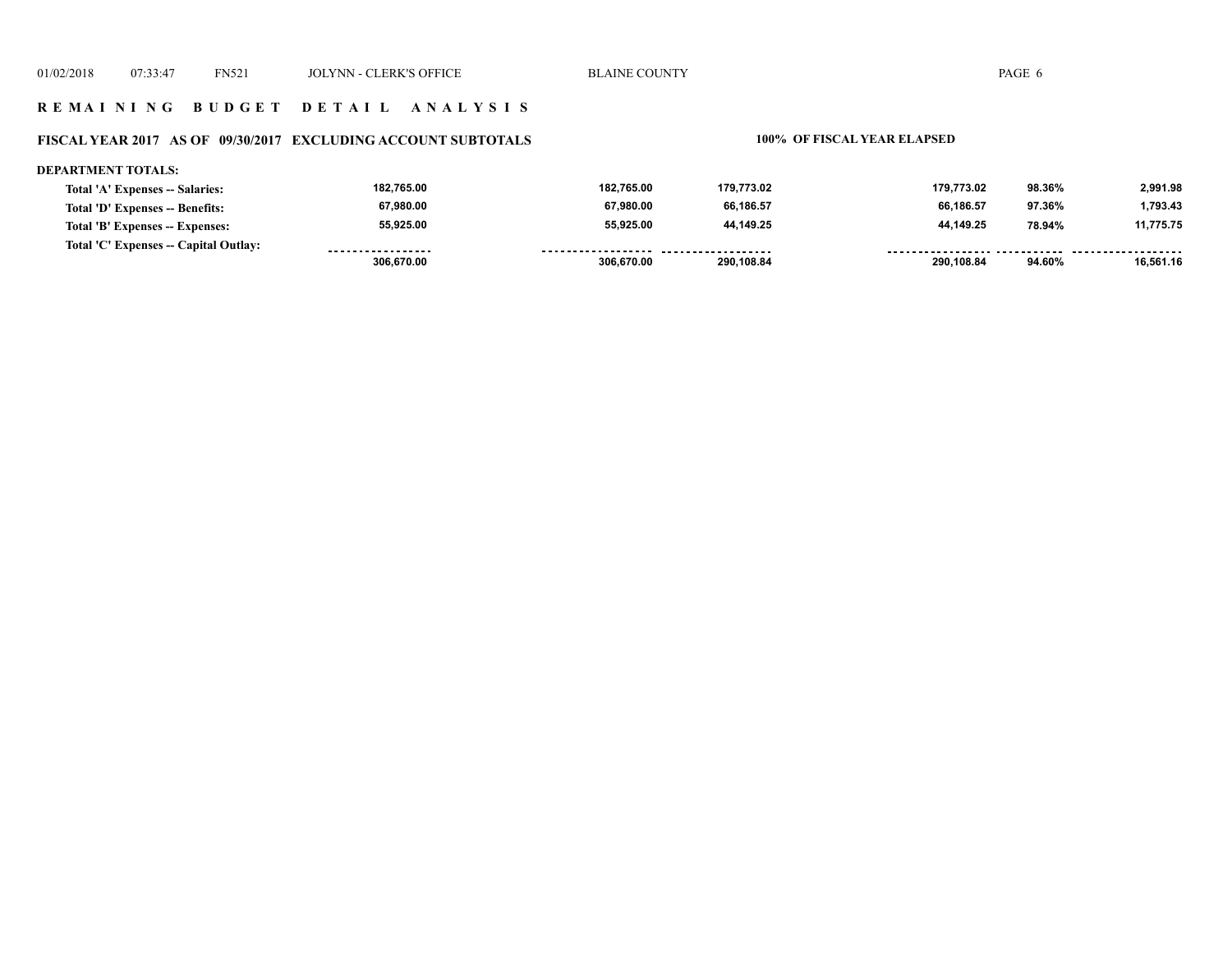## REMAINING BUDGET DETAIL ANALYSIS

**FISCAL YEAR 2017 AS OF 09/30/2017 EXCLUDING ACCOUNT SUBTOTALS** — **100% OF FISCAL YEAR ELAPSED**

**DEPARTMENT TOTALS:**

| | | | | | | |
|---|---|---|---|---|---|---|
| **Total 'A' Expenses -- Salaries:** | 182,765.00 | 182,765.00 | 179,773.02 | 179,773.02 | 98.36% | 2,991.98 |
| **Total 'D' Expenses -- Benefits:** | 67,980.00 | 67,980.00 | 66,186.57 | 66,186.57 | 97.36% | 1,793.43 |
| **Total 'B' Expenses -- Expenses:** | 55,925.00 | 55,925.00 | 44,149.25 | 44,149.25 | 78.94% | 11,775.75 |
| **Total 'C' Expenses -- Capital Outlay:** | | | | | | |
| | 306,670.00 | 306,670.00 | 290,108.84 | 290,108.84 | 94.60% | 16,561.16 |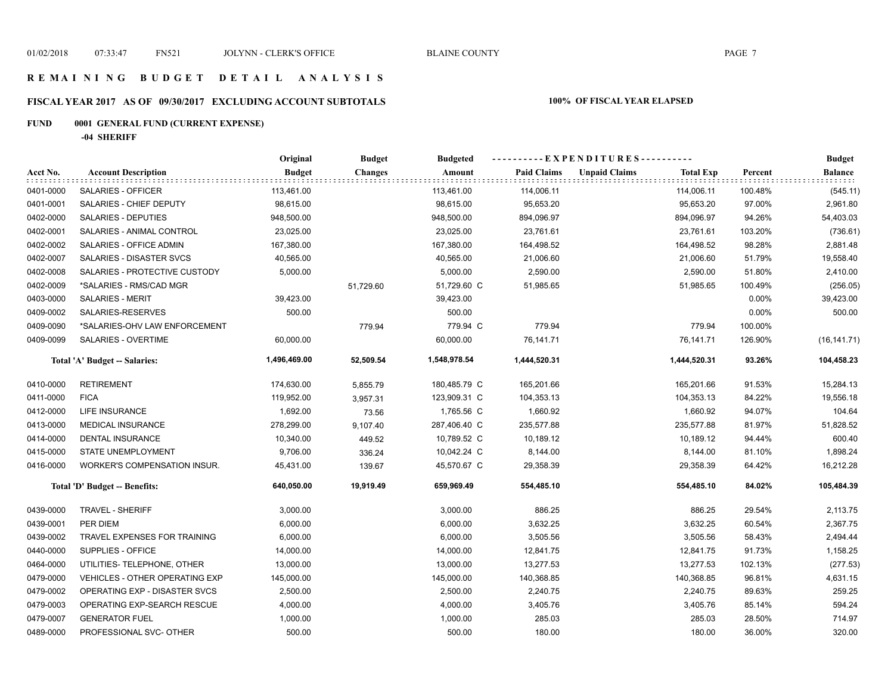# REMAINING BUDGET DETAIL ANALYSIS

## FISCAL YEAR 2017 AS OF 09/30/2017 EXCLUDING ACCOUNT SUBTOTALS

**100% OF FISCAL YEAR ELAPSED**

### FUND 0001 GENERAL FUND (CURRENT EXPENSE)

**-04 SHERIFF**

| Acct No. | Account Description | Original Budget | Budget Changes | Budgeted Amount | Paid Claims | Unpaid Claims | Total Exp | Percent | Budget Balance |
|---|---|---|---|---|---|---|---|---|---|
| 0401-0000 | SALARIES - OFFICER | 113,461.00 | | 113,461.00 | 114,006.11 | | 114,006.11 | 100.48% | (545.11) |
| 0401-0001 | SALARIES - CHIEF DEPUTY | 98,615.00 | | 98,615.00 | 95,653.20 | | 95,653.20 | 97.00% | 2,961.80 |
| 0402-0000 | SALARIES - DEPUTIES | 948,500.00 | | 948,500.00 | 894,096.97 | | 894,096.97 | 94.26% | 54,403.03 |
| 0402-0001 | SALARIES - ANIMAL CONTROL | 23,025.00 | | 23,025.00 | 23,761.61 | | 23,761.61 | 103.20% | (736.61) |
| 0402-0002 | SALARIES - OFFICE ADMIN | 167,380.00 | | 167,380.00 | 164,498.52 | | 164,498.52 | 98.28% | 2,881.48 |
| 0402-0007 | SALARIES - DISASTER SVCS | 40,565.00 | | 40,565.00 | 21,006.60 | | 21,006.60 | 51.79% | 19,558.40 |
| 0402-0008 | SALARIES - PROTECTIVE CUSTODY | 5,000.00 | | 5,000.00 | 2,590.00 | | 2,590.00 | 51.80% | 2,410.00 |
| 0402-0009 | *SALARIES - RMS/CAD MGR | | 51,729.60 | 51,729.60 C | 51,985.65 | | 51,985.65 | 100.49% | (256.05) |
| 0403-0000 | SALARIES - MERIT | 39,423.00 | | 39,423.00 | | | | 0.00% | 39,423.00 |
| 0409-0002 | SALARIES-RESERVES | 500.00 | | 500.00 | | | | 0.00% | 500.00 |
| 0409-0090 | *SALARIES-OHV LAW ENFORCEMENT | | 779.94 | 779.94 C | 779.94 | | 779.94 | 100.00% | |
| 0409-0099 | SALARIES - OVERTIME | 60,000.00 | | 60,000.00 | 76,141.71 | | 76,141.71 | 126.90% | (16,141.71) |
| | **Total 'A' Budget -- Salaries:** | **1,496,469.00** | **52,509.54** | **1,548,978.54** | **1,444,520.31** | | **1,444,520.31** | **93.26%** | **104,458.23** |
| 0410-0000 | RETIREMENT | 174,630.00 | 5,855.79 | 180,485.79 C | 165,201.66 | | 165,201.66 | 91.53% | 15,284.13 |
| 0411-0000 | FICA | 119,952.00 | 3,957.31 | 123,909.31 C | 104,353.13 | | 104,353.13 | 84.22% | 19,556.18 |
| 0412-0000 | LIFE INSURANCE | 1,692.00 | 73.56 | 1,765.56 C | 1,660.92 | | 1,660.92 | 94.07% | 104.64 |
| 0413-0000 | MEDICAL INSURANCE | 278,299.00 | 9,107.40 | 287,406.40 C | 235,577.88 | | 235,577.88 | 81.97% | 51,828.52 |
| 0414-0000 | DENTAL INSURANCE | 10,340.00 | 449.52 | 10,789.52 C | 10,189.12 | | 10,189.12 | 94.44% | 600.40 |
| 0415-0000 | STATE UNEMPLOYMENT | 9,706.00 | 336.24 | 10,042.24 C | 8,144.00 | | 8,144.00 | 81.10% | 1,898.24 |
| 0416-0000 | WORKER'S COMPENSATION INSUR. | 45,431.00 | 139.67 | 45,570.67 C | 29,358.39 | | 29,358.39 | 64.42% | 16,212.28 |
| | **Total 'D' Budget -- Benefits:** | **640,050.00** | **19,919.49** | **659,969.49** | **554,485.10** | | **554,485.10** | **84.02%** | **105,484.39** |
| 0439-0000 | TRAVEL - SHERIFF | 3,000.00 | | 3,000.00 | 886.25 | | 886.25 | 29.54% | 2,113.75 |
| 0439-0001 | PER DIEM | 6,000.00 | | 6,000.00 | 3,632.25 | | 3,632.25 | 60.54% | 2,367.75 |
| 0439-0002 | TRAVEL EXPENSES FOR TRAINING | 6,000.00 | | 6,000.00 | 3,505.56 | | 3,505.56 | 58.43% | 2,494.44 |
| 0440-0000 | SUPPLIES - OFFICE | 14,000.00 | | 14,000.00 | 12,841.75 | | 12,841.75 | 91.73% | 1,158.25 |
| 0464-0000 | UTILITIES- TELEPHONE, OTHER | 13,000.00 | | 13,000.00 | 13,277.53 | | 13,277.53 | 102.13% | (277.53) |
| 0479-0000 | VEHICLES - OTHER OPERATING EXP | 145,000.00 | | 145,000.00 | 140,368.85 | | 140,368.85 | 96.81% | 4,631.15 |
| 0479-0002 | OPERATING EXP - DISASTER SVCS | 2,500.00 | | 2,500.00 | 2,240.75 | | 2,240.75 | 89.63% | 259.25 |
| 0479-0003 | OPERATING EXP-SEARCH RESCUE | 4,000.00 | | 4,000.00 | 3,405.76 | | 3,405.76 | 85.14% | 594.24 |
| 0479-0007 | GENERATOR FUEL | 1,000.00 | | 1,000.00 | 285.03 | | 285.03 | 28.50% | 714.97 |
| 0489-0000 | PROFESSIONAL SVC- OTHER | 500.00 | | 500.00 | 180.00 | | 180.00 | 36.00% | 320.00 |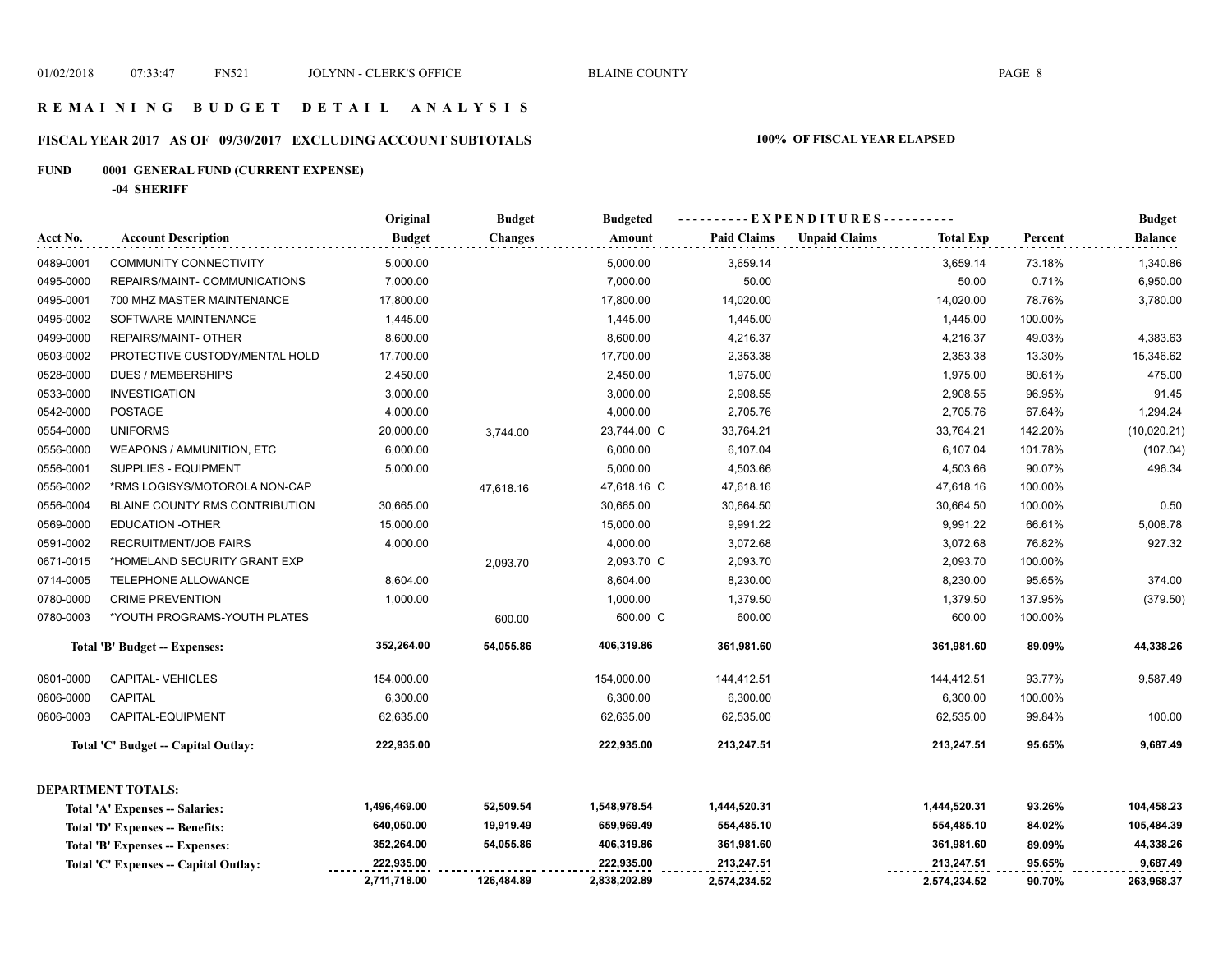# R E M A I N I N G   B U D G E T   D E T A I L   A N A L Y S I S

## FISCAL YEAR 2017 AS OF 09/30/2017 EXCLUDING ACCOUNT SUBTOTALS

**100% OF FISCAL YEAR ELAPSED**

### FUND 0001 GENERAL FUND (CURRENT EXPENSE)

**-04 SHERIFF**

| Acct No. | Account Description | Original Budget | Budget Changes | Budgeted Amount | Paid Claims | Unpaid Claims | Total Exp | Percent | Budget Balance |
|---|---|---|---|---|---|---|---|---|---|
| 0489-0001 | COMMUNITY CONNECTIVITY | 5,000.00 | | 5,000.00 | 3,659.14 | | 3,659.14 | 73.18% | 1,340.86 |
| 0495-0000 | REPAIRS/MAINT- COMMUNICATIONS | 7,000.00 | | 7,000.00 | 50.00 | | 50.00 | 0.71% | 6,950.00 |
| 0495-0001 | 700 MHZ MASTER MAINTENANCE | 17,800.00 | | 17,800.00 | 14,020.00 | | 14,020.00 | 78.76% | 3,780.00 |
| 0495-0002 | SOFTWARE MAINTENANCE | 1,445.00 | | 1,445.00 | 1,445.00 | | 1,445.00 | 100.00% | |
| 0499-0000 | REPAIRS/MAINT- OTHER | 8,600.00 | | 8,600.00 | 4,216.37 | | 4,216.37 | 49.03% | 4,383.63 |
| 0503-0002 | PROTECTIVE CUSTODY/MENTAL HOLD | 17,700.00 | | 17,700.00 | 2,353.38 | | 2,353.38 | 13.30% | 15,346.62 |
| 0528-0000 | DUES / MEMBERSHIPS | 2,450.00 | | 2,450.00 | 1,975.00 | | 1,975.00 | 80.61% | 475.00 |
| 0533-0000 | INVESTIGATION | 3,000.00 | | 3,000.00 | 2,908.55 | | 2,908.55 | 96.95% | 91.45 |
| 0542-0000 | POSTAGE | 4,000.00 | | 4,000.00 | 2,705.76 | | 2,705.76 | 67.64% | 1,294.24 |
| 0554-0000 | UNIFORMS | 20,000.00 | 3,744.00 | 23,744.00 C | 33,764.21 | | 33,764.21 | 142.20% | (10,020.21) |
| 0556-0000 | WEAPONS / AMMUNITION, ETC | 6,000.00 | | 6,000.00 | 6,107.04 | | 6,107.04 | 101.78% | (107.04) |
| 0556-0001 | SUPPLIES - EQUIPMENT | 5,000.00 | | 5,000.00 | 4,503.66 | | 4,503.66 | 90.07% | 496.34 |
| 0556-0002 | *RMS LOGISYS/MOTOROLA NON-CAP | | 47,618.16 | 47,618.16 C | 47,618.16 | | 47,618.16 | 100.00% | |
| 0556-0004 | BLAINE COUNTY RMS CONTRIBUTION | 30,665.00 | | 30,665.00 | 30,664.50 | | 30,664.50 | 100.00% | 0.50 |
| 0569-0000 | EDUCATION -OTHER | 15,000.00 | | 15,000.00 | 9,991.22 | | 9,991.22 | 66.61% | 5,008.78 |
| 0591-0002 | RECRUITMENT/JOB FAIRS | 4,000.00 | | 4,000.00 | 3,072.68 | | 3,072.68 | 76.82% | 927.32 |
| 0671-0015 | *HOMELAND SECURITY GRANT EXP | | 2,093.70 | 2,093.70 C | 2,093.70 | | 2,093.70 | 100.00% | |
| 0714-0005 | TELEPHONE ALLOWANCE | 8,604.00 | | 8,604.00 | 8,230.00 | | 8,230.00 | 95.65% | 374.00 |
| 0780-0000 | CRIME PREVENTION | 1,000.00 | | 1,000.00 | 1,379.50 | | 1,379.50 | 137.95% | (379.50) |
| 0780-0003 | *YOUTH PROGRAMS-YOUTH PLATES | | 600.00 | 600.00 C | 600.00 | | 600.00 | 100.00% | |
| | **Total 'B' Budget -- Expenses:** | **352,264.00** | **54,055.86** | **406,319.86** | **361,981.60** | | **361,981.60** | **89.09%** | **44,338.26** |
| 0801-0000 | CAPITAL- VEHICLES | 154,000.00 | | 154,000.00 | 144,412.51 | | 144,412.51 | 93.77% | 9,587.49 |
| 0806-0000 | CAPITAL | 6,300.00 | | 6,300.00 | 6,300.00 | | 6,300.00 | 100.00% | |
| 0806-0003 | CAPITAL-EQUIPMENT | 62,635.00 | | 62,635.00 | 62,535.00 | | 62,535.00 | 99.84% | 100.00 |
| | **Total 'C' Budget -- Capital Outlay:** | **222,935.00** | | **222,935.00** | **213,247.51** | | **213,247.51** | **95.65%** | **9,687.49** |

**DEPARTMENT TOTALS:**

| | Original Budget | Budget Changes | Budgeted Amount | Paid Claims | Unpaid Claims | Total Exp | Percent | Budget Balance |
|---|---|---|---|---|---|---|---|---|
| **Total 'A' Expenses -- Salaries:** | **1,496,469.00** | **52,509.54** | **1,548,978.54** | **1,444,520.31** | | **1,444,520.31** | **93.26%** | **104,458.23** |
| **Total 'D' Expenses -- Benefits:** | **640,050.00** | **19,919.49** | **659,969.49** | **554,485.10** | | **554,485.10** | **84.02%** | **105,484.39** |
| **Total 'B' Expenses -- Expenses:** | **352,264.00** | **54,055.86** | **406,319.86** | **361,981.60** | | **361,981.60** | **89.09%** | **44,338.26** |
| **Total 'C' Expenses -- Capital Outlay:** | **222,935.00** | | **222,935.00** | **213,247.51** | | **213,247.51** | **95.65%** | **9,687.49** |
| | **2,711,718.00** | **126,484.89** | **2,838,202.89** | **2,574,234.52** | | **2,574,234.52** | **90.70%** | **263,968.37** |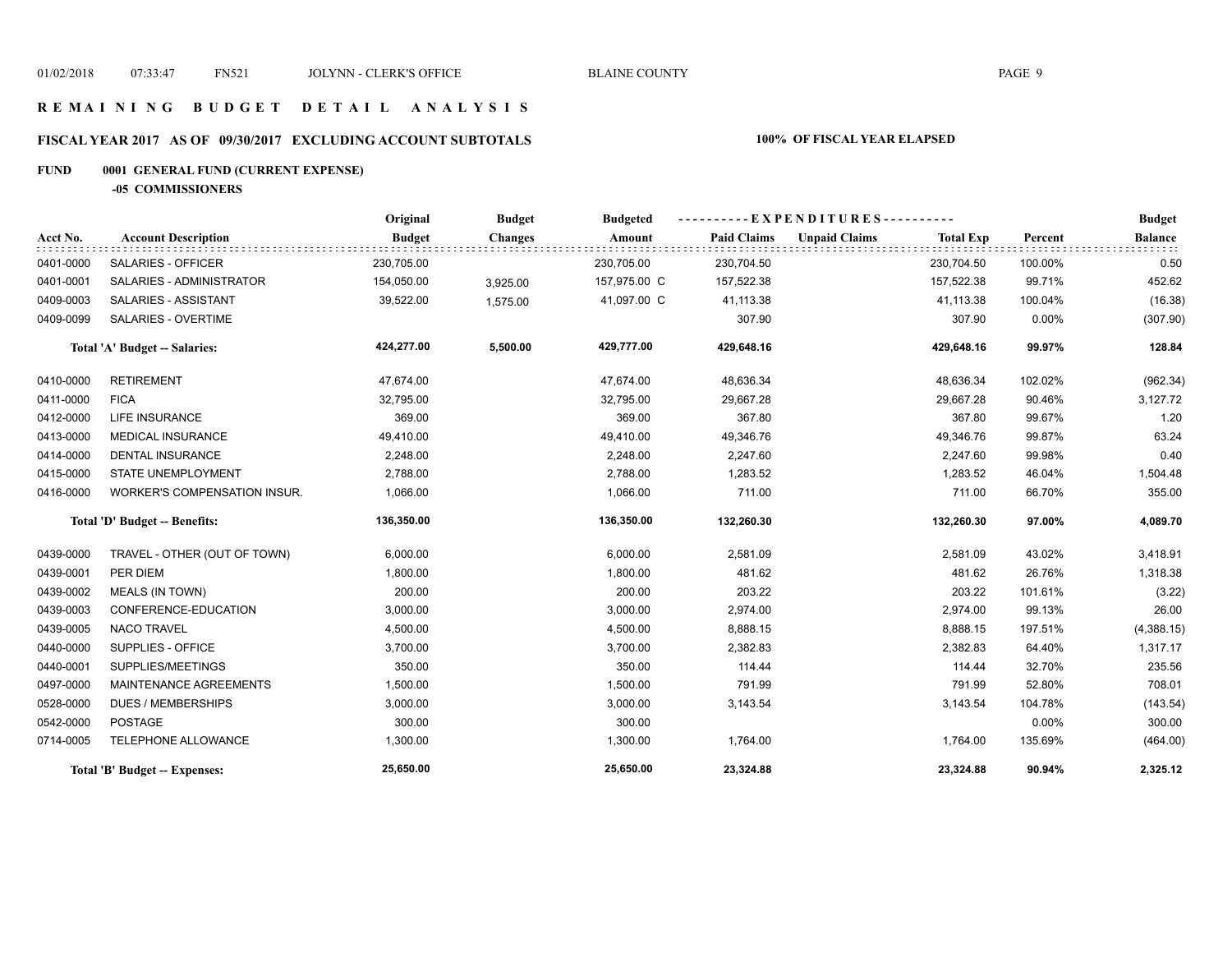# R E M A I N I N G   B U D G E T   D E T A I L   A N A L Y S I S

## FISCAL YEAR 2017 AS OF 09/30/2017 EXCLUDING ACCOUNT SUBTOTALS — 100% OF FISCAL YEAR ELAPSED

### FUND 0001 GENERAL FUND (CURRENT EXPENSE)

**-05 COMMISSIONERS**

| Acct No. | Account Description | Original Budget | Budget Changes | Budgeted Amount | Paid Claims | Unpaid Claims | Total Exp | Percent | Budget Balance |
|---|---|---|---|---|---|---|---|---|---|
| 0401-0000 | SALARIES - OFFICER | 230,705.00 | | 230,705.00 | 230,704.50 | | 230,704.50 | 100.00% | 0.50 |
| 0401-0001 | SALARIES - ADMINISTRATOR | 154,050.00 | 3,925.00 | 157,975.00 C | 157,522.38 | | 157,522.38 | 99.71% | 452.62 |
| 0409-0003 | SALARIES - ASSISTANT | 39,522.00 | 1,575.00 | 41,097.00 C | 41,113.38 | | 41,113.38 | 100.04% | (16.38) |
| 0409-0099 | SALARIES - OVERTIME | | | | 307.90 | | 307.90 | 0.00% | (307.90) |
| | **Total 'A' Budget -- Salaries:** | **424,277.00** | **5,500.00** | **429,777.00** | **429,648.16** | | **429,648.16** | **99.97%** | **128.84** |
| 0410-0000 | RETIREMENT | 47,674.00 | | 47,674.00 | 48,636.34 | | 48,636.34 | 102.02% | (962.34) |
| 0411-0000 | FICA | 32,795.00 | | 32,795.00 | 29,667.28 | | 29,667.28 | 90.46% | 3,127.72 |
| 0412-0000 | LIFE INSURANCE | 369.00 | | 369.00 | 367.80 | | 367.80 | 99.67% | 1.20 |
| 0413-0000 | MEDICAL INSURANCE | 49,410.00 | | 49,410.00 | 49,346.76 | | 49,346.76 | 99.87% | 63.24 |
| 0414-0000 | DENTAL INSURANCE | 2,248.00 | | 2,248.00 | 2,247.60 | | 2,247.60 | 99.98% | 0.40 |
| 0415-0000 | STATE UNEMPLOYMENT | 2,788.00 | | 2,788.00 | 1,283.52 | | 1,283.52 | 46.04% | 1,504.48 |
| 0416-0000 | WORKER'S COMPENSATION INSUR. | 1,066.00 | | 1,066.00 | 711.00 | | 711.00 | 66.70% | 355.00 |
| | **Total 'D' Budget -- Benefits:** | **136,350.00** | | **136,350.00** | **132,260.30** | | **132,260.30** | **97.00%** | **4,089.70** |
| 0439-0000 | TRAVEL - OTHER (OUT OF TOWN) | 6,000.00 | | 6,000.00 | 2,581.09 | | 2,581.09 | 43.02% | 3,418.91 |
| 0439-0001 | PER DIEM | 1,800.00 | | 1,800.00 | 481.62 | | 481.62 | 26.76% | 1,318.38 |
| 0439-0002 | MEALS (IN TOWN) | 200.00 | | 200.00 | 203.22 | | 203.22 | 101.61% | (3.22) |
| 0439-0003 | CONFERENCE-EDUCATION | 3,000.00 | | 3,000.00 | 2,974.00 | | 2,974.00 | 99.13% | 26.00 |
| 0439-0005 | NACO TRAVEL | 4,500.00 | | 4,500.00 | 8,888.15 | | 8,888.15 | 197.51% | (4,388.15) |
| 0440-0000 | SUPPLIES - OFFICE | 3,700.00 | | 3,700.00 | 2,382.83 | | 2,382.83 | 64.40% | 1,317.17 |
| 0440-0001 | SUPPLIES/MEETINGS | 350.00 | | 350.00 | 114.44 | | 114.44 | 32.70% | 235.56 |
| 0497-0000 | MAINTENANCE AGREEMENTS | 1,500.00 | | 1,500.00 | 791.99 | | 791.99 | 52.80% | 708.01 |
| 0528-0000 | DUES / MEMBERSHIPS | 3,000.00 | | 3,000.00 | 3,143.54 | | 3,143.54 | 104.78% | (143.54) |
| 0542-0000 | POSTAGE | 300.00 | | 300.00 | | | | 0.00% | 300.00 |
| 0714-0005 | TELEPHONE ALLOWANCE | 1,300.00 | | 1,300.00 | 1,764.00 | | 1,764.00 | 135.69% | (464.00) |
| | **Total 'B' Budget -- Expenses:** | **25,650.00** | | **25,650.00** | **23,324.88** | | **23,324.88** | **90.94%** | **2,325.12** |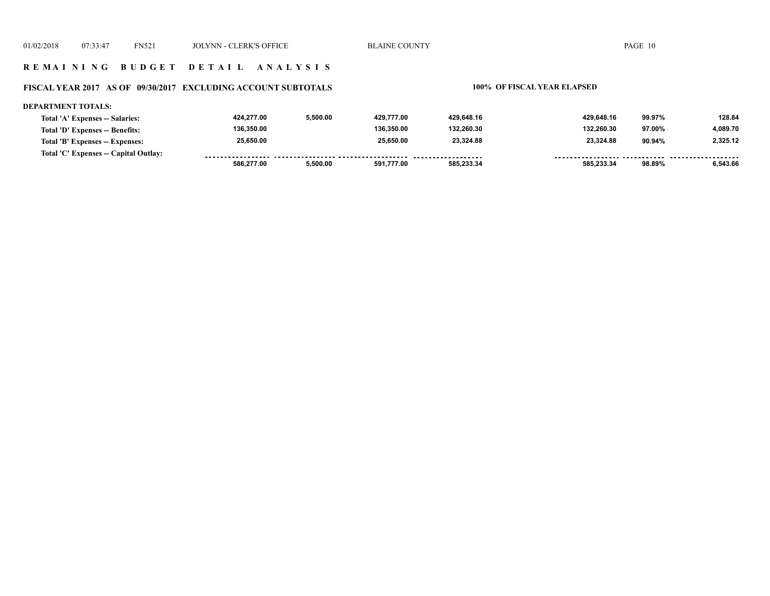## R E M A I N I N G   B U D G E T   D E T A I L   A N A L Y S I S

### FISCAL YEAR 2017 AS OF 09/30/2017 EXCLUDING ACCOUNT SUBTOTALS

**100% OF FISCAL YEAR ELAPSED**

**DEPARTMENT TOTALS:**

| | | | | | | | |
|---|---|---|---|---|---|---|---|
| Total 'A' Expenses -- Salaries: | 424,277.00 | 5,500.00 | 429,777.00 | 429,648.16 | 429,648.16 | 99.97% | 128.84 |
| Total 'D' Expenses -- Benefits: | 136,350.00 | | 136,350.00 | 132,260.30 | 132,260.30 | 97.00% | 4,089.70 |
| Total 'B' Expenses -- Expenses: | 25,650.00 | | 25,650.00 | 23,324.88 | 23,324.88 | 90.94% | 2,325.12 |
| Total 'C' Expenses -- Capital Outlay: | | | | | | | |
| | 586,277.00 | 5,500.00 | 591,777.00 | 585,233.34 | 585,233.34 | 98.89% | 6,543.66 |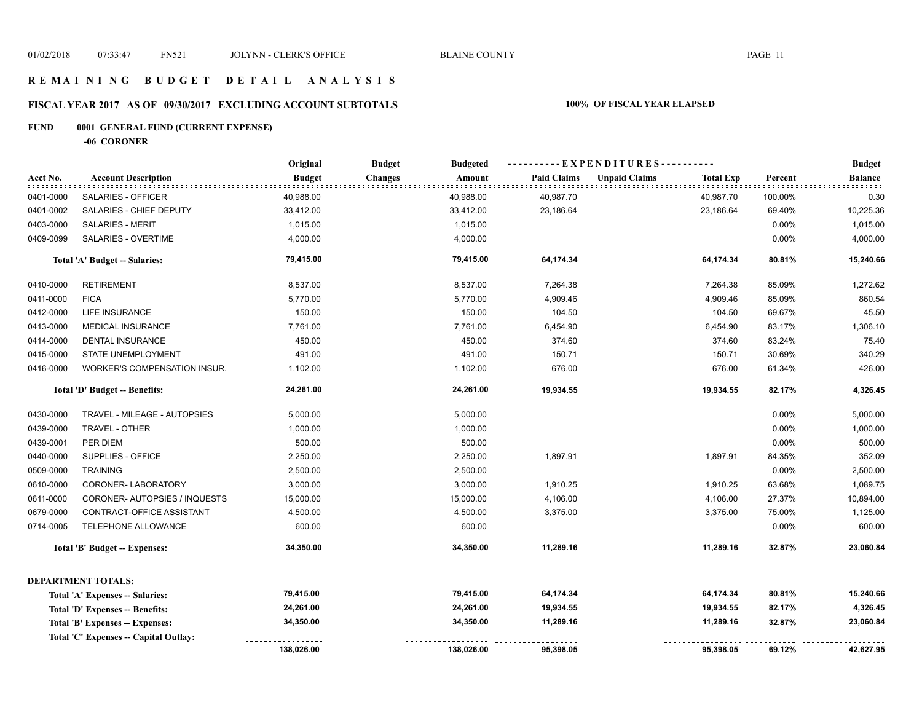# R E M A I N I N G   B U D G E T   D E T A I L   A N A L Y S I S

## FISCAL YEAR 2017 AS OF 09/30/2017 EXCLUDING ACCOUNT SUBTOTALS

**100% OF FISCAL YEAR ELAPSED**

**FUND 0001 GENERAL FUND (CURRENT EXPENSE)**

**-06 CORONER**

| Acct No. | Account Description | Original Budget | Budget Changes | Budgeted Amount | Paid Claims | Unpaid Claims | Total Exp | Percent | Budget Balance |
|---|---|---|---|---|---|---|---|---|---|
| 0401-0000 | SALARIES - OFFICER | 40,988.00 | | 40,988.00 | 40,987.70 | | 40,987.70 | 100.00% | 0.30 |
| 0401-0002 | SALARIES - CHIEF DEPUTY | 33,412.00 | | 33,412.00 | 23,186.64 | | 23,186.64 | 69.40% | 10,225.36 |
| 0403-0000 | SALARIES - MERIT | 1,015.00 | | 1,015.00 | | | | 0.00% | 1,015.00 |
| 0409-0099 | SALARIES - OVERTIME | 4,000.00 | | 4,000.00 | | | | 0.00% | 4,000.00 |
| | **Total 'A' Budget -- Salaries:** | **79,415.00** | | **79,415.00** | **64,174.34** | | **64,174.34** | **80.81%** | **15,240.66** |
| 0410-0000 | RETIREMENT | 8,537.00 | | 8,537.00 | 7,264.38 | | 7,264.38 | 85.09% | 1,272.62 |
| 0411-0000 | FICA | 5,770.00 | | 5,770.00 | 4,909.46 | | 4,909.46 | 85.09% | 860.54 |
| 0412-0000 | LIFE INSURANCE | 150.00 | | 150.00 | 104.50 | | 104.50 | 69.67% | 45.50 |
| 0413-0000 | MEDICAL INSURANCE | 7,761.00 | | 7,761.00 | 6,454.90 | | 6,454.90 | 83.17% | 1,306.10 |
| 0414-0000 | DENTAL INSURANCE | 450.00 | | 450.00 | 374.60 | | 374.60 | 83.24% | 75.40 |
| 0415-0000 | STATE UNEMPLOYMENT | 491.00 | | 491.00 | 150.71 | | 150.71 | 30.69% | 340.29 |
| 0416-0000 | WORKER'S COMPENSATION INSUR. | 1,102.00 | | 1,102.00 | 676.00 | | 676.00 | 61.34% | 426.00 |
| | **Total 'D' Budget -- Benefits:** | **24,261.00** | | **24,261.00** | **19,934.55** | | **19,934.55** | **82.17%** | **4,326.45** |
| 0430-0000 | TRAVEL - MILEAGE - AUTOPSIES | 5,000.00 | | 5,000.00 | | | | 0.00% | 5,000.00 |
| 0439-0000 | TRAVEL - OTHER | 1,000.00 | | 1,000.00 | | | | 0.00% | 1,000.00 |
| 0439-0001 | PER DIEM | 500.00 | | 500.00 | | | | 0.00% | 500.00 |
| 0440-0000 | SUPPLIES - OFFICE | 2,250.00 | | 2,250.00 | 1,897.91 | | 1,897.91 | 84.35% | 352.09 |
| 0509-0000 | TRAINING | 2,500.00 | | 2,500.00 | | | | 0.00% | 2,500.00 |
| 0610-0000 | CORONER- LABORATORY | 3,000.00 | | 3,000.00 | 1,910.25 | | 1,910.25 | 63.68% | 1,089.75 |
| 0611-0000 | CORONER- AUTOPSIES / INQUESTS | 15,000.00 | | 15,000.00 | 4,106.00 | | 4,106.00 | 27.37% | 10,894.00 |
| 0679-0000 | CONTRACT-OFFICE ASSISTANT | 4,500.00 | | 4,500.00 | 3,375.00 | | 3,375.00 | 75.00% | 1,125.00 |
| 0714-0005 | TELEPHONE ALLOWANCE | 600.00 | | 600.00 | | | | 0.00% | 600.00 |
| | **Total 'B' Budget -- Expenses:** | **34,350.00** | | **34,350.00** | **11,289.16** | | **11,289.16** | **32.87%** | **23,060.84** |

**DEPARTMENT TOTALS:**

| | Original Budget | Budget Changes | Budgeted Amount | Paid Claims | Unpaid Claims | Total Exp | Percent | Budget Balance |
|---|---|---|---|---|---|---|---|---|
| **Total 'A' Expenses -- Salaries:** | **79,415.00** | | **79,415.00** | **64,174.34** | | **64,174.34** | **80.81%** | **15,240.66** |
| **Total 'D' Expenses -- Benefits:** | **24,261.00** | | **24,261.00** | **19,934.55** | | **19,934.55** | **82.17%** | **4,326.45** |
| **Total 'B' Expenses -- Expenses:** | **34,350.00** | | **34,350.00** | **11,289.16** | | **11,289.16** | **32.87%** | **23,060.84** |
| **Total 'C' Expenses -- Capital Outlay:** | | | | | | | | |
| | **138,026.00** | | **138,026.00** | **95,398.05** | | **95,398.05** | **69.12%** | **42,627.95** |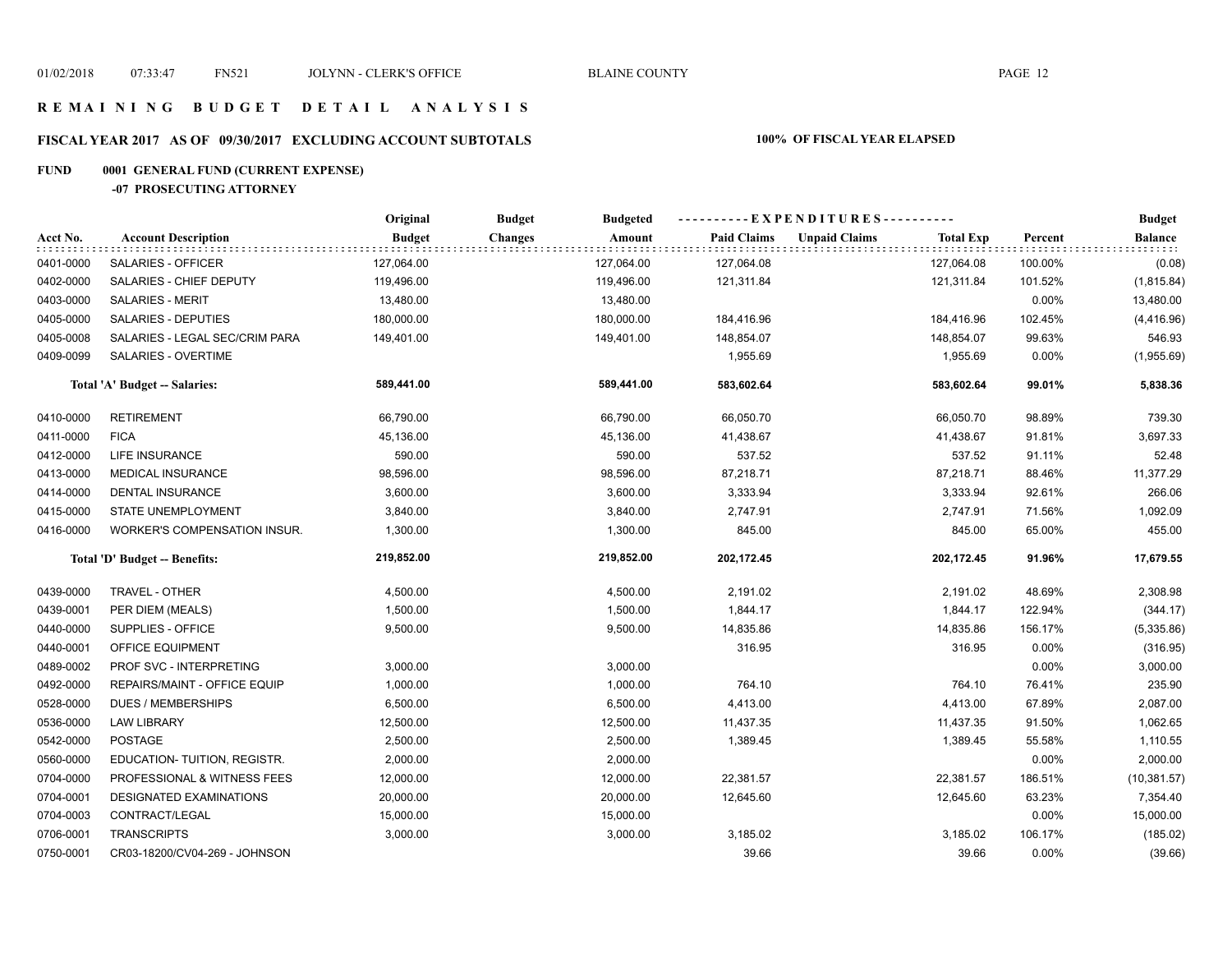# REMAINING BUDGET DETAIL ANALYSIS

## FISCAL YEAR 2017 AS OF 09/30/2017 EXCLUDING ACCOUNT SUBTOTALS

**100% OF FISCAL YEAR ELAPSED**

**FUND 0001 GENERAL FUND (CURRENT EXPENSE)**

**-07 PROSECUTING ATTORNEY**

| Acct No. | Account Description | Original Budget | Budget Changes | Budgeted Amount | Paid Claims | Unpaid Claims | Total Exp | Percent | Budget Balance |
|---|---|---|---|---|---|---|---|---|---|
| 0401-0000 | SALARIES - OFFICER | 127,064.00 | | 127,064.00 | 127,064.08 | | 127,064.08 | 100.00% | (0.08) |
| 0402-0000 | SALARIES - CHIEF DEPUTY | 119,496.00 | | 119,496.00 | 121,311.84 | | 121,311.84 | 101.52% | (1,815.84) |
| 0403-0000 | SALARIES - MERIT | 13,480.00 | | 13,480.00 | | | | 0.00% | 13,480.00 |
| 0405-0000 | SALARIES - DEPUTIES | 180,000.00 | | 180,000.00 | 184,416.96 | | 184,416.96 | 102.45% | (4,416.96) |
| 0405-0008 | SALARIES - LEGAL SEC/CRIM PARA | 149,401.00 | | 149,401.00 | 148,854.07 | | 148,854.07 | 99.63% | 546.93 |
| 0409-0099 | SALARIES - OVERTIME | | | | 1,955.69 | | 1,955.69 | 0.00% | (1,955.69) |
| | **Total 'A' Budget -- Salaries:** | **589,441.00** | | **589,441.00** | **583,602.64** | | **583,602.64** | **99.01%** | **5,838.36** |
| 0410-0000 | RETIREMENT | 66,790.00 | | 66,790.00 | 66,050.70 | | 66,050.70 | 98.89% | 739.30 |
| 0411-0000 | FICA | 45,136.00 | | 45,136.00 | 41,438.67 | | 41,438.67 | 91.81% | 3,697.33 |
| 0412-0000 | LIFE INSURANCE | 590.00 | | 590.00 | 537.52 | | 537.52 | 91.11% | 52.48 |
| 0413-0000 | MEDICAL INSURANCE | 98,596.00 | | 98,596.00 | 87,218.71 | | 87,218.71 | 88.46% | 11,377.29 |
| 0414-0000 | DENTAL INSURANCE | 3,600.00 | | 3,600.00 | 3,333.94 | | 3,333.94 | 92.61% | 266.06 |
| 0415-0000 | STATE UNEMPLOYMENT | 3,840.00 | | 3,840.00 | 2,747.91 | | 2,747.91 | 71.56% | 1,092.09 |
| 0416-0000 | WORKER'S COMPENSATION INSUR. | 1,300.00 | | 1,300.00 | 845.00 | | 845.00 | 65.00% | 455.00 |
| | **Total 'D' Budget -- Benefits:** | **219,852.00** | | **219,852.00** | **202,172.45** | | **202,172.45** | **91.96%** | **17,679.55** |
| 0439-0000 | TRAVEL - OTHER | 4,500.00 | | 4,500.00 | 2,191.02 | | 2,191.02 | 48.69% | 2,308.98 |
| 0439-0001 | PER DIEM (MEALS) | 1,500.00 | | 1,500.00 | 1,844.17 | | 1,844.17 | 122.94% | (344.17) |
| 0440-0000 | SUPPLIES - OFFICE | 9,500.00 | | 9,500.00 | 14,835.86 | | 14,835.86 | 156.17% | (5,335.86) |
| 0440-0001 | OFFICE EQUIPMENT | | | | 316.95 | | 316.95 | 0.00% | (316.95) |
| 0489-0002 | PROF SVC - INTERPRETING | 3,000.00 | | 3,000.00 | | | | 0.00% | 3,000.00 |
| 0492-0000 | REPAIRS/MAINT - OFFICE EQUIP | 1,000.00 | | 1,000.00 | 764.10 | | 764.10 | 76.41% | 235.90 |
| 0528-0000 | DUES / MEMBERSHIPS | 6,500.00 | | 6,500.00 | 4,413.00 | | 4,413.00 | 67.89% | 2,087.00 |
| 0536-0000 | LAW LIBRARY | 12,500.00 | | 12,500.00 | 11,437.35 | | 11,437.35 | 91.50% | 1,062.65 |
| 0542-0000 | POSTAGE | 2,500.00 | | 2,500.00 | 1,389.45 | | 1,389.45 | 55.58% | 1,110.55 |
| 0560-0000 | EDUCATION- TUITION, REGISTR. | 2,000.00 | | 2,000.00 | | | | 0.00% | 2,000.00 |
| 0704-0000 | PROFESSIONAL & WITNESS FEES | 12,000.00 | | 12,000.00 | 22,381.57 | | 22,381.57 | 186.51% | (10,381.57) |
| 0704-0001 | DESIGNATED EXAMINATIONS | 20,000.00 | | 20,000.00 | 12,645.60 | | 12,645.60 | 63.23% | 7,354.40 |
| 0704-0003 | CONTRACT/LEGAL | 15,000.00 | | 15,000.00 | | | | 0.00% | 15,000.00 |
| 0706-0001 | TRANSCRIPTS | 3,000.00 | | 3,000.00 | 3,185.02 | | 3,185.02 | 106.17% | (185.02) |
| 0750-0001 | CR03-18200/CV04-269 - JOHNSON | | | | 39.66 | | 39.66 | 0.00% | (39.66) |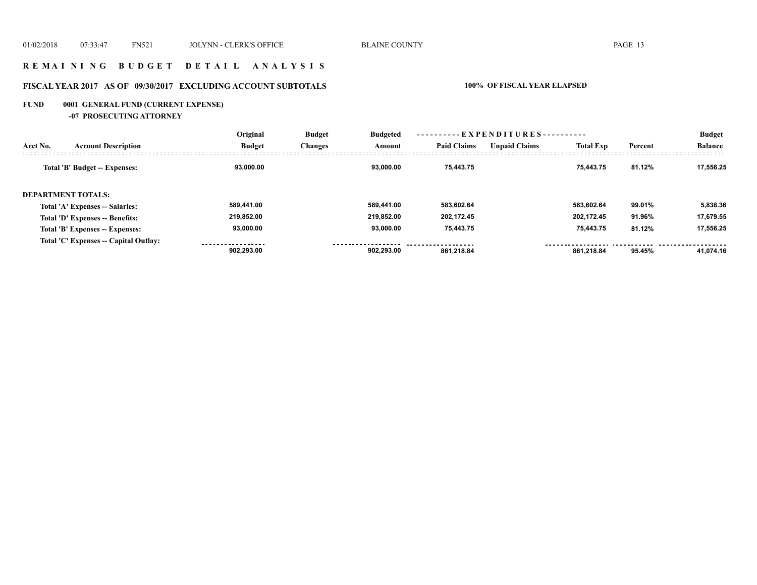# R E M A I N I N G   B U D G E T   D E T A I L   A N A L Y S I S

## FISCAL YEAR 2017   AS OF 09/30/2017   EXCLUDING ACCOUNT SUBTOTALS

**100% OF FISCAL YEAR ELAPSED**

**FUND 0001 GENERAL FUND (CURRENT EXPENSE)**

**-07 PROSECUTING ATTORNEY**

| Acct No. | Account Description | Original Budget | Budget Changes | Budgeted Amount | Paid Claims | Unpaid Claims | Total Exp | Percent | Budget Balance |
|---|---|---|---|---|---|---|---|---|---|
| | Total 'B' Budget -- Expenses: | 93,000.00 | | 93,000.00 | 75,443.75 | | 75,443.75 | 81.12% | 17,556.25 |
| | **DEPARTMENT TOTALS:** | | | | | | | | |
| | Total 'A' Expenses -- Salaries: | 589,441.00 | | 589,441.00 | 583,602.64 | | 583,602.64 | 99.01% | 5,838.36 |
| | Total 'D' Expenses -- Benefits: | 219,852.00 | | 219,852.00 | 202,172.45 | | 202,172.45 | 91.96% | 17,679.55 |
| | Total 'B' Expenses -- Expenses: | 93,000.00 | | 93,000.00 | 75,443.75 | | 75,443.75 | 81.12% | 17,556.25 |
| | Total 'C' Expenses -- Capital Outlay: | | | | | | | | |
| | | 902,293.00 | | 902,293.00 | 861,218.84 | | 861,218.84 | 95.45% | 41,074.16 |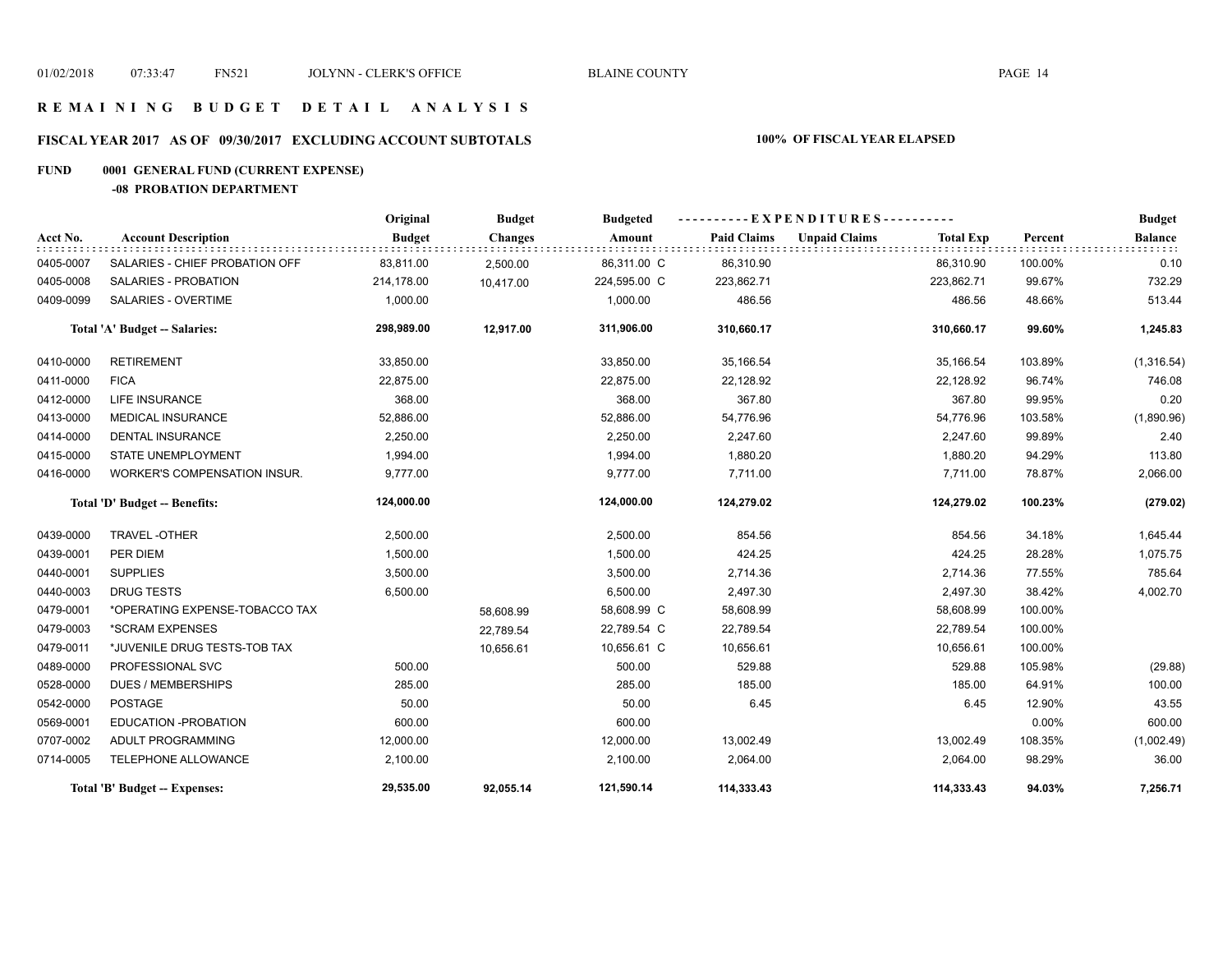# REMAINING BUDGET DETAIL ANALYSIS

## FISCAL YEAR 2017 AS OF 09/30/2017 EXCLUDING ACCOUNT SUBTOTALS

**100% OF FISCAL YEAR ELAPSED**

**FUND 0001 GENERAL FUND (CURRENT EXPENSE)**

**-08 PROBATION DEPARTMENT**

| Acct No. | Account Description | Original Budget | Budget Changes | Budgeted Amount | Paid Claims | Unpaid Claims | Total Exp | Percent | Budget Balance |
|---|---|---|---|---|---|---|---|---|---|
| 0405-0007 | SALARIES - CHIEF PROBATION OFF | 83,811.00 | 2,500.00 | 86,311.00 C | 86,310.90 | | 86,310.90 | 100.00% | 0.10 |
| 0405-0008 | SALARIES - PROBATION | 214,178.00 | 10,417.00 | 224,595.00 C | 223,862.71 | | 223,862.71 | 99.67% | 732.29 |
| 0409-0099 | SALARIES - OVERTIME | 1,000.00 | | 1,000.00 | 486.56 | | 486.56 | 48.66% | 513.44 |
| | **Total 'A' Budget -- Salaries:** | **298,989.00** | **12,917.00** | **311,906.00** | **310,660.17** | | **310,660.17** | **99.60%** | **1,245.83** |
| 0410-0000 | RETIREMENT | 33,850.00 | | 33,850.00 | 35,166.54 | | 35,166.54 | 103.89% | (1,316.54) |
| 0411-0000 | FICA | 22,875.00 | | 22,875.00 | 22,128.92 | | 22,128.92 | 96.74% | 746.08 |
| 0412-0000 | LIFE INSURANCE | 368.00 | | 368.00 | 367.80 | | 367.80 | 99.95% | 0.20 |
| 0413-0000 | MEDICAL INSURANCE | 52,886.00 | | 52,886.00 | 54,776.96 | | 54,776.96 | 103.58% | (1,890.96) |
| 0414-0000 | DENTAL INSURANCE | 2,250.00 | | 2,250.00 | 2,247.60 | | 2,247.60 | 99.89% | 2.40 |
| 0415-0000 | STATE UNEMPLOYMENT | 1,994.00 | | 1,994.00 | 1,880.20 | | 1,880.20 | 94.29% | 113.80 |
| 0416-0000 | WORKER'S COMPENSATION INSUR. | 9,777.00 | | 9,777.00 | 7,711.00 | | 7,711.00 | 78.87% | 2,066.00 |
| | **Total 'D' Budget -- Benefits:** | **124,000.00** | | **124,000.00** | **124,279.02** | | **124,279.02** | **100.23%** | **(279.02)** |
| 0439-0000 | TRAVEL -OTHER | 2,500.00 | | 2,500.00 | 854.56 | | 854.56 | 34.18% | 1,645.44 |
| 0439-0001 | PER DIEM | 1,500.00 | | 1,500.00 | 424.25 | | 424.25 | 28.28% | 1,075.75 |
| 0440-0001 | SUPPLIES | 3,500.00 | | 3,500.00 | 2,714.36 | | 2,714.36 | 77.55% | 785.64 |
| 0440-0003 | DRUG TESTS | 6,500.00 | | 6,500.00 | 2,497.30 | | 2,497.30 | 38.42% | 4,002.70 |
| 0479-0001 | *OPERATING EXPENSE-TOBACCO TAX | | 58,608.99 | 58,608.99 C | 58,608.99 | | 58,608.99 | 100.00% | |
| 0479-0003 | *SCRAM EXPENSES | | 22,789.54 | 22,789.54 C | 22,789.54 | | 22,789.54 | 100.00% | |
| 0479-0011 | *JUVENILE DRUG TESTS-TOB TAX | | 10,656.61 | 10,656.61 C | 10,656.61 | | 10,656.61 | 100.00% | |
| 0489-0000 | PROFESSIONAL SVC | 500.00 | | 500.00 | 529.88 | | 529.88 | 105.98% | (29.88) |
| 0528-0000 | DUES / MEMBERSHIPS | 285.00 | | 285.00 | 185.00 | | 185.00 | 64.91% | 100.00 |
| 0542-0000 | POSTAGE | 50.00 | | 50.00 | 6.45 | | 6.45 | 12.90% | 43.55 |
| 0569-0001 | EDUCATION -PROBATION | 600.00 | | 600.00 | | | | 0.00% | 600.00 |
| 0707-0002 | ADULT PROGRAMMING | 12,000.00 | | 12,000.00 | 13,002.49 | | 13,002.49 | 108.35% | (1,002.49) |
| 0714-0005 | TELEPHONE ALLOWANCE | 2,100.00 | | 2,100.00 | 2,064.00 | | 2,064.00 | 98.29% | 36.00 |
| | **Total 'B' Budget -- Expenses:** | **29,535.00** | **92,055.14** | **121,590.14** | **114,333.43** | | **114,333.43** | **94.03%** | **7,256.71** |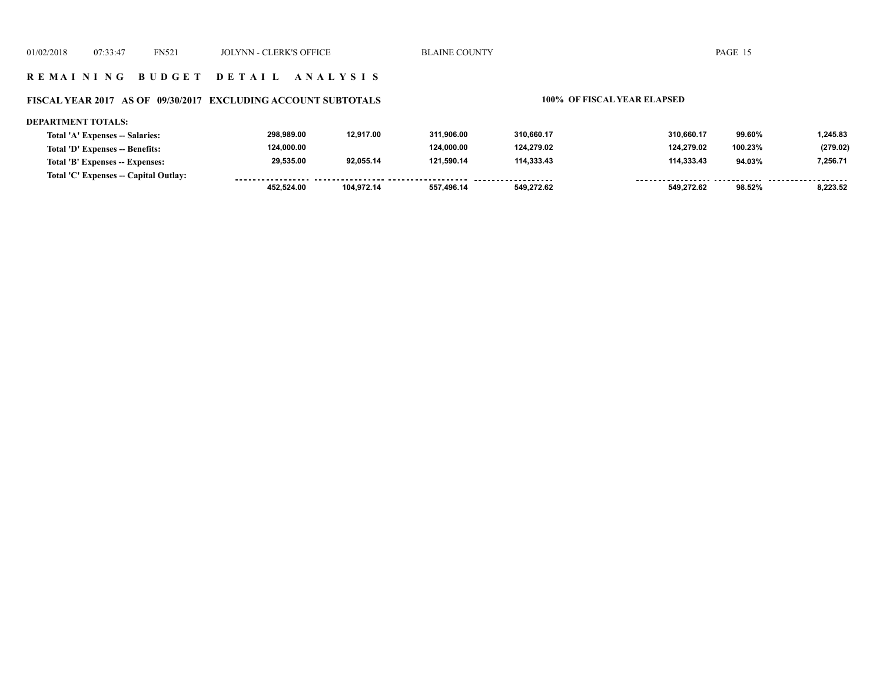## REMAINING BUDGET DETAIL ANALYSIS

### FISCAL YEAR 2017 AS OF 09/30/2017 EXCLUDING ACCOUNT SUBTOTALS

**100% OF FISCAL YEAR ELAPSED**

**DEPARTMENT TOTALS:**

| | | | | | | | |
|---|---|---|---|---|---|---|---|
| Total 'A' Expenses -- Salaries: | 298,989.00 | 12,917.00 | 311,906.00 | 310,660.17 | 310,660.17 | 99.60% | 1,245.83 |
| Total 'D' Expenses -- Benefits: | 124,000.00 | | 124,000.00 | 124,279.02 | 124,279.02 | 100.23% | (279.02) |
| Total 'B' Expenses -- Expenses: | 29,535.00 | 92,055.14 | 121,590.14 | 114,333.43 | 114,333.43 | 94.03% | 7,256.71 |
| Total 'C' Expenses -- Capital Outlay: | | | | | | | |
| | 452,524.00 | 104,972.14 | 557,496.14 | 549,272.62 | 549,272.62 | 98.52% | 8,223.52 |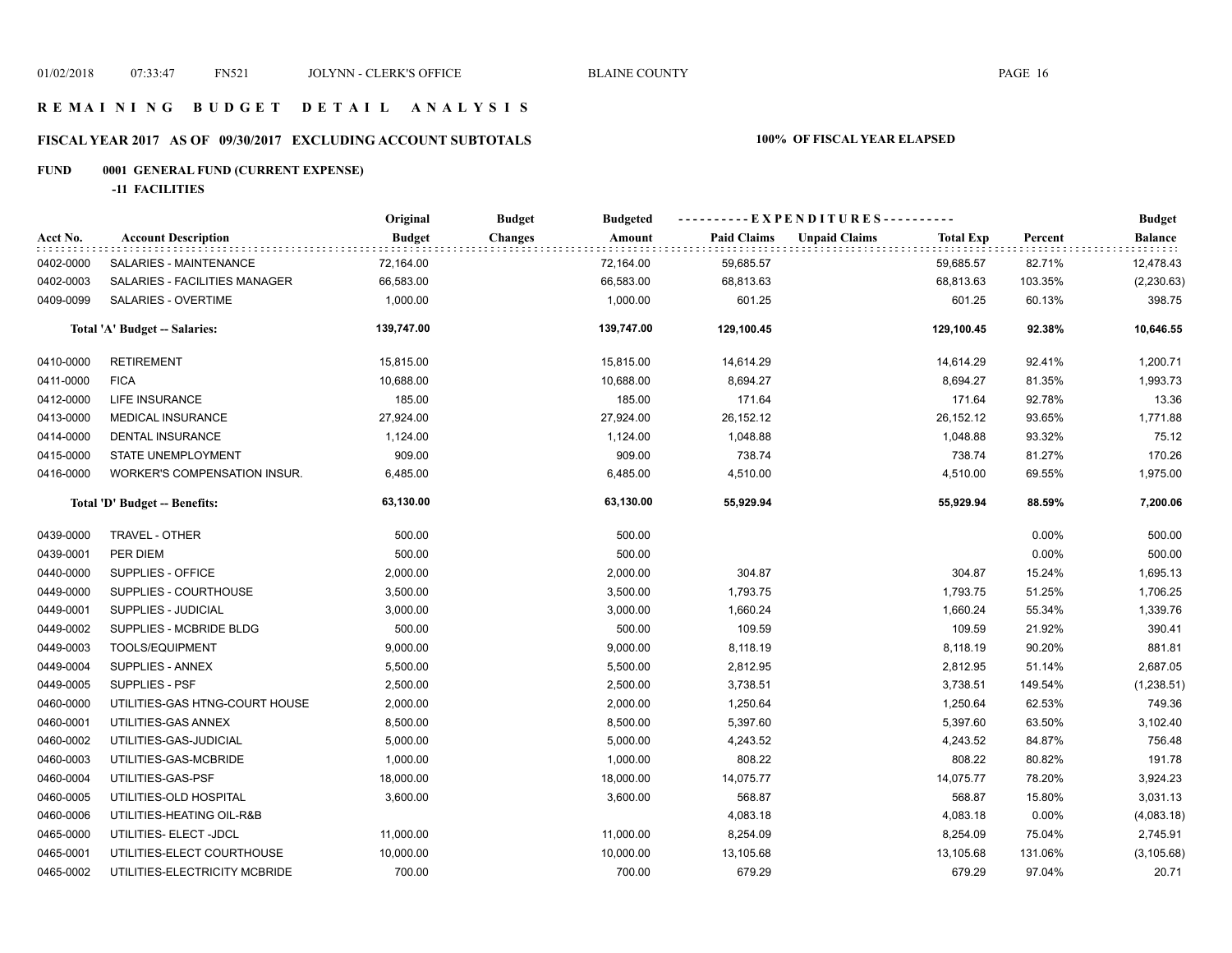# R E M A I N I N G  B U D G E T  D E T A I L  A N A L Y S I S

## FISCAL YEAR 2017 AS OF 09/30/2017 EXCLUDING ACCOUNT SUBTOTALS — 100% OF FISCAL YEAR ELAPSED

### FUND 0001 GENERAL FUND (CURRENT EXPENSE)

**-11 FACILITIES**

| Acct No. | Account Description | Original Budget | Budget Changes | Budgeted Amount | Paid Claims | Unpaid Claims | Total Exp | Percent | Budget Balance |
|---|---|---|---|---|---|---|---|---|---|
| 0402-0000 | SALARIES - MAINTENANCE | 72,164.00 | | 72,164.00 | 59,685.57 | | 59,685.57 | 82.71% | 12,478.43 |
| 0402-0003 | SALARIES - FACILITIES MANAGER | 66,583.00 | | 66,583.00 | 68,813.63 | | 68,813.63 | 103.35% | (2,230.63) |
| 0409-0099 | SALARIES - OVERTIME | 1,000.00 | | 1,000.00 | 601.25 | | 601.25 | 60.13% | 398.75 |
| | **Total 'A' Budget -- Salaries:** | **139,747.00** | | **139,747.00** | **129,100.45** | | **129,100.45** | **92.38%** | **10,646.55** |
| 0410-0000 | RETIREMENT | 15,815.00 | | 15,815.00 | 14,614.29 | | 14,614.29 | 92.41% | 1,200.71 |
| 0411-0000 | FICA | 10,688.00 | | 10,688.00 | 8,694.27 | | 8,694.27 | 81.35% | 1,993.73 |
| 0412-0000 | LIFE INSURANCE | 185.00 | | 185.00 | 171.64 | | 171.64 | 92.78% | 13.36 |
| 0413-0000 | MEDICAL INSURANCE | 27,924.00 | | 27,924.00 | 26,152.12 | | 26,152.12 | 93.65% | 1,771.88 |
| 0414-0000 | DENTAL INSURANCE | 1,124.00 | | 1,124.00 | 1,048.88 | | 1,048.88 | 93.32% | 75.12 |
| 0415-0000 | STATE UNEMPLOYMENT | 909.00 | | 909.00 | 738.74 | | 738.74 | 81.27% | 170.26 |
| 0416-0000 | WORKER'S COMPENSATION INSUR. | 6,485.00 | | 6,485.00 | 4,510.00 | | 4,510.00 | 69.55% | 1,975.00 |
| | **Total 'D' Budget -- Benefits:** | **63,130.00** | | **63,130.00** | **55,929.94** | | **55,929.94** | **88.59%** | **7,200.06** |
| 0439-0000 | TRAVEL - OTHER | 500.00 | | 500.00 | | | | 0.00% | 500.00 |
| 0439-0001 | PER DIEM | 500.00 | | 500.00 | | | | 0.00% | 500.00 |
| 0440-0000 | SUPPLIES - OFFICE | 2,000.00 | | 2,000.00 | 304.87 | | 304.87 | 15.24% | 1,695.13 |
| 0449-0000 | SUPPLIES - COURTHOUSE | 3,500.00 | | 3,500.00 | 1,793.75 | | 1,793.75 | 51.25% | 1,706.25 |
| 0449-0001 | SUPPLIES - JUDICIAL | 3,000.00 | | 3,000.00 | 1,660.24 | | 1,660.24 | 55.34% | 1,339.76 |
| 0449-0002 | SUPPLIES - MCBRIDE BLDG | 500.00 | | 500.00 | 109.59 | | 109.59 | 21.92% | 390.41 |
| 0449-0003 | TOOLS/EQUIPMENT | 9,000.00 | | 9,000.00 | 8,118.19 | | 8,118.19 | 90.20% | 881.81 |
| 0449-0004 | SUPPLIES - ANNEX | 5,500.00 | | 5,500.00 | 2,812.95 | | 2,812.95 | 51.14% | 2,687.05 |
| 0449-0005 | SUPPLIES - PSF | 2,500.00 | | 2,500.00 | 3,738.51 | | 3,738.51 | 149.54% | (1,238.51) |
| 0460-0000 | UTILITIES-GAS HTNG-COURT HOUSE | 2,000.00 | | 2,000.00 | 1,250.64 | | 1,250.64 | 62.53% | 749.36 |
| 0460-0001 | UTILITIES-GAS ANNEX | 8,500.00 | | 8,500.00 | 5,397.60 | | 5,397.60 | 63.50% | 3,102.40 |
| 0460-0002 | UTILITIES-GAS-JUDICIAL | 5,000.00 | | 5,000.00 | 4,243.52 | | 4,243.52 | 84.87% | 756.48 |
| 0460-0003 | UTILITIES-GAS-MCBRIDE | 1,000.00 | | 1,000.00 | 808.22 | | 808.22 | 80.82% | 191.78 |
| 0460-0004 | UTILITIES-GAS-PSF | 18,000.00 | | 18,000.00 | 14,075.77 | | 14,075.77 | 78.20% | 3,924.23 |
| 0460-0005 | UTILITIES-OLD HOSPITAL | 3,600.00 | | 3,600.00 | 568.87 | | 568.87 | 15.80% | 3,031.13 |
| 0460-0006 | UTILITIES-HEATING OIL-R&B | | | | 4,083.18 | | 4,083.18 | 0.00% | (4,083.18) |
| 0465-0000 | UTILITIES- ELECT -JDCL | 11,000.00 | | 11,000.00 | 8,254.09 | | 8,254.09 | 75.04% | 2,745.91 |
| 0465-0001 | UTILITIES-ELECT COURTHOUSE | 10,000.00 | | 10,000.00 | 13,105.68 | | 13,105.68 | 131.06% | (3,105.68) |
| 0465-0002 | UTILITIES-ELECTRICITY MCBRIDE | 700.00 | | 700.00 | 679.29 | | 679.29 | 97.04% | 20.71 |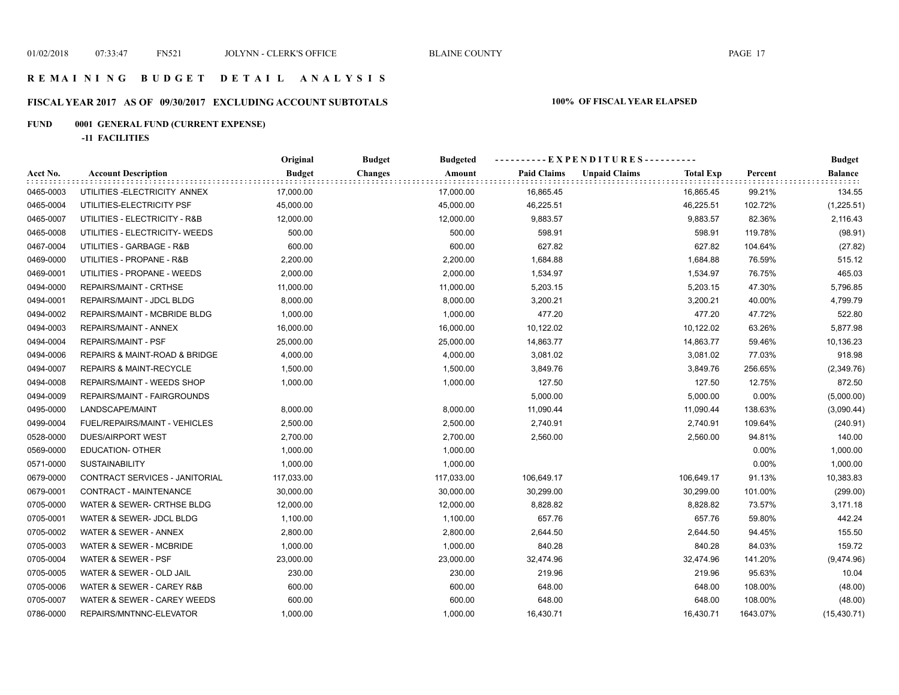# REMAINING BUDGET DETAIL ANALYSIS

## FISCAL YEAR 2017 AS OF 09/30/2017 EXCLUDING ACCOUNT SUBTOTALS

**100% OF FISCAL YEAR ELAPSED**

**FUND 0001 GENERAL FUND (CURRENT EXPENSE)**

**-11 FACILITIES**

| Acct No. | Account Description | Original Budget | Budget Changes | Budgeted Amount | Paid Claims | Unpaid Claims | Total Exp | Percent | Budget Balance |
|---|---|---|---|---|---|---|---|---|---|
| 0465-0003 | UTILITIES -ELECTRICITY ANNEX | 17,000.00 | | 17,000.00 | 16,865.45 | | 16,865.45 | 99.21% | 134.55 |
| 0465-0004 | UTILITIES-ELECTRICITY PSF | 45,000.00 | | 45,000.00 | 46,225.51 | | 46,225.51 | 102.72% | (1,225.51) |
| 0465-0007 | UTILITIES - ELECTRICITY - R&B | 12,000.00 | | 12,000.00 | 9,883.57 | | 9,883.57 | 82.36% | 2,116.43 |
| 0465-0008 | UTILITIES - ELECTRICITY- WEEDS | 500.00 | | 500.00 | 598.91 | | 598.91 | 119.78% | (98.91) |
| 0467-0004 | UTILITIES - GARBAGE - R&B | 600.00 | | 600.00 | 627.82 | | 627.82 | 104.64% | (27.82) |
| 0469-0000 | UTILITIES - PROPANE - R&B | 2,200.00 | | 2,200.00 | 1,684.88 | | 1,684.88 | 76.59% | 515.12 |
| 0469-0001 | UTILITIES - PROPANE - WEEDS | 2,000.00 | | 2,000.00 | 1,534.97 | | 1,534.97 | 76.75% | 465.03 |
| 0494-0000 | REPAIRS/MAINT - CRTHSE | 11,000.00 | | 11,000.00 | 5,203.15 | | 5,203.15 | 47.30% | 5,796.85 |
| 0494-0001 | REPAIRS/MAINT - JDCL BLDG | 8,000.00 | | 8,000.00 | 3,200.21 | | 3,200.21 | 40.00% | 4,799.79 |
| 0494-0002 | REPAIRS/MAINT - MCBRIDE BLDG | 1,000.00 | | 1,000.00 | 477.20 | | 477.20 | 47.72% | 522.80 |
| 0494-0003 | REPAIRS/MAINT - ANNEX | 16,000.00 | | 16,000.00 | 10,122.02 | | 10,122.02 | 63.26% | 5,877.98 |
| 0494-0004 | REPAIRS/MAINT - PSF | 25,000.00 | | 25,000.00 | 14,863.77 | | 14,863.77 | 59.46% | 10,136.23 |
| 0494-0006 | REPAIRS & MAINT-ROAD & BRIDGE | 4,000.00 | | 4,000.00 | 3,081.02 | | 3,081.02 | 77.03% | 918.98 |
| 0494-0007 | REPAIRS & MAINT-RECYCLE | 1,500.00 | | 1,500.00 | 3,849.76 | | 3,849.76 | 256.65% | (2,349.76) |
| 0494-0008 | REPAIRS/MAINT - WEEDS SHOP | 1,000.00 | | 1,000.00 | 127.50 | | 127.50 | 12.75% | 872.50 |
| 0494-0009 | REPAIRS/MAINT - FAIRGROUNDS | | | | 5,000.00 | | 5,000.00 | 0.00% | (5,000.00) |
| 0495-0000 | LANDSCAPE/MAINT | 8,000.00 | | 8,000.00 | 11,090.44 | | 11,090.44 | 138.63% | (3,090.44) |
| 0499-0004 | FUEL/REPAIRS/MAINT - VEHICLES | 2,500.00 | | 2,500.00 | 2,740.91 | | 2,740.91 | 109.64% | (240.91) |
| 0528-0000 | DUES/AIRPORT WEST | 2,700.00 | | 2,700.00 | 2,560.00 | | 2,560.00 | 94.81% | 140.00 |
| 0569-0000 | EDUCATION- OTHER | 1,000.00 | | 1,000.00 | | | | 0.00% | 1,000.00 |
| 0571-0000 | SUSTAINABILITY | 1,000.00 | | 1,000.00 | | | | 0.00% | 1,000.00 |
| 0679-0000 | CONTRACT SERVICES - JANITORIAL | 117,033.00 | | 117,033.00 | 106,649.17 | | 106,649.17 | 91.13% | 10,383.83 |
| 0679-0001 | CONTRACT - MAINTENANCE | 30,000.00 | | 30,000.00 | 30,299.00 | | 30,299.00 | 101.00% | (299.00) |
| 0705-0000 | WATER & SEWER- CRTHSE BLDG | 12,000.00 | | 12,000.00 | 8,828.82 | | 8,828.82 | 73.57% | 3,171.18 |
| 0705-0001 | WATER & SEWER- JDCL BLDG | 1,100.00 | | 1,100.00 | 657.76 | | 657.76 | 59.80% | 442.24 |
| 0705-0002 | WATER & SEWER - ANNEX | 2,800.00 | | 2,800.00 | 2,644.50 | | 2,644.50 | 94.45% | 155.50 |
| 0705-0003 | WATER & SEWER - MCBRIDE | 1,000.00 | | 1,000.00 | 840.28 | | 840.28 | 84.03% | 159.72 |
| 0705-0004 | WATER & SEWER - PSF | 23,000.00 | | 23,000.00 | 32,474.96 | | 32,474.96 | 141.20% | (9,474.96) |
| 0705-0005 | WATER & SEWER - OLD JAIL | 230.00 | | 230.00 | 219.96 | | 219.96 | 95.63% | 10.04 |
| 0705-0006 | WATER & SEWER - CAREY R&B | 600.00 | | 600.00 | 648.00 | | 648.00 | 108.00% | (48.00) |
| 0705-0007 | WATER & SEWER - CAREY WEEDS | 600.00 | | 600.00 | 648.00 | | 648.00 | 108.00% | (48.00) |
| 0786-0000 | REPAIRS/MNTNNC-ELEVATOR | 1,000.00 | | 1,000.00 | 16,430.71 | | 16,430.71 | 1643.07% | (15,430.71) |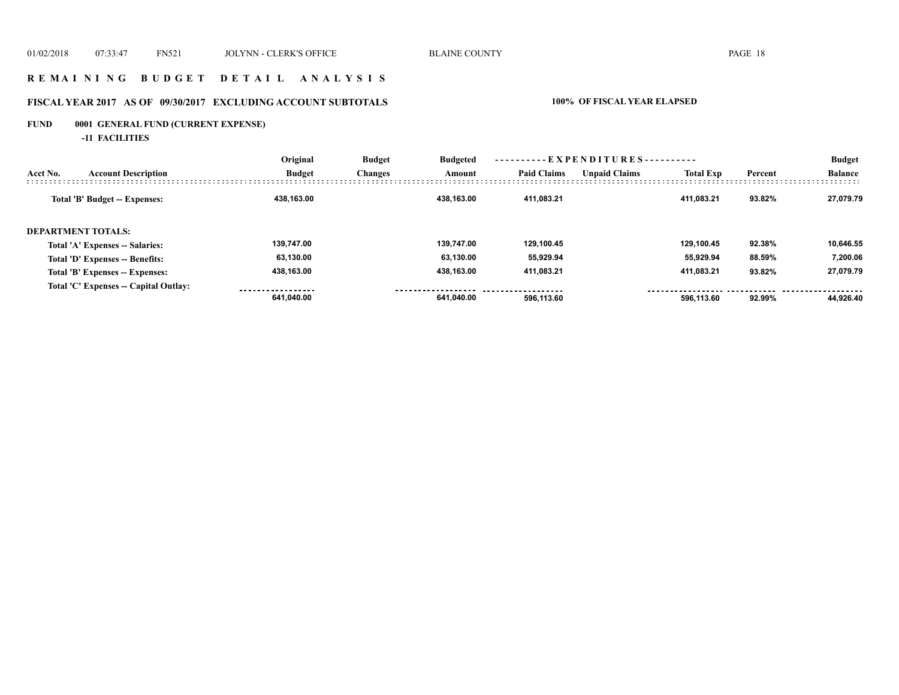# R E M A I N I N G   B U D G E T   D E T A I L   A N A L Y S I S

## FISCAL YEAR 2017   AS OF  09/30/2017   EXCLUDING ACCOUNT SUBTOTALS

**100%  OF FISCAL YEAR ELAPSED**

**FUND    0001  GENERAL FUND (CURRENT EXPENSE)**

**-11  FACILITIES**

| Acct No. | Account Description | Original Budget | Budget Changes | Budgeted Amount | Paid Claims | Unpaid Claims | Total Exp | Percent | Budget Balance |
|---|---|---|---|---|---|---|---|---|---|
| | **Total 'B' Budget -- Expenses:** | 438,163.00 | | 438,163.00 | 411,083.21 | | 411,083.21 | 93.82% | 27,079.79 |
| **DEPARTMENT TOTALS:** | | | | | | | | | |
| | **Total 'A' Expenses -- Salaries:** | 139,747.00 | | 139,747.00 | 129,100.45 | | 129,100.45 | 92.38% | 10,646.55 |
| | **Total 'D' Expenses -- Benefits:** | 63,130.00 | | 63,130.00 | 55,929.94 | | 55,929.94 | 88.59% | 7,200.06 |
| | **Total 'B' Expenses -- Expenses:** | 438,163.00 | | 438,163.00 | 411,083.21 | | 411,083.21 | 93.82% | 27,079.79 |
| | **Total 'C' Expenses -- Capital Outlay:** | | | | | | | | |
| | | 641,040.00 | | 641,040.00 | 596,113.60 | | 596,113.60 | 92.99% | 44,926.40 |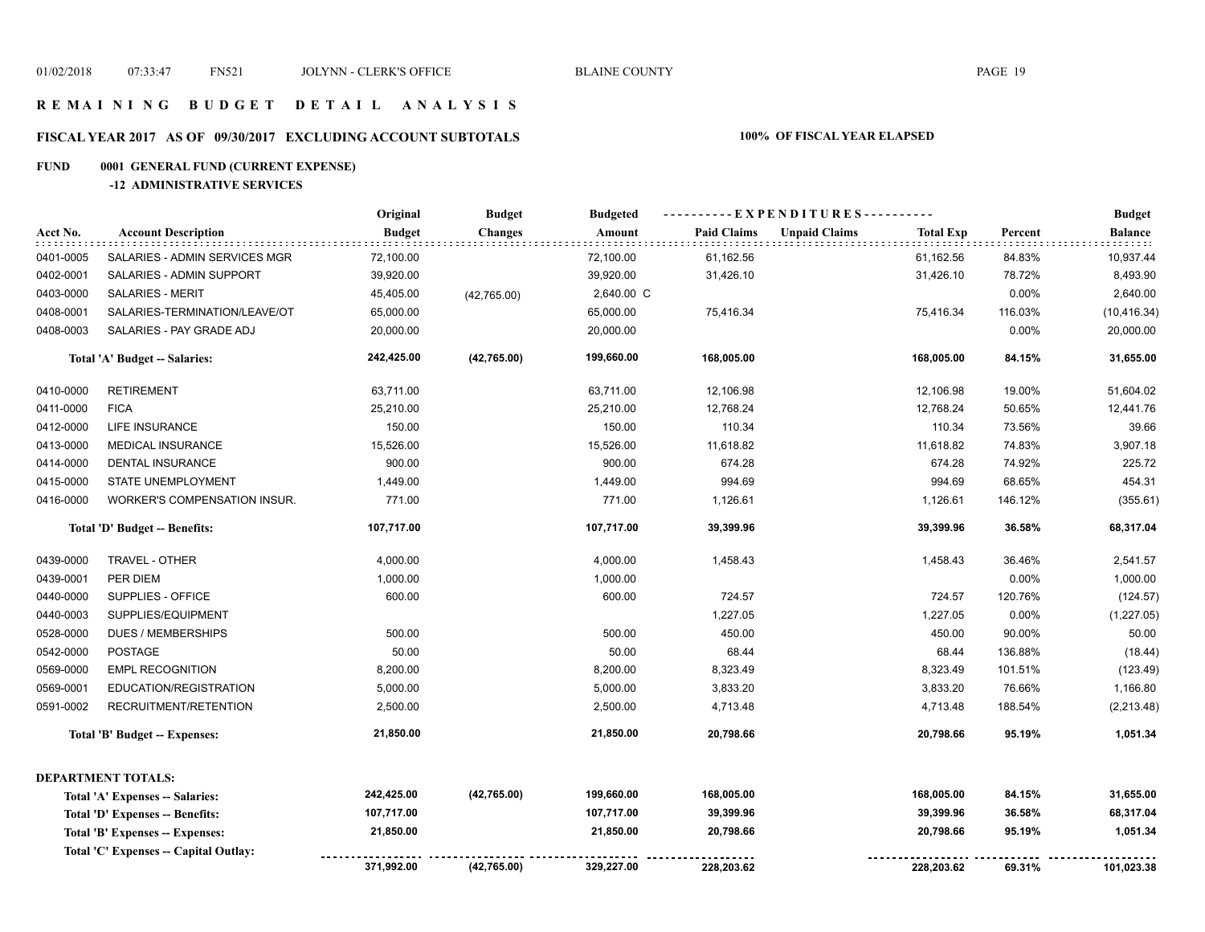# R E M A I N I N G   B U D G E T   D E T A I L   A N A L Y S I S

## FISCAL YEAR 2017   AS OF   09/30/2017   EXCLUDING ACCOUNT SUBTOTALS

**100% OF FISCAL YEAR ELAPSED**

### FUND   0001 GENERAL FUND (CURRENT EXPENSE)

#### -12 ADMINISTRATIVE SERVICES

| Acct No. | Account Description | Original Budget | Budget Changes | Budgeted Amount | Paid Claims | Unpaid Claims | Total Exp | Percent | Budget Balance |
|---|---|---|---|---|---|---|---|---|---|
| 0401-0005 | SALARIES - ADMIN SERVICES MGR | 72,100.00 | | 72,100.00 | 61,162.56 | | 61,162.56 | 84.83% | 10,937.44 |
| 0402-0001 | SALARIES - ADMIN SUPPORT | 39,920.00 | | 39,920.00 | 31,426.10 | | 31,426.10 | 78.72% | 8,493.90 |
| 0403-0000 | SALARIES - MERIT | 45,405.00 | (42,765.00) | 2,640.00 C | | | | 0.00% | 2,640.00 |
| 0408-0001 | SALARIES-TERMINATION/LEAVE/OT | 65,000.00 | | 65,000.00 | 75,416.34 | | 75,416.34 | 116.03% | (10,416.34) |
| 0408-0003 | SALARIES - PAY GRADE ADJ | 20,000.00 | | 20,000.00 | | | | 0.00% | 20,000.00 |
| | **Total 'A' Budget -- Salaries:** | **242,425.00** | **(42,765.00)** | **199,660.00** | **168,005.00** | | **168,005.00** | **84.15%** | **31,655.00** |
| 0410-0000 | RETIREMENT | 63,711.00 | | 63,711.00 | 12,106.98 | | 12,106.98 | 19.00% | 51,604.02 |
| 0411-0000 | FICA | 25,210.00 | | 25,210.00 | 12,768.24 | | 12,768.24 | 50.65% | 12,441.76 |
| 0412-0000 | LIFE INSURANCE | 150.00 | | 150.00 | 110.34 | | 110.34 | 73.56% | 39.66 |
| 0413-0000 | MEDICAL INSURANCE | 15,526.00 | | 15,526.00 | 11,618.82 | | 11,618.82 | 74.83% | 3,907.18 |
| 0414-0000 | DENTAL INSURANCE | 900.00 | | 900.00 | 674.28 | | 674.28 | 74.92% | 225.72 |
| 0415-0000 | STATE UNEMPLOYMENT | 1,449.00 | | 1,449.00 | 994.69 | | 994.69 | 68.65% | 454.31 |
| 0416-0000 | WORKER'S COMPENSATION INSUR. | 771.00 | | 771.00 | 1,126.61 | | 1,126.61 | 146.12% | (355.61) |
| | **Total 'D' Budget -- Benefits:** | **107,717.00** | | **107,717.00** | **39,399.96** | | **39,399.96** | **36.58%** | **68,317.04** |
| 0439-0000 | TRAVEL - OTHER | 4,000.00 | | 4,000.00 | 1,458.43 | | 1,458.43 | 36.46% | 2,541.57 |
| 0439-0001 | PER DIEM | 1,000.00 | | 1,000.00 | | | | 0.00% | 1,000.00 |
| 0440-0000 | SUPPLIES - OFFICE | 600.00 | | 600.00 | 724.57 | | 724.57 | 120.76% | (124.57) |
| 0440-0003 | SUPPLIES/EQUIPMENT | | | | 1,227.05 | | 1,227.05 | 0.00% | (1,227.05) |
| 0528-0000 | DUES / MEMBERSHIPS | 500.00 | | 500.00 | 450.00 | | 450.00 | 90.00% | 50.00 |
| 0542-0000 | POSTAGE | 50.00 | | 50.00 | 68.44 | | 68.44 | 136.88% | (18.44) |
| 0569-0000 | EMPL RECOGNITION | 8,200.00 | | 8,200.00 | 8,323.49 | | 8,323.49 | 101.51% | (123.49) |
| 0569-0001 | EDUCATION/REGISTRATION | 5,000.00 | | 5,000.00 | 3,833.20 | | 3,833.20 | 76.66% | 1,166.80 |
| 0591-0002 | RECRUITMENT/RETENTION | 2,500.00 | | 2,500.00 | 4,713.48 | | 4,713.48 | 188.54% | (2,213.48) |
| | **Total 'B' Budget -- Expenses:** | **21,850.00** | | **21,850.00** | **20,798.66** | | **20,798.66** | **95.19%** | **1,051.34** |

**DEPARTMENT TOTALS:**

| | Original Budget | Budget Changes | Budgeted Amount | Paid Claims | Unpaid Claims | Total Exp | Percent | Budget Balance |
|---|---|---|---|---|---|---|---|---|
| **Total 'A' Expenses -- Salaries:** | **242,425.00** | **(42,765.00)** | **199,660.00** | **168,005.00** | | **168,005.00** | **84.15%** | **31,655.00** |
| **Total 'D' Expenses -- Benefits:** | **107,717.00** | | **107,717.00** | **39,399.96** | | **39,399.96** | **36.58%** | **68,317.04** |
| **Total 'B' Expenses -- Expenses:** | **21,850.00** | | **21,850.00** | **20,798.66** | | **20,798.66** | **95.19%** | **1,051.34** |
| **Total 'C' Expenses -- Capital Outlay:** | | | | | | | | |
| | **371,992.00** | **(42,765.00)** | **329,227.00** | **228,203.62** | | **228,203.62** | **69.31%** | **101,023.38** |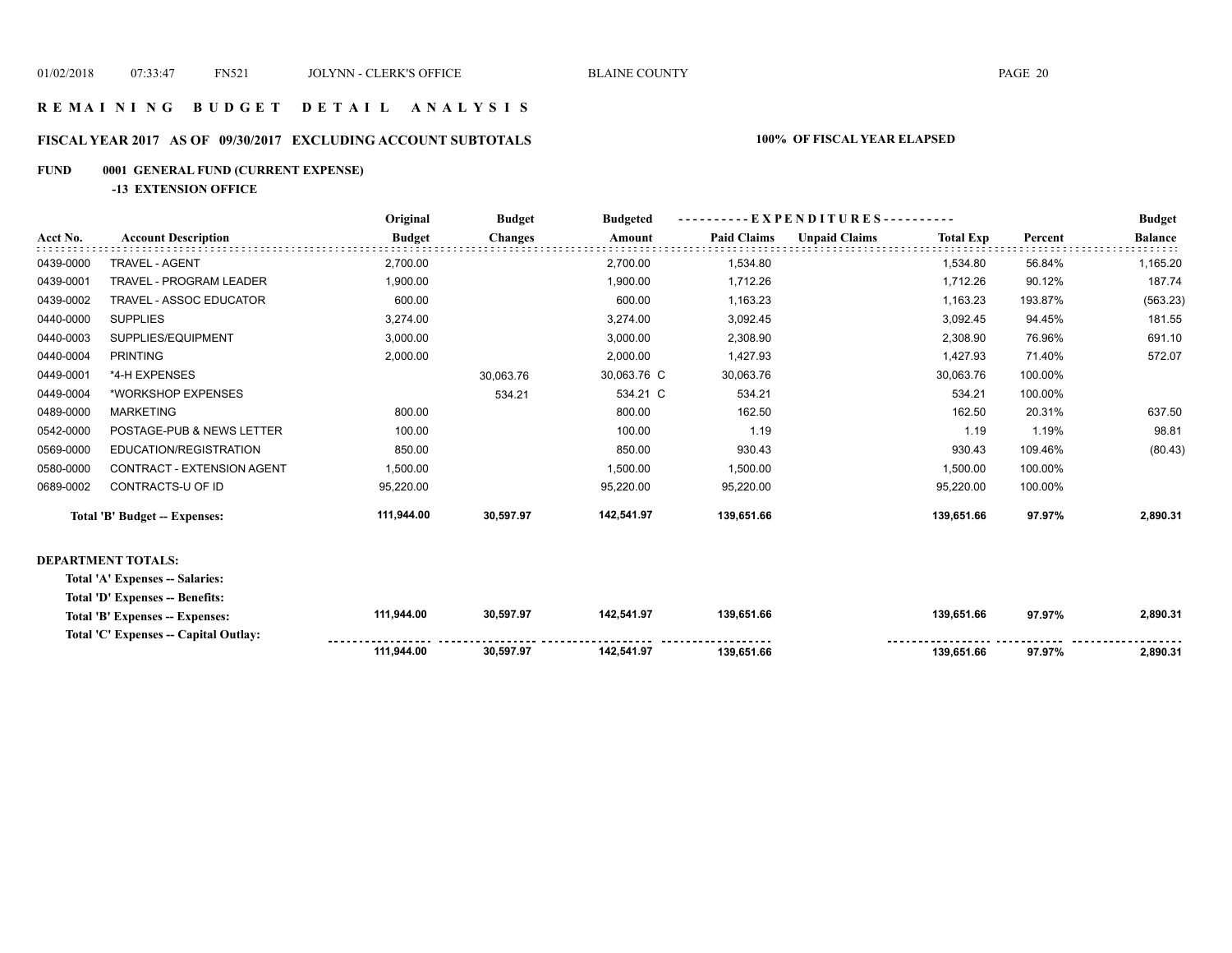# REMAINING BUDGET DETAIL ANALYSIS

## FISCAL YEAR 2017 AS OF 09/30/2017 EXCLUDING ACCOUNT SUBTOTALS — 100% OF FISCAL YEAR ELAPSED

### FUND 0001 GENERAL FUND (CURRENT EXPENSE)

**-13 EXTENSION OFFICE**

| Acct No. | Account Description | Original Budget | Budget Changes | Budgeted Amount | EXPENDITURES Paid Claims | Unpaid Claims | Total Exp | Percent | Budget Balance |
|---|---|---|---|---|---|---|---|---|---|
| 0439-0000 | TRAVEL - AGENT | 2,700.00 | | 2,700.00 | 1,534.80 | | 1,534.80 | 56.84% | 1,165.20 |
| 0439-0001 | TRAVEL - PROGRAM LEADER | 1,900.00 | | 1,900.00 | 1,712.26 | | 1,712.26 | 90.12% | 187.74 |
| 0439-0002 | TRAVEL - ASSOC EDUCATOR | 600.00 | | 600.00 | 1,163.23 | | 1,163.23 | 193.87% | (563.23) |
| 0440-0000 | SUPPLIES | 3,274.00 | | 3,274.00 | 3,092.45 | | 3,092.45 | 94.45% | 181.55 |
| 0440-0003 | SUPPLIES/EQUIPMENT | 3,000.00 | | 3,000.00 | 2,308.90 | | 2,308.90 | 76.96% | 691.10 |
| 0440-0004 | PRINTING | 2,000.00 | | 2,000.00 | 1,427.93 | | 1,427.93 | 71.40% | 572.07 |
| 0449-0001 | *4-H EXPENSES | | 30,063.76 | 30,063.76 C | 30,063.76 | | 30,063.76 | 100.00% | |
| 0449-0004 | *WORKSHOP EXPENSES | | 534.21 | 534.21 C | 534.21 | | 534.21 | 100.00% | |
| 0489-0000 | MARKETING | 800.00 | | 800.00 | 162.50 | | 162.50 | 20.31% | 637.50 |
| 0542-0000 | POSTAGE-PUB & NEWS LETTER | 100.00 | | 100.00 | 1.19 | | 1.19 | 1.19% | 98.81 |
| 0569-0000 | EDUCATION/REGISTRATION | 850.00 | | 850.00 | 930.43 | | 930.43 | 109.46% | (80.43) |
| 0580-0000 | CONTRACT - EXTENSION AGENT | 1,500.00 | | 1,500.00 | 1,500.00 | | 1,500.00 | 100.00% | |
| 0689-0002 | CONTRACTS-U OF ID | 95,220.00 | | 95,220.00 | 95,220.00 | | 95,220.00 | 100.00% | |
| | **Total 'B' Budget -- Expenses:** | **111,944.00** | **30,597.97** | **142,541.97** | **139,651.66** | | **139,651.66** | **97.97%** | **2,890.31** |

**DEPARTMENT TOTALS:**

| | Original Budget | Budget Changes | Budgeted Amount | Paid Claims | Unpaid Claims | Total Exp | Percent | Budget Balance |
|---|---|---|---|---|---|---|---|---|
| **Total 'A' Expenses -- Salaries:** | | | | | | | | |
| **Total 'D' Expenses -- Benefits:** | | | | | | | | |
| **Total 'B' Expenses -- Expenses:** | **111,944.00** | **30,597.97** | **142,541.97** | **139,651.66** | | **139,651.66** | **97.97%** | **2,890.31** |
| **Total 'C' Expenses -- Capital Outlay:** | | | | | | | | |
| | **111,944.00** | **30,597.97** | **142,541.97** | **139,651.66** | | **139,651.66** | **97.97%** | **2,890.31** |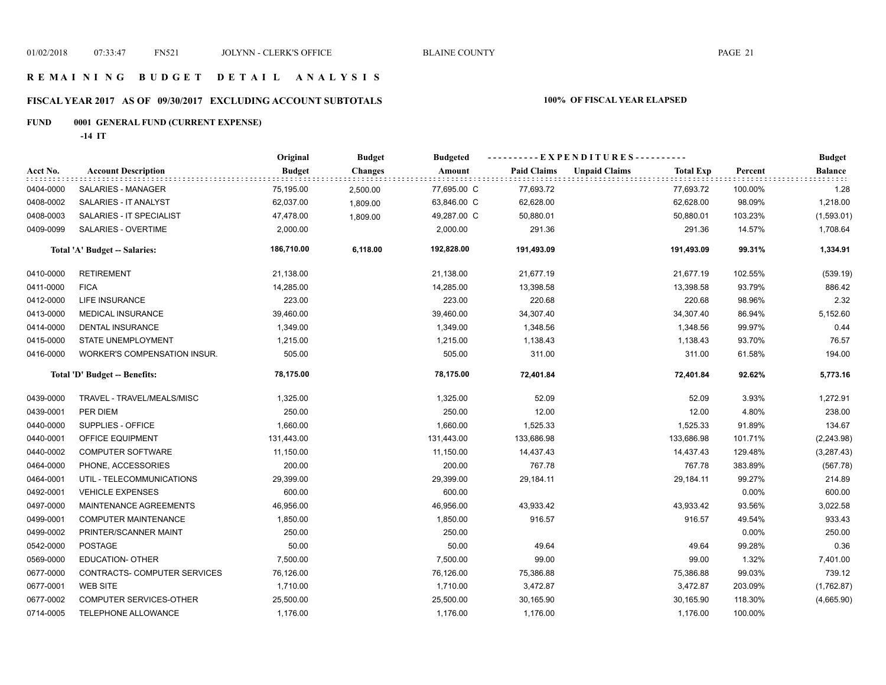# R E M A I N I N G B U D G E T D E T A I L A N A L Y S I S

## FISCAL YEAR 2017 AS OF 09/30/2017 EXCLUDING ACCOUNT SUBTOTALS

**100% OF FISCAL YEAR ELAPSED**

**FUND 0001 GENERAL FUND (CURRENT EXPENSE)**

**-14 IT**

| Acct No. | Account Description | Original Budget | Budget Changes | Budgeted Amount | Paid Claims | Unpaid Claims | Total Exp | Percent | Budget Balance |
|---|---|---|---|---|---|---|---|---|---|
| 0404-0000 | SALARIES - MANAGER | 75,195.00 | 2,500.00 | 77,695.00 C | 77,693.72 | | 77,693.72 | 100.00% | 1.28 |
| 0408-0002 | SALARIES - IT ANALYST | 62,037.00 | 1,809.00 | 63,846.00 C | 62,628.00 | | 62,628.00 | 98.09% | 1,218.00 |
| 0408-0003 | SALARIES - IT SPECIALIST | 47,478.00 | 1,809.00 | 49,287.00 C | 50,880.01 | | 50,880.01 | 103.23% | (1,593.01) |
| 0409-0099 | SALARIES - OVERTIME | 2,000.00 | | 2,000.00 | 291.36 | | 291.36 | 14.57% | 1,708.64 |
| | **Total 'A' Budget -- Salaries:** | **186,710.00** | **6,118.00** | **192,828.00** | **191,493.09** | | **191,493.09** | **99.31%** | **1,334.91** |
| 0410-0000 | RETIREMENT | 21,138.00 | | 21,138.00 | 21,677.19 | | 21,677.19 | 102.55% | (539.19) |
| 0411-0000 | FICA | 14,285.00 | | 14,285.00 | 13,398.58 | | 13,398.58 | 93.79% | 886.42 |
| 0412-0000 | LIFE INSURANCE | 223.00 | | 223.00 | 220.68 | | 220.68 | 98.96% | 2.32 |
| 0413-0000 | MEDICAL INSURANCE | 39,460.00 | | 39,460.00 | 34,307.40 | | 34,307.40 | 86.94% | 5,152.60 |
| 0414-0000 | DENTAL INSURANCE | 1,349.00 | | 1,349.00 | 1,348.56 | | 1,348.56 | 99.97% | 0.44 |
| 0415-0000 | STATE UNEMPLOYMENT | 1,215.00 | | 1,215.00 | 1,138.43 | | 1,138.43 | 93.70% | 76.57 |
| 0416-0000 | WORKER'S COMPENSATION INSUR. | 505.00 | | 505.00 | 311.00 | | 311.00 | 61.58% | 194.00 |
| | **Total 'D' Budget -- Benefits:** | **78,175.00** | | **78,175.00** | **72,401.84** | | **72,401.84** | **92.62%** | **5,773.16** |
| 0439-0000 | TRAVEL - TRAVEL/MEALS/MISC | 1,325.00 | | 1,325.00 | 52.09 | | 52.09 | 3.93% | 1,272.91 |
| 0439-0001 | PER DIEM | 250.00 | | 250.00 | 12.00 | | 12.00 | 4.80% | 238.00 |
| 0440-0000 | SUPPLIES - OFFICE | 1,660.00 | | 1,660.00 | 1,525.33 | | 1,525.33 | 91.89% | 134.67 |
| 0440-0001 | OFFICE EQUIPMENT | 131,443.00 | | 131,443.00 | 133,686.98 | | 133,686.98 | 101.71% | (2,243.98) |
| 0440-0002 | COMPUTER SOFTWARE | 11,150.00 | | 11,150.00 | 14,437.43 | | 14,437.43 | 129.48% | (3,287.43) |
| 0464-0000 | PHONE, ACCESSORIES | 200.00 | | 200.00 | 767.78 | | 767.78 | 383.89% | (567.78) |
| 0464-0001 | UTIL - TELECOMMUNICATIONS | 29,399.00 | | 29,399.00 | 29,184.11 | | 29,184.11 | 99.27% | 214.89 |
| 0492-0001 | VEHICLE EXPENSES | 600.00 | | 600.00 | | | | 0.00% | 600.00 |
| 0497-0000 | MAINTENANCE AGREEMENTS | 46,956.00 | | 46,956.00 | 43,933.42 | | 43,933.42 | 93.56% | 3,022.58 |
| 0499-0001 | COMPUTER MAINTENANCE | 1,850.00 | | 1,850.00 | 916.57 | | 916.57 | 49.54% | 933.43 |
| 0499-0002 | PRINTER/SCANNER MAINT | 250.00 | | 250.00 | | | | 0.00% | 250.00 |
| 0542-0000 | POSTAGE | 50.00 | | 50.00 | 49.64 | | 49.64 | 99.28% | 0.36 |
| 0569-0000 | EDUCATION- OTHER | 7,500.00 | | 7,500.00 | 99.00 | | 99.00 | 1.32% | 7,401.00 |
| 0677-0000 | CONTRACTS- COMPUTER SERVICES | 76,126.00 | | 76,126.00 | 75,386.88 | | 75,386.88 | 99.03% | 739.12 |
| 0677-0001 | WEB SITE | 1,710.00 | | 1,710.00 | 3,472.87 | | 3,472.87 | 203.09% | (1,762.87) |
| 0677-0002 | COMPUTER SERVICES-OTHER | 25,500.00 | | 25,500.00 | 30,165.90 | | 30,165.90 | 118.30% | (4,665.90) |
| 0714-0005 | TELEPHONE ALLOWANCE | 1,176.00 | | 1,176.00 | 1,176.00 | | 1,176.00 | 100.00% | |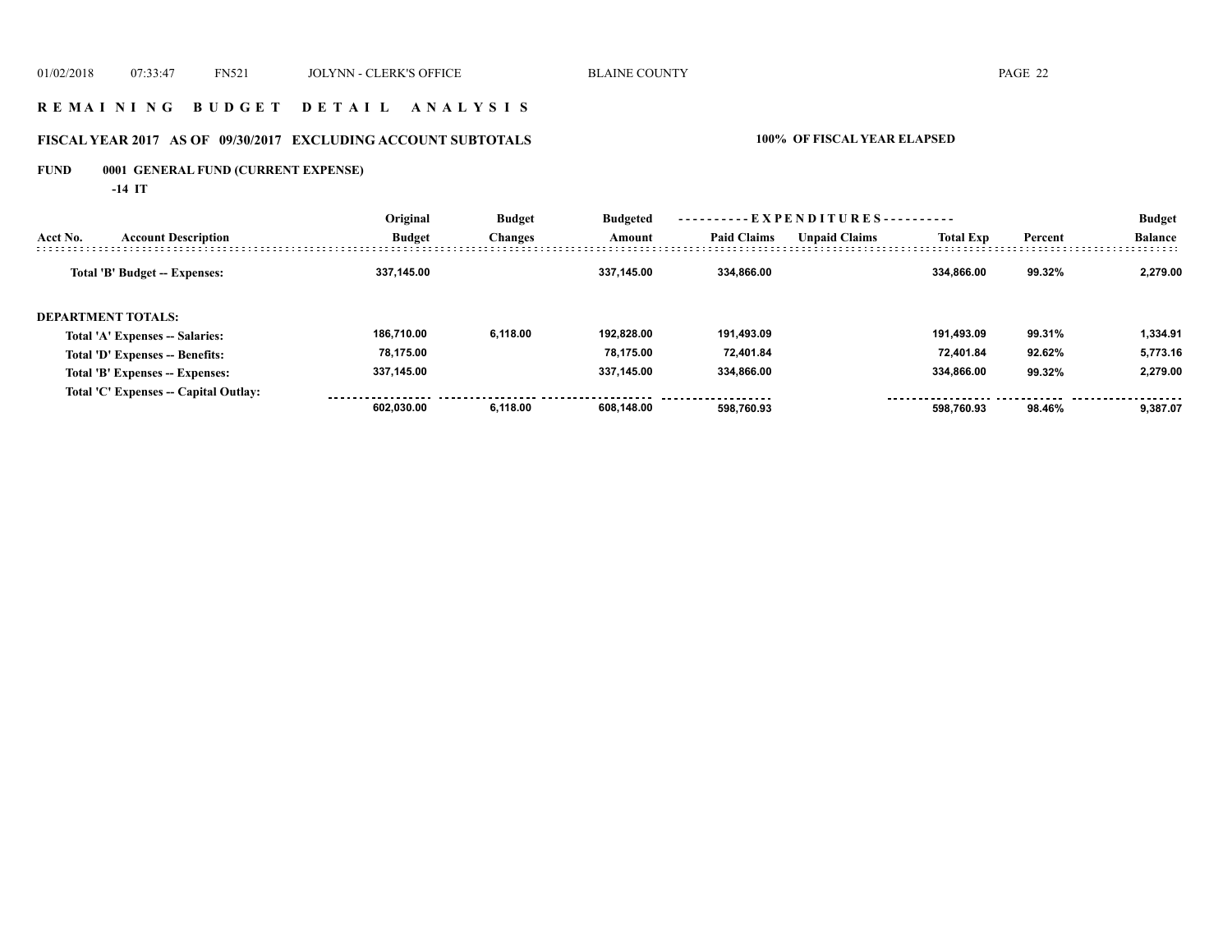# REMAINING BUDGET DETAIL ANALYSIS

## FISCAL YEAR 2017 AS OF 09/30/2017 EXCLUDING ACCOUNT SUBTOTALS — 100% OF FISCAL YEAR ELAPSED

### FUND 0001 GENERAL FUND (CURRENT EXPENSE)

**-14 IT**

| Acct No. | Account Description | Original Budget | Budget Changes | Budgeted Amount | Paid Claims | Unpaid Claims | Total Exp | Percent | Budget Balance |
|---|---|---|---|---|---|---|---|---|---|
| | **Total 'B' Budget -- Expenses:** | 337,145.00 | | 337,145.00 | 334,866.00 | | 334,866.00 | 99.32% | 2,279.00 |
| | **DEPARTMENT TOTALS:** | | | | | | | | |
| | Total 'A' Expenses -- Salaries: | 186,710.00 | 6,118.00 | 192,828.00 | 191,493.09 | | 191,493.09 | 99.31% | 1,334.91 |
| | Total 'D' Expenses -- Benefits: | 78,175.00 | | 78,175.00 | 72,401.84 | | 72,401.84 | 92.62% | 5,773.16 |
| | Total 'B' Expenses -- Expenses: | 337,145.00 | | 337,145.00 | 334,866.00 | | 334,866.00 | 99.32% | 2,279.00 |
| | Total 'C' Expenses -- Capital Outlay: | | | | | | | | |
| | | 602,030.00 | 6,118.00 | 608,148.00 | 598,760.93 | | 598,760.93 | 98.46% | 9,387.07 |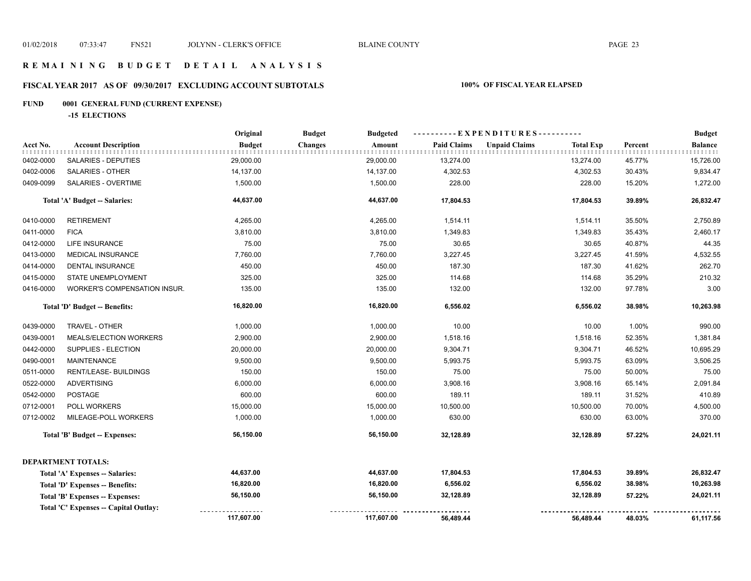# REMAINING BUDGET DETAIL ANALYSIS

## FISCAL YEAR 2017 AS OF 09/30/2017 EXCLUDING ACCOUNT SUBTOTALS

**100% OF FISCAL YEAR ELAPSED**

### FUND 0001 GENERAL FUND (CURRENT EXPENSE)

**-15 ELECTIONS**

| Acct No. | Account Description | Original Budget | Budget Changes | Budgeted Amount | Paid Claims | Unpaid Claims | Total Exp | Percent | Budget Balance |
|---|---|---|---|---|---|---|---|---|---|
| 0402-0000 | SALARIES - DEPUTIES | 29,000.00 | | 29,000.00 | 13,274.00 | | 13,274.00 | 45.77% | 15,726.00 |
| 0402-0006 | SALARIES - OTHER | 14,137.00 | | 14,137.00 | 4,302.53 | | 4,302.53 | 30.43% | 9,834.47 |
| 0409-0099 | SALARIES - OVERTIME | 1,500.00 | | 1,500.00 | 228.00 | | 228.00 | 15.20% | 1,272.00 |
| | **Total 'A' Budget -- Salaries:** | **44,637.00** | | **44,637.00** | **17,804.53** | | **17,804.53** | **39.89%** | **26,832.47** |
| 0410-0000 | RETIREMENT | 4,265.00 | | 4,265.00 | 1,514.11 | | 1,514.11 | 35.50% | 2,750.89 |
| 0411-0000 | FICA | 3,810.00 | | 3,810.00 | 1,349.83 | | 1,349.83 | 35.43% | 2,460.17 |
| 0412-0000 | LIFE INSURANCE | 75.00 | | 75.00 | 30.65 | | 30.65 | 40.87% | 44.35 |
| 0413-0000 | MEDICAL INSURANCE | 7,760.00 | | 7,760.00 | 3,227.45 | | 3,227.45 | 41.59% | 4,532.55 |
| 0414-0000 | DENTAL INSURANCE | 450.00 | | 450.00 | 187.30 | | 187.30 | 41.62% | 262.70 |
| 0415-0000 | STATE UNEMPLOYMENT | 325.00 | | 325.00 | 114.68 | | 114.68 | 35.29% | 210.32 |
| 0416-0000 | WORKER'S COMPENSATION INSUR. | 135.00 | | 135.00 | 132.00 | | 132.00 | 97.78% | 3.00 |
| | **Total 'D' Budget -- Benefits:** | **16,820.00** | | **16,820.00** | **6,556.02** | | **6,556.02** | **38.98%** | **10,263.98** |
| 0439-0000 | TRAVEL - OTHER | 1,000.00 | | 1,000.00 | 10.00 | | 10.00 | 1.00% | 990.00 |
| 0439-0001 | MEALS/ELECTION WORKERS | 2,900.00 | | 2,900.00 | 1,518.16 | | 1,518.16 | 52.35% | 1,381.84 |
| 0442-0000 | SUPPLIES - ELECTION | 20,000.00 | | 20,000.00 | 9,304.71 | | 9,304.71 | 46.52% | 10,695.29 |
| 0490-0001 | MAINTENANCE | 9,500.00 | | 9,500.00 | 5,993.75 | | 5,993.75 | 63.09% | 3,506.25 |
| 0511-0000 | RENT/LEASE- BUILDINGS | 150.00 | | 150.00 | 75.00 | | 75.00 | 50.00% | 75.00 |
| 0522-0000 | ADVERTISING | 6,000.00 | | 6,000.00 | 3,908.16 | | 3,908.16 | 65.14% | 2,091.84 |
| 0542-0000 | POSTAGE | 600.00 | | 600.00 | 189.11 | | 189.11 | 31.52% | 410.89 |
| 0712-0001 | POLL WORKERS | 15,000.00 | | 15,000.00 | 10,500.00 | | 10,500.00 | 70.00% | 4,500.00 |
| 0712-0002 | MILEAGE-POLL WORKERS | 1,000.00 | | 1,000.00 | 630.00 | | 630.00 | 63.00% | 370.00 |
| | **Total 'B' Budget -- Expenses:** | **56,150.00** | | **56,150.00** | **32,128.89** | | **32,128.89** | **57.22%** | **24,021.11** |

**DEPARTMENT TOTALS:**

| | Original Budget | Budget Changes | Budgeted Amount | Paid Claims | Unpaid Claims | Total Exp | Percent | Budget Balance |
|---|---|---|---|---|---|---|---|---|
| **Total 'A' Expenses -- Salaries:** | **44,637.00** | | **44,637.00** | **17,804.53** | | **17,804.53** | **39.89%** | **26,832.47** |
| **Total 'D' Expenses -- Benefits:** | **16,820.00** | | **16,820.00** | **6,556.02** | | **6,556.02** | **38.98%** | **10,263.98** |
| **Total 'B' Expenses -- Expenses:** | **56,150.00** | | **56,150.00** | **32,128.89** | | **32,128.89** | **57.22%** | **24,021.11** |
| **Total 'C' Expenses -- Capital Outlay:** | | | | | | | | |
| | **117,607.00** | | **117,607.00** | **56,489.44** | | **56,489.44** | **48.03%** | **61,117.56** |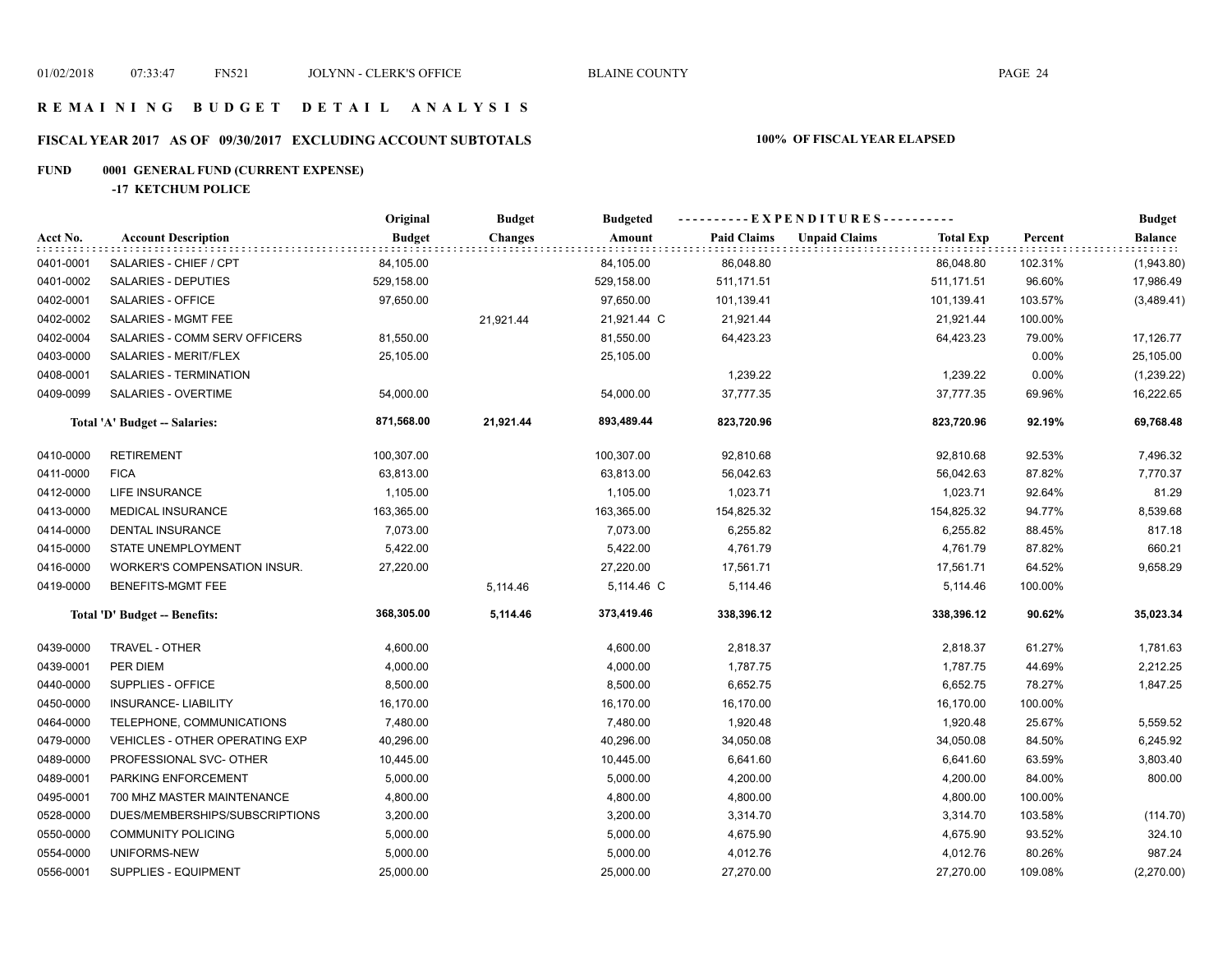# REMAINING BUDGET DETAIL ANALYSIS

## FISCAL YEAR 2017 AS OF 09/30/2017 EXCLUDING ACCOUNT SUBTOTALS

**100% OF FISCAL YEAR ELAPSED**

### FUND 0001 GENERAL FUND (CURRENT EXPENSE)

**-17 KETCHUM POLICE**

| Acct No. | Account Description | Original Budget | Budget Changes | Budgeted Amount | Paid Claims | Unpaid Claims | Total Exp | Percent | Budget Balance |
|---|---|---|---|---|---|---|---|---|---|
| 0401-0001 | SALARIES - CHIEF / CPT | 84,105.00 | | 84,105.00 | 86,048.80 | | 86,048.80 | 102.31% | (1,943.80) |
| 0401-0002 | SALARIES - DEPUTIES | 529,158.00 | | 529,158.00 | 511,171.51 | | 511,171.51 | 96.60% | 17,986.49 |
| 0402-0001 | SALARIES - OFFICE | 97,650.00 | | 97,650.00 | 101,139.41 | | 101,139.41 | 103.57% | (3,489.41) |
| 0402-0002 | SALARIES - MGMT FEE | | 21,921.44 | 21,921.44 C | 21,921.44 | | 21,921.44 | 100.00% | |
| 0402-0004 | SALARIES - COMM SERV OFFICERS | 81,550.00 | | 81,550.00 | 64,423.23 | | 64,423.23 | 79.00% | 17,126.77 |
| 0403-0000 | SALARIES - MERIT/FLEX | 25,105.00 | | 25,105.00 | | | | 0.00% | 25,105.00 |
| 0408-0001 | SALARIES - TERMINATION | | | | 1,239.22 | | 1,239.22 | 0.00% | (1,239.22) |
| 0409-0099 | SALARIES - OVERTIME | 54,000.00 | | 54,000.00 | 37,777.35 | | 37,777.35 | 69.96% | 16,222.65 |
| | **Total 'A' Budget -- Salaries:** | **871,568.00** | **21,921.44** | **893,489.44** | **823,720.96** | | **823,720.96** | **92.19%** | **69,768.48** |
| 0410-0000 | RETIREMENT | 100,307.00 | | 100,307.00 | 92,810.68 | | 92,810.68 | 92.53% | 7,496.32 |
| 0411-0000 | FICA | 63,813.00 | | 63,813.00 | 56,042.63 | | 56,042.63 | 87.82% | 7,770.37 |
| 0412-0000 | LIFE INSURANCE | 1,105.00 | | 1,105.00 | 1,023.71 | | 1,023.71 | 92.64% | 81.29 |
| 0413-0000 | MEDICAL INSURANCE | 163,365.00 | | 163,365.00 | 154,825.32 | | 154,825.32 | 94.77% | 8,539.68 |
| 0414-0000 | DENTAL INSURANCE | 7,073.00 | | 7,073.00 | 6,255.82 | | 6,255.82 | 88.45% | 817.18 |
| 0415-0000 | STATE UNEMPLOYMENT | 5,422.00 | | 5,422.00 | 4,761.79 | | 4,761.79 | 87.82% | 660.21 |
| 0416-0000 | WORKER'S COMPENSATION INSUR. | 27,220.00 | | 27,220.00 | 17,561.71 | | 17,561.71 | 64.52% | 9,658.29 |
| 0419-0000 | BENEFITS-MGMT FEE | | 5,114.46 | 5,114.46 C | 5,114.46 | | 5,114.46 | 100.00% | |
| | **Total 'D' Budget -- Benefits:** | **368,305.00** | **5,114.46** | **373,419.46** | **338,396.12** | | **338,396.12** | **90.62%** | **35,023.34** |
| 0439-0000 | TRAVEL - OTHER | 4,600.00 | | 4,600.00 | 2,818.37 | | 2,818.37 | 61.27% | 1,781.63 |
| 0439-0001 | PER DIEM | 4,000.00 | | 4,000.00 | 1,787.75 | | 1,787.75 | 44.69% | 2,212.25 |
| 0440-0000 | SUPPLIES - OFFICE | 8,500.00 | | 8,500.00 | 6,652.75 | | 6,652.75 | 78.27% | 1,847.25 |
| 0450-0000 | INSURANCE- LIABILITY | 16,170.00 | | 16,170.00 | 16,170.00 | | 16,170.00 | 100.00% | |
| 0464-0000 | TELEPHONE, COMMUNICATIONS | 7,480.00 | | 7,480.00 | 1,920.48 | | 1,920.48 | 25.67% | 5,559.52 |
| 0479-0000 | VEHICLES - OTHER OPERATING EXP | 40,296.00 | | 40,296.00 | 34,050.08 | | 34,050.08 | 84.50% | 6,245.92 |
| 0489-0000 | PROFESSIONAL SVC- OTHER | 10,445.00 | | 10,445.00 | 6,641.60 | | 6,641.60 | 63.59% | 3,803.40 |
| 0489-0001 | PARKING ENFORCEMENT | 5,000.00 | | 5,000.00 | 4,200.00 | | 4,200.00 | 84.00% | 800.00 |
| 0495-0001 | 700 MHZ MASTER MAINTENANCE | 4,800.00 | | 4,800.00 | 4,800.00 | | 4,800.00 | 100.00% | |
| 0528-0000 | DUES/MEMBERSHIPS/SUBSCRIPTIONS | 3,200.00 | | 3,200.00 | 3,314.70 | | 3,314.70 | 103.58% | (114.70) |
| 0550-0000 | COMMUNITY POLICING | 5,000.00 | | 5,000.00 | 4,675.90 | | 4,675.90 | 93.52% | 324.10 |
| 0554-0000 | UNIFORMS-NEW | 5,000.00 | | 5,000.00 | 4,012.76 | | 4,012.76 | 80.26% | 987.24 |
| 0556-0001 | SUPPLIES - EQUIPMENT | 25,000.00 | | 25,000.00 | 27,270.00 | | 27,270.00 | 109.08% | (2,270.00) |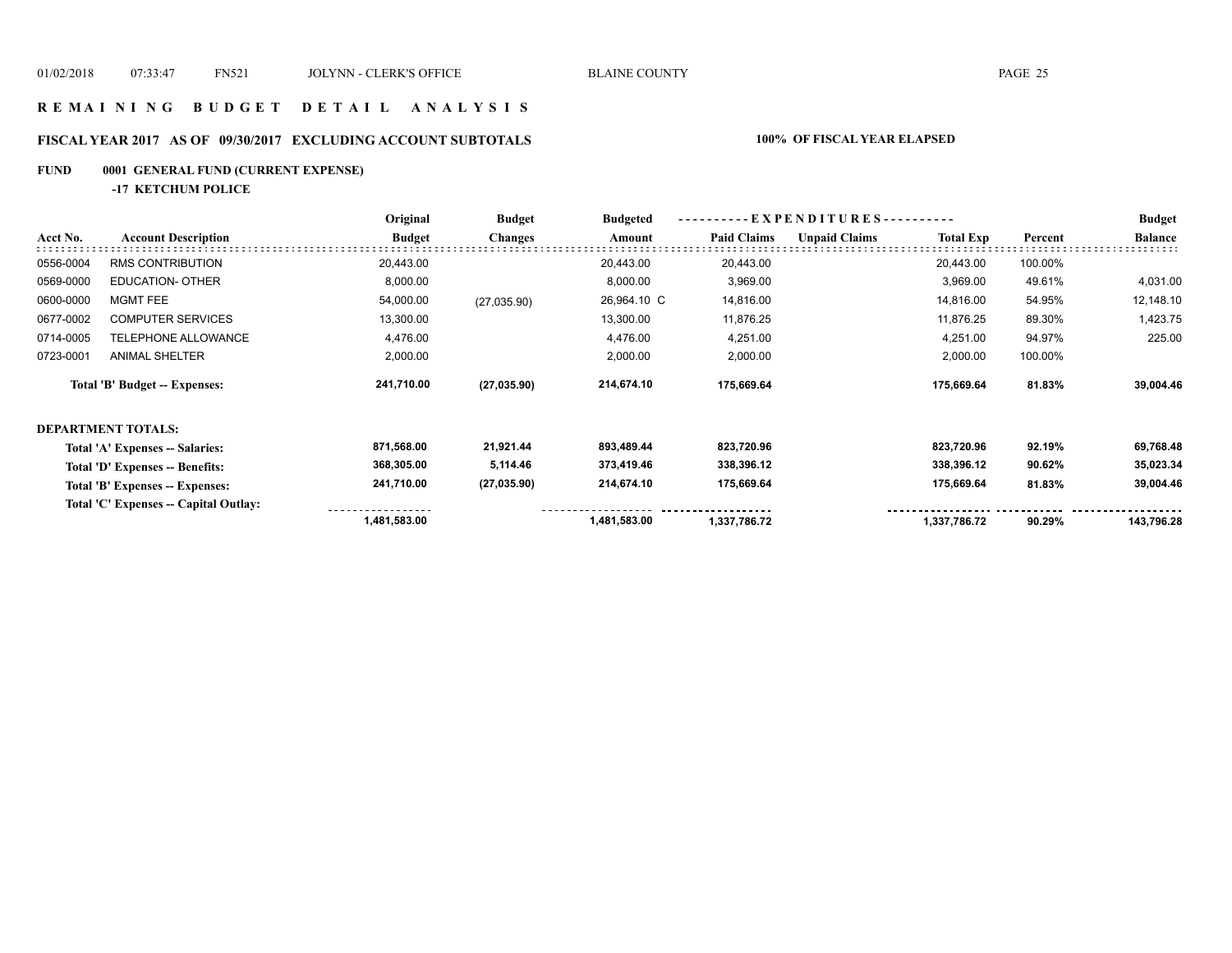# R E M A I N I N G   B U D G E T   D E T A I L   A N A L Y S I S

## FISCAL YEAR 2017 AS OF 09/30/2017 EXCLUDING ACCOUNT SUBTOTALS — 100% OF FISCAL YEAR ELAPSED

### FUND 0001 GENERAL FUND (CURRENT EXPENSE)

**-17 KETCHUM POLICE**

| Acct No. | Account Description | Original Budget | Budget Changes | Budgeted Amount | EXPENDITURES Paid Claims | EXPENDITURES Unpaid Claims | EXPENDITURES Total Exp | Percent | Budget Balance |
|---|---|---|---|---|---|---|---|---|---|
| 0556-0004 | RMS CONTRIBUTION | 20,443.00 | | 20,443.00 | 20,443.00 | | 20,443.00 | 100.00% | |
| 0569-0000 | EDUCATION- OTHER | 8,000.00 | | 8,000.00 | 3,969.00 | | 3,969.00 | 49.61% | 4,031.00 |
| 0600-0000 | MGMT FEE | 54,000.00 | (27,035.90) | 26,964.10 C | 14,816.00 | | 14,816.00 | 54.95% | 12,148.10 |
| 0677-0002 | COMPUTER SERVICES | 13,300.00 | | 13,300.00 | 11,876.25 | | 11,876.25 | 89.30% | 1,423.75 |
| 0714-0005 | TELEPHONE ALLOWANCE | 4,476.00 | | 4,476.00 | 4,251.00 | | 4,251.00 | 94.97% | 225.00 |
| 0723-0001 | ANIMAL SHELTER | 2,000.00 | | 2,000.00 | 2,000.00 | | 2,000.00 | 100.00% | |
| | **Total 'B' Budget -- Expenses:** | **241,710.00** | **(27,035.90)** | **214,674.10** | **175,669.64** | | **175,669.64** | **81.83%** | **39,004.46** |

**DEPARTMENT TOTALS:**

| | Original Budget | Budget Changes | Budgeted Amount | Paid Claims | Unpaid Claims | Total Exp | Percent | Budget Balance |
|---|---|---|---|---|---|---|---|---|
| **Total 'A' Expenses -- Salaries:** | **871,568.00** | **21,921.44** | **893,489.44** | **823,720.96** | | **823,720.96** | **92.19%** | **69,768.48** |
| **Total 'D' Expenses -- Benefits:** | **368,305.00** | **5,114.46** | **373,419.46** | **338,396.12** | | **338,396.12** | **90.62%** | **35,023.34** |
| **Total 'B' Expenses -- Expenses:** | **241,710.00** | **(27,035.90)** | **214,674.10** | **175,669.64** | | **175,669.64** | **81.83%** | **39,004.46** |
| **Total 'C' Expenses -- Capital Outlay:** | | | | | | | | |
| | **1,481,583.00** | | **1,481,583.00** | **1,337,786.72** | | **1,337,786.72** | **90.29%** | **143,796.28** |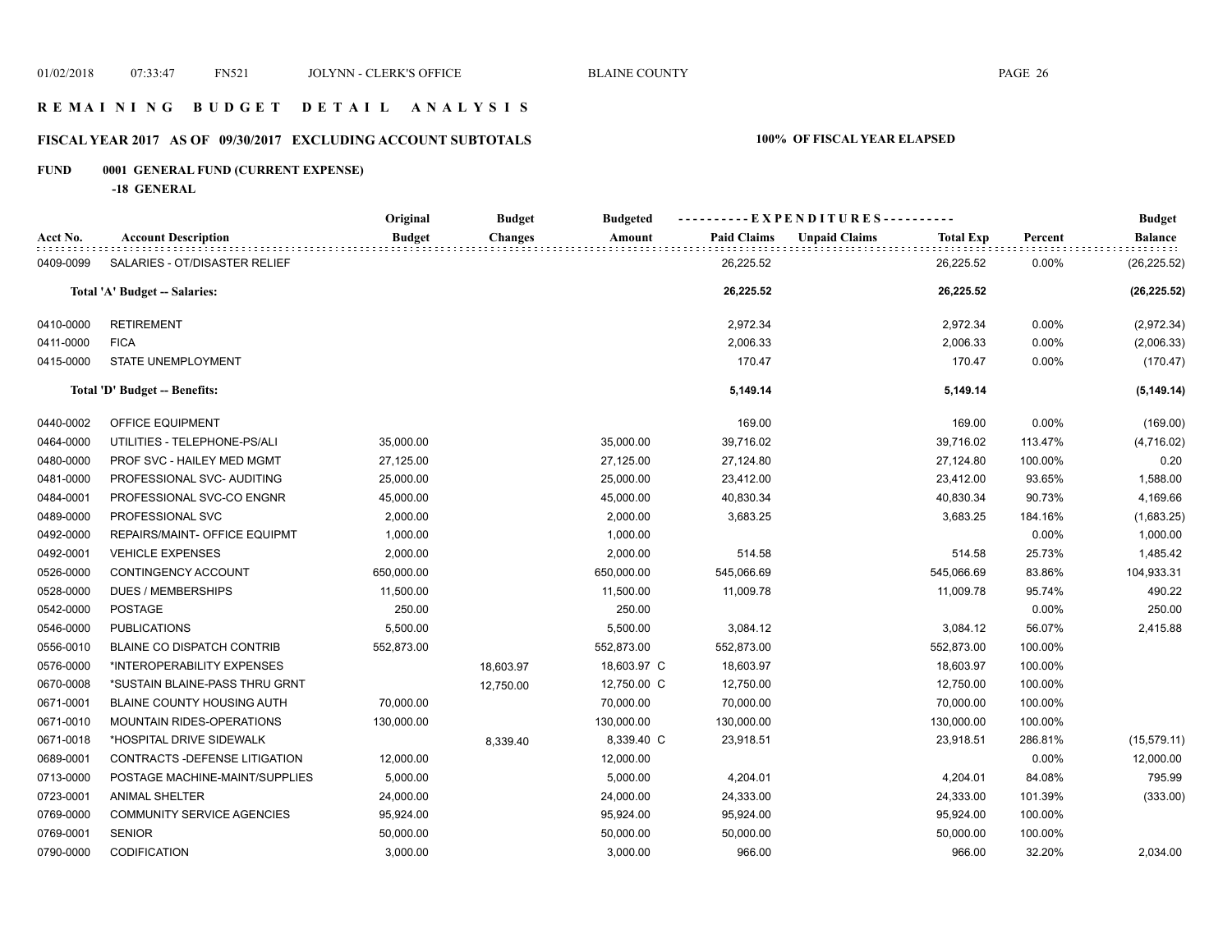## REMAINING BUDGET DETAIL ANALYSIS

### FISCAL YEAR 2017 AS OF 09/30/2017 EXCLUDING ACCOUNT SUBTOTALS

**100% OF FISCAL YEAR ELAPSED**

**FUND 0001 GENERAL FUND (CURRENT EXPENSE)**

**-18 GENERAL**

| Acct No. | Account Description | Original Budget | Budget Changes | Budgeted Amount | Paid Claims | Unpaid Claims | Total Exp | Percent | Budget Balance |
|---|---|---|---|---|---|---|---|---|---|
| 0409-0099 | SALARIES - OT/DISASTER RELIEF | | | | 26,225.52 | | 26,225.52 | 0.00% | (26,225.52) |
| | **Total 'A' Budget -- Salaries:** | | | | **26,225.52** | | **26,225.52** | | **(26,225.52)** |
| 0410-0000 | RETIREMENT | | | | 2,972.34 | | 2,972.34 | 0.00% | (2,972.34) |
| 0411-0000 | FICA | | | | 2,006.33 | | 2,006.33 | 0.00% | (2,006.33) |
| 0415-0000 | STATE UNEMPLOYMENT | | | | 170.47 | | 170.47 | 0.00% | (170.47) |
| | **Total 'D' Budget -- Benefits:** | | | | **5,149.14** | | **5,149.14** | | **(5,149.14)** |
| 0440-0002 | OFFICE EQUIPMENT | | | | 169.00 | | 169.00 | 0.00% | (169.00) |
| 0464-0000 | UTILITIES - TELEPHONE-PS/ALI | 35,000.00 | | 35,000.00 | 39,716.02 | | 39,716.02 | 113.47% | (4,716.02) |
| 0480-0000 | PROF SVC - HAILEY MED MGMT | 27,125.00 | | 27,125.00 | 27,124.80 | | 27,124.80 | 100.00% | 0.20 |
| 0481-0000 | PROFESSIONAL SVC- AUDITING | 25,000.00 | | 25,000.00 | 23,412.00 | | 23,412.00 | 93.65% | 1,588.00 |
| 0484-0001 | PROFESSIONAL SVC-CO ENGNR | 45,000.00 | | 45,000.00 | 40,830.34 | | 40,830.34 | 90.73% | 4,169.66 |
| 0489-0000 | PROFESSIONAL SVC | 2,000.00 | | 2,000.00 | 3,683.25 | | 3,683.25 | 184.16% | (1,683.25) |
| 0492-0000 | REPAIRS/MAINT- OFFICE EQUIPMT | 1,000.00 | | 1,000.00 | | | | 0.00% | 1,000.00 |
| 0492-0001 | VEHICLE EXPENSES | 2,000.00 | | 2,000.00 | 514.58 | | 514.58 | 25.73% | 1,485.42 |
| 0526-0000 | CONTINGENCY ACCOUNT | 650,000.00 | | 650,000.00 | 545,066.69 | | 545,066.69 | 83.86% | 104,933.31 |
| 0528-0000 | DUES / MEMBERSHIPS | 11,500.00 | | 11,500.00 | 11,009.78 | | 11,009.78 | 95.74% | 490.22 |
| 0542-0000 | POSTAGE | 250.00 | | 250.00 | | | | 0.00% | 250.00 |
| 0546-0000 | PUBLICATIONS | 5,500.00 | | 5,500.00 | 3,084.12 | | 3,084.12 | 56.07% | 2,415.88 |
| 0556-0010 | BLAINE CO DISPATCH CONTRIB | 552,873.00 | | 552,873.00 | 552,873.00 | | 552,873.00 | 100.00% | |
| 0576-0000 | *INTEROPERABILITY EXPENSES | | 18,603.97 | 18,603.97 C | 18,603.97 | | 18,603.97 | 100.00% | |
| 0670-0008 | *SUSTAIN BLAINE-PASS THRU GRNT | | 12,750.00 | 12,750.00 C | 12,750.00 | | 12,750.00 | 100.00% | |
| 0671-0001 | BLAINE COUNTY HOUSING AUTH | 70,000.00 | | 70,000.00 | 70,000.00 | | 70,000.00 | 100.00% | |
| 0671-0010 | MOUNTAIN RIDES-OPERATIONS | 130,000.00 | | 130,000.00 | 130,000.00 | | 130,000.00 | 100.00% | |
| 0671-0018 | *HOSPITAL DRIVE SIDEWALK | | 8,339.40 | 8,339.40 C | 23,918.51 | | 23,918.51 | 286.81% | (15,579.11) |
| 0689-0001 | CONTRACTS -DEFENSE LITIGATION | 12,000.00 | | 12,000.00 | | | | 0.00% | 12,000.00 |
| 0713-0000 | POSTAGE MACHINE-MAINT/SUPPLIES | 5,000.00 | | 5,000.00 | 4,204.01 | | 4,204.01 | 84.08% | 795.99 |
| 0723-0001 | ANIMAL SHELTER | 24,000.00 | | 24,000.00 | 24,333.00 | | 24,333.00 | 101.39% | (333.00) |
| 0769-0000 | COMMUNITY SERVICE AGENCIES | 95,924.00 | | 95,924.00 | 95,924.00 | | 95,924.00 | 100.00% | |
| 0769-0001 | SENIOR | 50,000.00 | | 50,000.00 | 50,000.00 | | 50,000.00 | 100.00% | |
| 0790-0000 | CODIFICATION | 3,000.00 | | 3,000.00 | 966.00 | | 966.00 | 32.20% | 2,034.00 |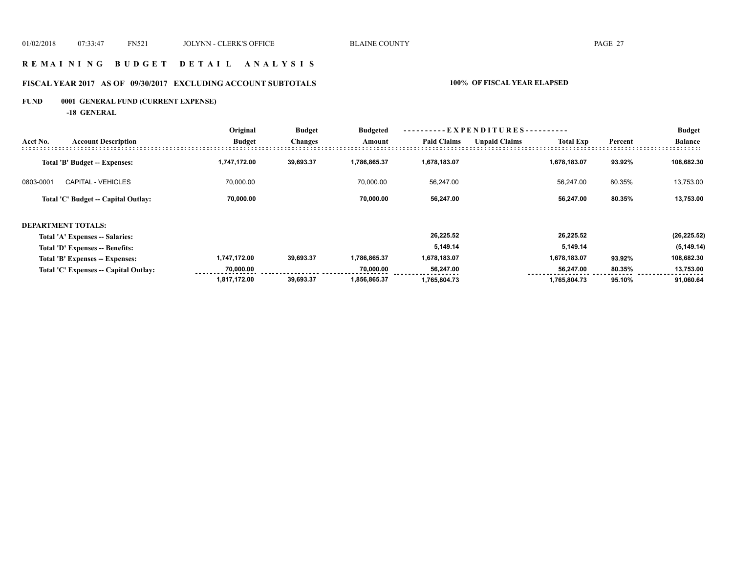## REMAINING BUDGET DETAIL ANALYSIS

### FISCAL YEAR 2017 AS OF 09/30/2017 EXCLUDING ACCOUNT SUBTOTALS — 100% OF FISCAL YEAR ELAPSED

**FUND 0001 GENERAL FUND (CURRENT EXPENSE)**

**-18 GENERAL**

| Acct No. | Account Description | Original Budget | Budget Changes | Budgeted Amount | EXPENDITURES Paid Claims | EXPENDITURES Unpaid Claims | Total Exp | Percent | Budget Balance |
|---|---|---|---|---|---|---|---|---|---|
| | **Total 'B' Budget -- Expenses:** | **1,747,172.00** | **39,693.37** | **1,786,865.37** | **1,678,183.07** | | **1,678,183.07** | **93.92%** | **108,682.30** |
| 0803-0001 | CAPITAL - VEHICLES | 70,000.00 | | 70,000.00 | 56,247.00 | | 56,247.00 | 80.35% | 13,753.00 |
| | **Total 'C' Budget -- Capital Outlay:** | **70,000.00** | | **70,000.00** | **56,247.00** | | **56,247.00** | **80.35%** | **13,753.00** |

**DEPARTMENT TOTALS:**

| | Original Budget | Budget Changes | Budgeted Amount | Paid Claims | Unpaid Claims | Total Exp | Percent | Budget Balance |
|---|---|---|---|---|---|---|---|---|
| **Total 'A' Expenses -- Salaries:** | | | | **26,225.52** | | **26,225.52** | | **(26,225.52)** |
| **Total 'D' Expenses -- Benefits:** | | | | **5,149.14** | | **5,149.14** | | **(5,149.14)** |
| **Total 'B' Expenses -- Expenses:** | **1,747,172.00** | **39,693.37** | **1,786,865.37** | **1,678,183.07** | | **1,678,183.07** | **93.92%** | **108,682.30** |
| **Total 'C' Expenses -- Capital Outlay:** | **70,000.00** | | **70,000.00** | **56,247.00** | | **56,247.00** | **80.35%** | **13,753.00** |
| | **1,817,172.00** | **39,693.37** | **1,856,865.37** | **1,765,804.73** | | **1,765,804.73** | **95.10%** | **91,060.64** |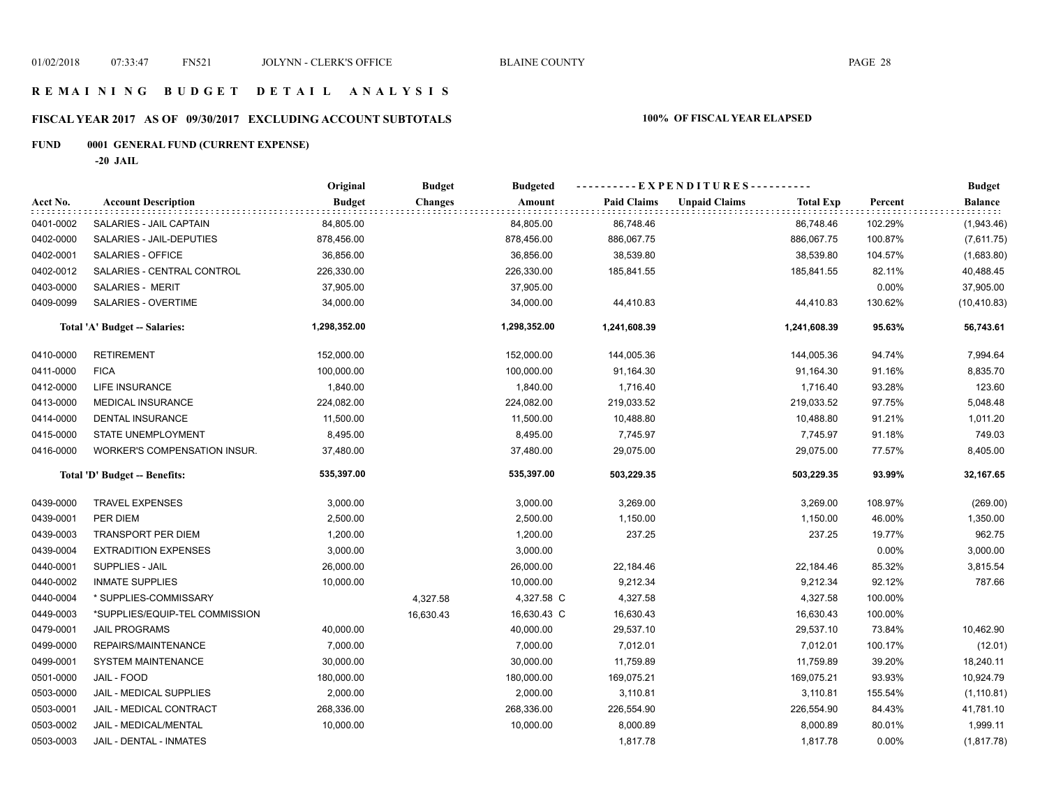## R E M A I N I N G   B U D G E T   D E T A I L   A N A L Y S I S

### FISCAL YEAR 2017 AS OF 09/30/2017 EXCLUDING ACCOUNT SUBTOTALS — 100% OF FISCAL YEAR ELAPSED

**FUND 0001 GENERAL FUND (CURRENT EXPENSE)**

**-20 JAIL**

| Acct No. | Account Description | Original Budget | Budget Changes | Budgeted Amount | Paid Claims | Unpaid Claims | Total Exp | Percent | Budget Balance |
|---|---|---|---|---|---|---|---|---|---|
| 0401-0002 | SALARIES - JAIL CAPTAIN | 84,805.00 | | 84,805.00 | 86,748.46 | | 86,748.46 | 102.29% | (1,943.46) |
| 0402-0000 | SALARIES - JAIL-DEPUTIES | 878,456.00 | | 878,456.00 | 886,067.75 | | 886,067.75 | 100.87% | (7,611.75) |
| 0402-0001 | SALARIES - OFFICE | 36,856.00 | | 36,856.00 | 38,539.80 | | 38,539.80 | 104.57% | (1,683.80) |
| 0402-0012 | SALARIES - CENTRAL CONTROL | 226,330.00 | | 226,330.00 | 185,841.55 | | 185,841.55 | 82.11% | 40,488.45 |
| 0403-0000 | SALARIES - MERIT | 37,905.00 | | 37,905.00 | | | | 0.00% | 37,905.00 |
| 0409-0099 | SALARIES - OVERTIME | 34,000.00 | | 34,000.00 | 44,410.83 | | 44,410.83 | 130.62% | (10,410.83) |
| | **Total 'A' Budget -- Salaries:** | **1,298,352.00** | | **1,298,352.00** | **1,241,608.39** | | **1,241,608.39** | **95.63%** | **56,743.61** |
| 0410-0000 | RETIREMENT | 152,000.00 | | 152,000.00 | 144,005.36 | | 144,005.36 | 94.74% | 7,994.64 |
| 0411-0000 | FICA | 100,000.00 | | 100,000.00 | 91,164.30 | | 91,164.30 | 91.16% | 8,835.70 |
| 0412-0000 | LIFE INSURANCE | 1,840.00 | | 1,840.00 | 1,716.40 | | 1,716.40 | 93.28% | 123.60 |
| 0413-0000 | MEDICAL INSURANCE | 224,082.00 | | 224,082.00 | 219,033.52 | | 219,033.52 | 97.75% | 5,048.48 |
| 0414-0000 | DENTAL INSURANCE | 11,500.00 | | 11,500.00 | 10,488.80 | | 10,488.80 | 91.21% | 1,011.20 |
| 0415-0000 | STATE UNEMPLOYMENT | 8,495.00 | | 8,495.00 | 7,745.97 | | 7,745.97 | 91.18% | 749.03 |
| 0416-0000 | WORKER'S COMPENSATION INSUR. | 37,480.00 | | 37,480.00 | 29,075.00 | | 29,075.00 | 77.57% | 8,405.00 |
| | **Total 'D' Budget -- Benefits:** | **535,397.00** | | **535,397.00** | **503,229.35** | | **503,229.35** | **93.99%** | **32,167.65** |
| 0439-0000 | TRAVEL EXPENSES | 3,000.00 | | 3,000.00 | 3,269.00 | | 3,269.00 | 108.97% | (269.00) |
| 0439-0001 | PER DIEM | 2,500.00 | | 2,500.00 | 1,150.00 | | 1,150.00 | 46.00% | 1,350.00 |
| 0439-0003 | TRANSPORT PER DIEM | 1,200.00 | | 1,200.00 | 237.25 | | 237.25 | 19.77% | 962.75 |
| 0439-0004 | EXTRADITION EXPENSES | 3,000.00 | | 3,000.00 | | | | 0.00% | 3,000.00 |
| 0440-0001 | SUPPLIES - JAIL | 26,000.00 | | 26,000.00 | 22,184.46 | | 22,184.46 | 85.32% | 3,815.54 |
| 0440-0002 | INMATE SUPPLIES | 10,000.00 | | 10,000.00 | 9,212.34 | | 9,212.34 | 92.12% | 787.66 |
| 0440-0004 | * SUPPLIES-COMMISSARY | | 4,327.58 | 4,327.58 C | 4,327.58 | | 4,327.58 | 100.00% | |
| 0449-0003 | *SUPPLIES/EQUIP-TEL COMMISSION | | 16,630.43 | 16,630.43 C | 16,630.43 | | 16,630.43 | 100.00% | |
| 0479-0001 | JAIL PROGRAMS | 40,000.00 | | 40,000.00 | 29,537.10 | | 29,537.10 | 73.84% | 10,462.90 |
| 0499-0000 | REPAIRS/MAINTENANCE | 7,000.00 | | 7,000.00 | 7,012.01 | | 7,012.01 | 100.17% | (12.01) |
| 0499-0001 | SYSTEM MAINTENANCE | 30,000.00 | | 30,000.00 | 11,759.89 | | 11,759.89 | 39.20% | 18,240.11 |
| 0501-0000 | JAIL - FOOD | 180,000.00 | | 180,000.00 | 169,075.21 | | 169,075.21 | 93.93% | 10,924.79 |
| 0503-0000 | JAIL - MEDICAL SUPPLIES | 2,000.00 | | 2,000.00 | 3,110.81 | | 3,110.81 | 155.54% | (1,110.81) |
| 0503-0001 | JAIL - MEDICAL CONTRACT | 268,336.00 | | 268,336.00 | 226,554.90 | | 226,554.90 | 84.43% | 41,781.10 |
| 0503-0002 | JAIL - MEDICAL/MENTAL | 10,000.00 | | 10,000.00 | 8,000.89 | | 8,000.89 | 80.01% | 1,999.11 |
| 0503-0003 | JAIL - DENTAL - INMATES | | | | 1,817.78 | | 1,817.78 | 0.00% | (1,817.78) |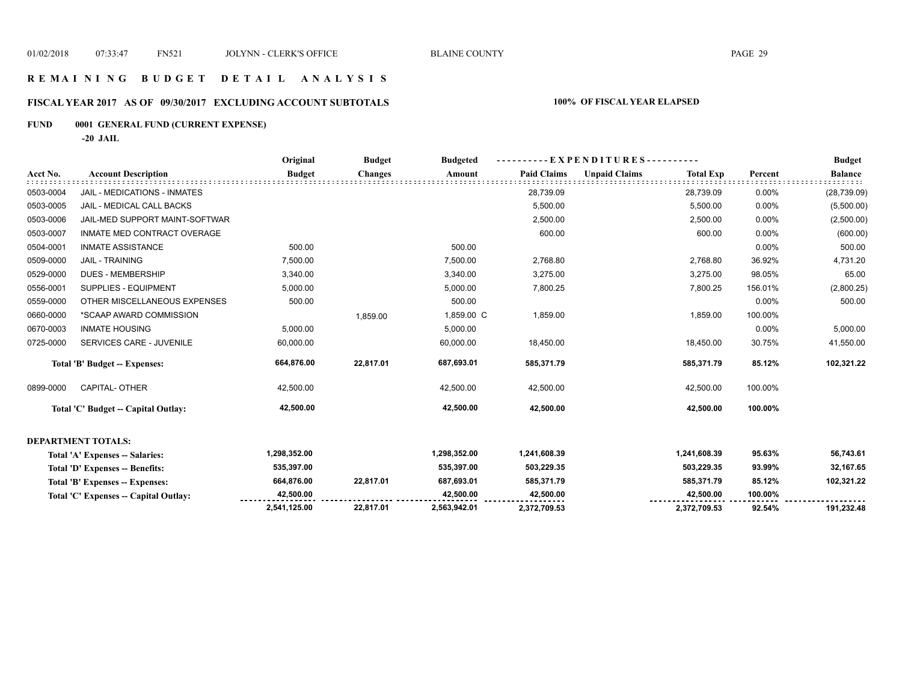# R E M A I N I N G B U D G E T D E T A I L A N A L Y S I S

## FISCAL YEAR 2017 AS OF 09/30/2017 EXCLUDING ACCOUNT SUBTOTALS

**100% OF FISCAL YEAR ELAPSED**

### FUND 0001 GENERAL FUND (CURRENT EXPENSE)

**-20 JAIL**

| Acct No. | Account Description | Original Budget | Budget Changes | Budgeted Amount | Paid Claims | Unpaid Claims | Total Exp | Percent | Budget Balance |
|---|---|---|---|---|---|---|---|---|---|
| 0503-0004 | JAIL - MEDICATIONS - INMATES | | | | 28,739.09 | | 28,739.09 | 0.00% | (28,739.09) |
| 0503-0005 | JAIL - MEDICAL CALL BACKS | | | | 5,500.00 | | 5,500.00 | 0.00% | (5,500.00) |
| 0503-0006 | JAIL-MED SUPPORT MAINT-SOFTWAR | | | | 2,500.00 | | 2,500.00 | 0.00% | (2,500.00) |
| 0503-0007 | INMATE MED CONTRACT OVERAGE | | | | 600.00 | | 600.00 | 0.00% | (600.00) |
| 0504-0001 | INMATE ASSISTANCE | 500.00 | | 500.00 | | | | 0.00% | 500.00 |
| 0509-0000 | JAIL - TRAINING | 7,500.00 | | 7,500.00 | 2,768.80 | | 2,768.80 | 36.92% | 4,731.20 |
| 0529-0000 | DUES - MEMBERSHIP | 3,340.00 | | 3,340.00 | 3,275.00 | | 3,275.00 | 98.05% | 65.00 |
| 0556-0001 | SUPPLIES - EQUIPMENT | 5,000.00 | | 5,000.00 | 7,800.25 | | 7,800.25 | 156.01% | (2,800.25) |
| 0559-0000 | OTHER MISCELLANEOUS EXPENSES | 500.00 | | 500.00 | | | | 0.00% | 500.00 |
| 0660-0000 | *SCAAP AWARD COMMISSION | | 1,859.00 | 1,859.00 C | 1,859.00 | | 1,859.00 | 100.00% | |
| 0670-0003 | INMATE HOUSING | 5,000.00 | | 5,000.00 | | | | 0.00% | 5,000.00 |
| 0725-0000 | SERVICES CARE - JUVENILE | 60,000.00 | | 60,000.00 | 18,450.00 | | 18,450.00 | 30.75% | 41,550.00 |
| | **Total 'B' Budget -- Expenses:** | **664,876.00** | **22,817.01** | **687,693.01** | **585,371.79** | | **585,371.79** | **85.12%** | **102,321.22** |
| 0899-0000 | CAPITAL- OTHER | 42,500.00 | | 42,500.00 | 42,500.00 | | 42,500.00 | 100.00% | |
| | **Total 'C' Budget -- Capital Outlay:** | **42,500.00** | | **42,500.00** | **42,500.00** | | **42,500.00** | **100.00%** | |

**DEPARTMENT TOTALS:**

| | Original Budget | Budget Changes | Budgeted Amount | Paid Claims | Unpaid Claims | Total Exp | Percent | Budget Balance |
|---|---|---|---|---|---|---|---|---|
| **Total 'A' Expenses -- Salaries:** | **1,298,352.00** | | **1,298,352.00** | **1,241,608.39** | | **1,241,608.39** | **95.63%** | **56,743.61** |
| **Total 'D' Expenses -- Benefits:** | **535,397.00** | | **535,397.00** | **503,229.35** | | **503,229.35** | **93.99%** | **32,167.65** |
| **Total 'B' Expenses -- Expenses:** | **664,876.00** | **22,817.01** | **687,693.01** | **585,371.79** | | **585,371.79** | **85.12%** | **102,321.22** |
| **Total 'C' Expenses -- Capital Outlay:** | **42,500.00** | | **42,500.00** | **42,500.00** | | **42,500.00** | **100.00%** | |
| | **2,541,125.00** | **22,817.01** | **2,563,942.01** | **2,372,709.53** | | **2,372,709.53** | **92.54%** | **191,232.48** |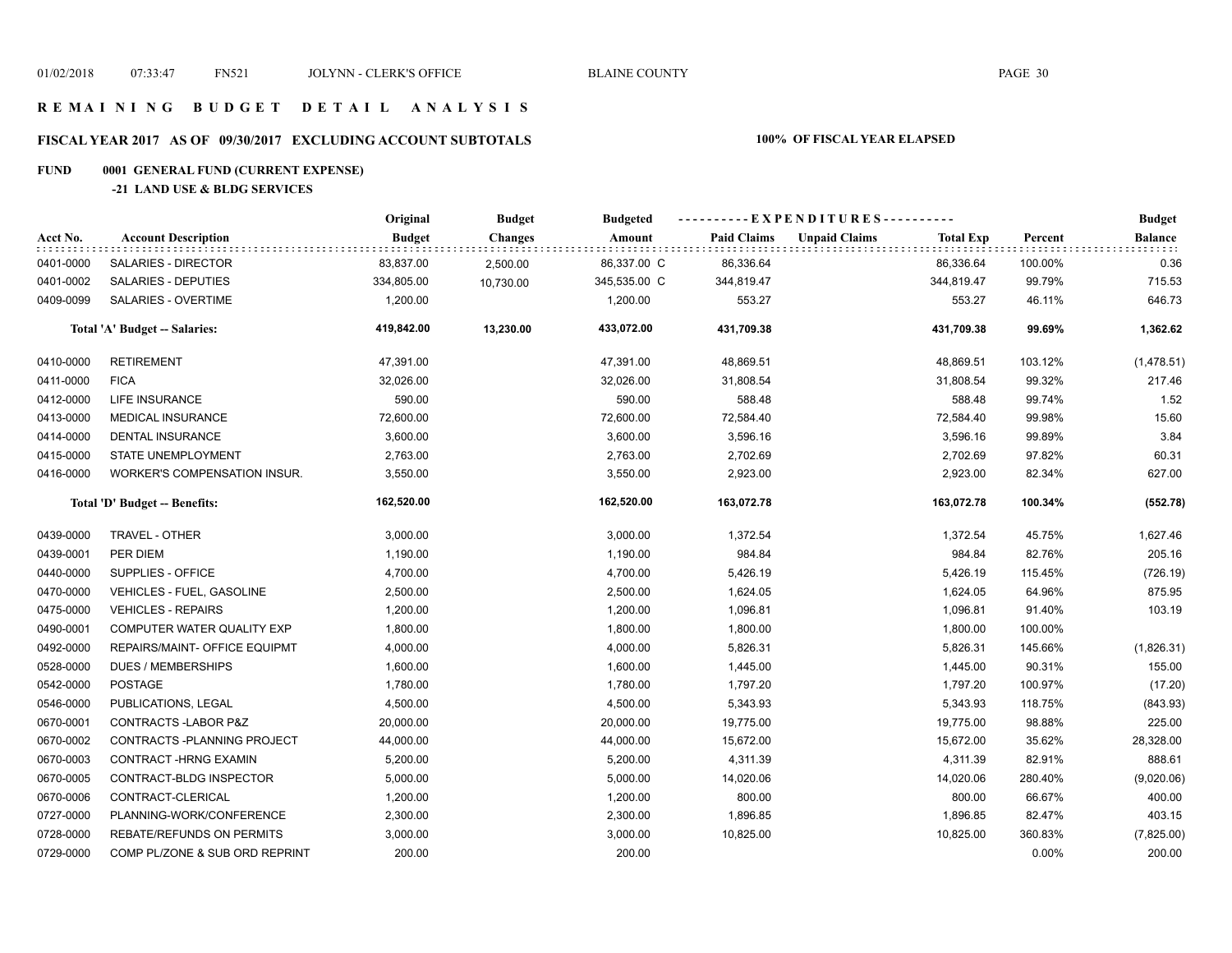# REMAINING BUDGET DETAIL ANALYSIS

## FISCAL YEAR 2017 AS OF 09/30/2017 EXCLUDING ACCOUNT SUBTOTALS

**100% OF FISCAL YEAR ELAPSED**

### FUND 0001 GENERAL FUND (CURRENT EXPENSE)

**-21 LAND USE & BLDG SERVICES**

| Acct No. | Account Description | Original Budget | Budget Changes | Budgeted Amount | Paid Claims | Unpaid Claims | Total Exp | Percent | Budget Balance |
|---|---|---|---|---|---|---|---|---|---|
| 0401-0000 | SALARIES - DIRECTOR | 83,837.00 | 2,500.00 | 86,337.00 C | 86,336.64 | | 86,336.64 | 100.00% | 0.36 |
| 0401-0002 | SALARIES - DEPUTIES | 334,805.00 | 10,730.00 | 345,535.00 C | 344,819.47 | | 344,819.47 | 99.79% | 715.53 |
| 0409-0099 | SALARIES - OVERTIME | 1,200.00 | | 1,200.00 | 553.27 | | 553.27 | 46.11% | 646.73 |
| | **Total 'A' Budget -- Salaries:** | **419,842.00** | **13,230.00** | **433,072.00** | **431,709.38** | | **431,709.38** | **99.69%** | **1,362.62** |
| 0410-0000 | RETIREMENT | 47,391.00 | | 47,391.00 | 48,869.51 | | 48,869.51 | 103.12% | (1,478.51) |
| 0411-0000 | FICA | 32,026.00 | | 32,026.00 | 31,808.54 | | 31,808.54 | 99.32% | 217.46 |
| 0412-0000 | LIFE INSURANCE | 590.00 | | 590.00 | 588.48 | | 588.48 | 99.74% | 1.52 |
| 0413-0000 | MEDICAL INSURANCE | 72,600.00 | | 72,600.00 | 72,584.40 | | 72,584.40 | 99.98% | 15.60 |
| 0414-0000 | DENTAL INSURANCE | 3,600.00 | | 3,600.00 | 3,596.16 | | 3,596.16 | 99.89% | 3.84 |
| 0415-0000 | STATE UNEMPLOYMENT | 2,763.00 | | 2,763.00 | 2,702.69 | | 2,702.69 | 97.82% | 60.31 |
| 0416-0000 | WORKER'S COMPENSATION INSUR. | 3,550.00 | | 3,550.00 | 2,923.00 | | 2,923.00 | 82.34% | 627.00 |
| | **Total 'D' Budget -- Benefits:** | **162,520.00** | | **162,520.00** | **163,072.78** | | **163,072.78** | **100.34%** | **(552.78)** |
| 0439-0000 | TRAVEL - OTHER | 3,000.00 | | 3,000.00 | 1,372.54 | | 1,372.54 | 45.75% | 1,627.46 |
| 0439-0001 | PER DIEM | 1,190.00 | | 1,190.00 | 984.84 | | 984.84 | 82.76% | 205.16 |
| 0440-0000 | SUPPLIES - OFFICE | 4,700.00 | | 4,700.00 | 5,426.19 | | 5,426.19 | 115.45% | (726.19) |
| 0470-0000 | VEHICLES - FUEL, GASOLINE | 2,500.00 | | 2,500.00 | 1,624.05 | | 1,624.05 | 64.96% | 875.95 |
| 0475-0000 | VEHICLES - REPAIRS | 1,200.00 | | 1,200.00 | 1,096.81 | | 1,096.81 | 91.40% | 103.19 |
| 0490-0001 | COMPUTER WATER QUALITY EXP | 1,800.00 | | 1,800.00 | 1,800.00 | | 1,800.00 | 100.00% | |
| 0492-0000 | REPAIRS/MAINT- OFFICE EQUIPMT | 4,000.00 | | 4,000.00 | 5,826.31 | | 5,826.31 | 145.66% | (1,826.31) |
| 0528-0000 | DUES / MEMBERSHIPS | 1,600.00 | | 1,600.00 | 1,445.00 | | 1,445.00 | 90.31% | 155.00 |
| 0542-0000 | POSTAGE | 1,780.00 | | 1,780.00 | 1,797.20 | | 1,797.20 | 100.97% | (17.20) |
| 0546-0000 | PUBLICATIONS, LEGAL | 4,500.00 | | 4,500.00 | 5,343.93 | | 5,343.93 | 118.75% | (843.93) |
| 0670-0001 | CONTRACTS -LABOR P&Z | 20,000.00 | | 20,000.00 | 19,775.00 | | 19,775.00 | 98.88% | 225.00 |
| 0670-0002 | CONTRACTS -PLANNING PROJECT | 44,000.00 | | 44,000.00 | 15,672.00 | | 15,672.00 | 35.62% | 28,328.00 |
| 0670-0003 | CONTRACT -HRNG EXAMIN | 5,200.00 | | 5,200.00 | 4,311.39 | | 4,311.39 | 82.91% | 888.61 |
| 0670-0005 | CONTRACT-BLDG INSPECTOR | 5,000.00 | | 5,000.00 | 14,020.06 | | 14,020.06 | 280.40% | (9,020.06) |
| 0670-0006 | CONTRACT-CLERICAL | 1,200.00 | | 1,200.00 | 800.00 | | 800.00 | 66.67% | 400.00 |
| 0727-0000 | PLANNING-WORK/CONFERENCE | 2,300.00 | | 2,300.00 | 1,896.85 | | 1,896.85 | 82.47% | 403.15 |
| 0728-0000 | REBATE/REFUNDS ON PERMITS | 3,000.00 | | 3,000.00 | 10,825.00 | | 10,825.00 | 360.83% | (7,825.00) |
| 0729-0000 | COMP PL/ZONE & SUB ORD REPRINT | 200.00 | | 200.00 | | | | 0.00% | 200.00 |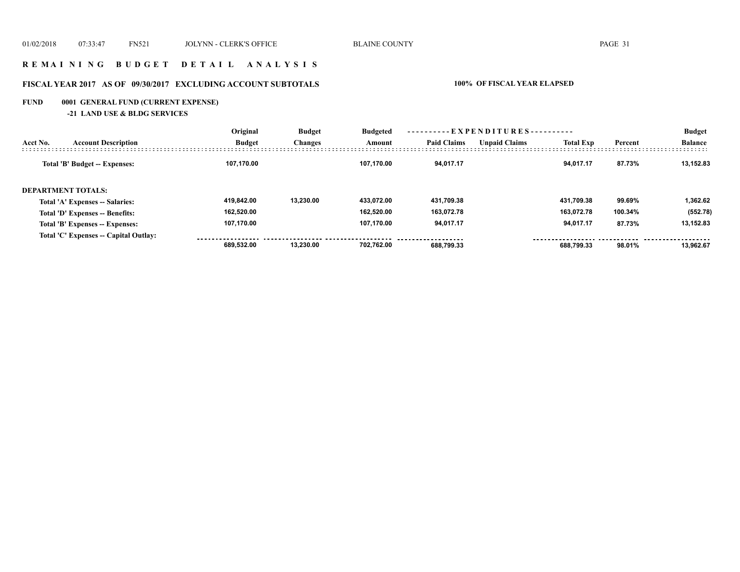# REMAINING BUDGET DETAIL ANALYSIS

## FISCAL YEAR 2017 AS OF 09/30/2017 EXCLUDING ACCOUNT SUBTOTALS — 100% OF FISCAL YEAR ELAPSED

**FUND 0001 GENERAL FUND (CURRENT EXPENSE)**

**-21 LAND USE & BLDG SERVICES**

| Acct No. | Account Description | Original Budget | Budget Changes | Budgeted Amount | Paid Claims | Unpaid Claims | Total Exp | Percent | Budget Balance |
|---|---|---|---|---|---|---|---|---|---|
| | Total 'B' Budget -- Expenses: | 107,170.00 | | 107,170.00 | 94,017.17 | | 94,017.17 | 87.73% | 13,152.83 |
| | **DEPARTMENT TOTALS:** | | | | | | | | |
| | Total 'A' Expenses -- Salaries: | 419,842.00 | 13,230.00 | 433,072.00 | 431,709.38 | | 431,709.38 | 99.69% | 1,362.62 |
| | Total 'D' Expenses -- Benefits: | 162,520.00 | | 162,520.00 | 163,072.78 | | 163,072.78 | 100.34% | (552.78) |
| | Total 'B' Expenses -- Expenses: | 107,170.00 | | 107,170.00 | 94,017.17 | | 94,017.17 | 87.73% | 13,152.83 |
| | Total 'C' Expenses -- Capital Outlay: | | | | | | | | |
| | | 689,532.00 | 13,230.00 | 702,762.00 | 688,799.33 | | 688,799.33 | 98.01% | 13,962.67 |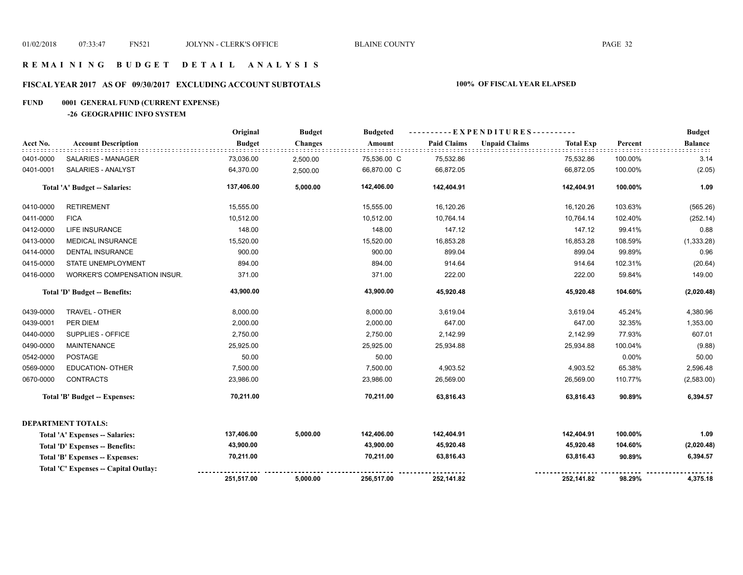# REMAINING BUDGET DETAIL ANALYSIS

## FISCAL YEAR 2017 AS OF 09/30/2017 EXCLUDING ACCOUNT SUBTOTALS — 100% OF FISCAL YEAR ELAPSED

**FUND 0001 GENERAL FUND (CURRENT EXPENSE)**

**-26 GEOGRAPHIC INFO SYSTEM**

| Acct No. | Account Description | Original Budget | Budget Changes | Budgeted Amount | EXPENDITURES Paid Claims | EXPENDITURES Unpaid Claims | Total Exp | Percent | Budget Balance |
|---|---|---|---|---|---|---|---|---|---|
| 0401-0000 | SALARIES - MANAGER | 73,036.00 | 2,500.00 | 75,536.00 C | 75,532.86 | | 75,532.86 | 100.00% | 3.14 |
| 0401-0001 | SALARIES - ANALYST | 64,370.00 | 2,500.00 | 66,870.00 C | 66,872.05 | | 66,872.05 | 100.00% | (2.05) |
| | **Total 'A' Budget -- Salaries:** | **137,406.00** | **5,000.00** | **142,406.00** | **142,404.91** | | **142,404.91** | **100.00%** | **1.09** |
| 0410-0000 | RETIREMENT | 15,555.00 | | 15,555.00 | 16,120.26 | | 16,120.26 | 103.63% | (565.26) |
| 0411-0000 | FICA | 10,512.00 | | 10,512.00 | 10,764.14 | | 10,764.14 | 102.40% | (252.14) |
| 0412-0000 | LIFE INSURANCE | 148.00 | | 148.00 | 147.12 | | 147.12 | 99.41% | 0.88 |
| 0413-0000 | MEDICAL INSURANCE | 15,520.00 | | 15,520.00 | 16,853.28 | | 16,853.28 | 108.59% | (1,333.28) |
| 0414-0000 | DENTAL INSURANCE | 900.00 | | 900.00 | 899.04 | | 899.04 | 99.89% | 0.96 |
| 0415-0000 | STATE UNEMPLOYMENT | 894.00 | | 894.00 | 914.64 | | 914.64 | 102.31% | (20.64) |
| 0416-0000 | WORKER'S COMPENSATION INSUR. | 371.00 | | 371.00 | 222.00 | | 222.00 | 59.84% | 149.00 |
| | **Total 'D' Budget -- Benefits:** | **43,900.00** | | **43,900.00** | **45,920.48** | | **45,920.48** | **104.60%** | **(2,020.48)** |
| 0439-0000 | TRAVEL - OTHER | 8,000.00 | | 8,000.00 | 3,619.04 | | 3,619.04 | 45.24% | 4,380.96 |
| 0439-0001 | PER DIEM | 2,000.00 | | 2,000.00 | 647.00 | | 647.00 | 32.35% | 1,353.00 |
| 0440-0000 | SUPPLIES - OFFICE | 2,750.00 | | 2,750.00 | 2,142.99 | | 2,142.99 | 77.93% | 607.01 |
| 0490-0000 | MAINTENANCE | 25,925.00 | | 25,925.00 | 25,934.88 | | 25,934.88 | 100.04% | (9.88) |
| 0542-0000 | POSTAGE | 50.00 | | 50.00 | | | | 0.00% | 50.00 |
| 0569-0000 | EDUCATION- OTHER | 7,500.00 | | 7,500.00 | 4,903.52 | | 4,903.52 | 65.38% | 2,596.48 |
| 0670-0000 | CONTRACTS | 23,986.00 | | 23,986.00 | 26,569.00 | | 26,569.00 | 110.77% | (2,583.00) |
| | **Total 'B' Budget -- Expenses:** | **70,211.00** | | **70,211.00** | **63,816.43** | | **63,816.43** | **90.89%** | **6,394.57** |
| | **DEPARTMENT TOTALS:** | | | | | | | | |
| | **Total 'A' Expenses -- Salaries:** | **137,406.00** | **5,000.00** | **142,406.00** | **142,404.91** | | **142,404.91** | **100.00%** | **1.09** |
| | **Total 'D' Expenses -- Benefits:** | **43,900.00** | | **43,900.00** | **45,920.48** | | **45,920.48** | **104.60%** | **(2,020.48)** |
| | **Total 'B' Expenses -- Expenses:** | **70,211.00** | | **70,211.00** | **63,816.43** | | **63,816.43** | **90.89%** | **6,394.57** |
| | **Total 'C' Expenses -- Capital Outlay:** | | | | | | | | |
| | | **251,517.00** | **5,000.00** | **256,517.00** | **252,141.82** | | **252,141.82** | **98.29%** | **4,375.18** |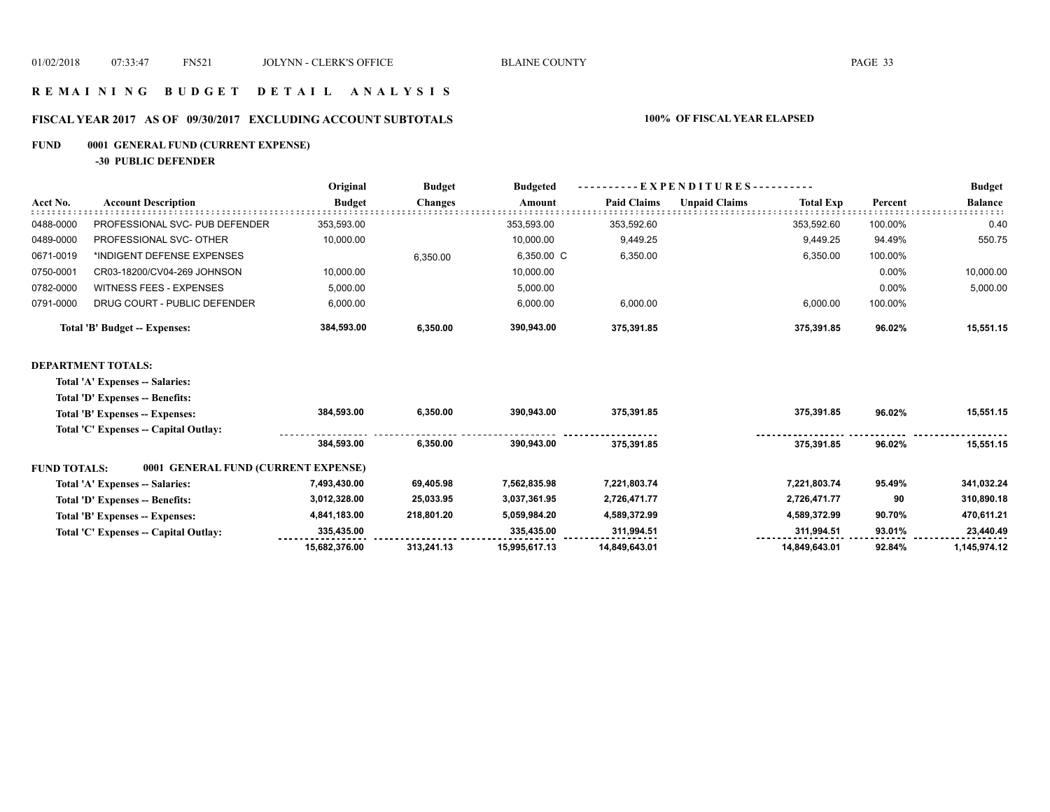# R E M A I N I N G   B U D G E T   D E T A I L   A N A L Y S I S

## FISCAL YEAR 2017 AS OF 09/30/2017 EXCLUDING ACCOUNT SUBTOTALS — 100% OF FISCAL YEAR ELAPSED

**FUND 0001 GENERAL FUND (CURRENT EXPENSE)**

**-30 PUBLIC DEFENDER**

| Acct No. | Account Description | Original Budget | Budget Changes | Budgeted Amount | Paid Claims | Unpaid Claims | Total Exp | Percent | Budget Balance |
|---|---|---|---|---|---|---|---|---|---|
| 0488-0000 | PROFESSIONAL SVC- PUB DEFENDER | 353,593.00 | | 353,593.00 | 353,592.60 | | 353,592.60 | 100.00% | 0.40 |
| 0489-0000 | PROFESSIONAL SVC- OTHER | 10,000.00 | | 10,000.00 | 9,449.25 | | 9,449.25 | 94.49% | 550.75 |
| 0671-0019 | *INDIGENT DEFENSE EXPENSES | | 6,350.00 | 6,350.00 C | 6,350.00 | | 6,350.00 | 100.00% | |
| 0750-0001 | CR03-18200/CV04-269 JOHNSON | 10,000.00 | | 10,000.00 | | | | 0.00% | 10,000.00 |
| 0782-0000 | WITNESS FEES - EXPENSES | 5,000.00 | | 5,000.00 | | | | 0.00% | 5,000.00 |
| 0791-0000 | DRUG COURT - PUBLIC DEFENDER | 6,000.00 | | 6,000.00 | 6,000.00 | | 6,000.00 | 100.00% | |
| | **Total 'B' Budget -- Expenses:** | **384,593.00** | **6,350.00** | **390,943.00** | **375,391.85** | | **375,391.85** | **96.02%** | **15,551.15** |
| | **DEPARTMENT TOTALS:** | | | | | | | | |
| | **Total 'A' Expenses -- Salaries:** | | | | | | | | |
| | **Total 'D' Expenses -- Benefits:** | | | | | | | | |
| | **Total 'B' Expenses -- Expenses:** | **384,593.00** | **6,350.00** | **390,943.00** | **375,391.85** | | **375,391.85** | **96.02%** | **15,551.15** |
| | **Total 'C' Expenses -- Capital Outlay:** | | | | | | | | |
| | | **384,593.00** | **6,350.00** | **390,943.00** | **375,391.85** | | **375,391.85** | **96.02%** | **15,551.15** |
| **FUND TOTALS:** | **0001 GENERAL FUND (CURRENT EXPENSE)** | | | | | | | | |
| | **Total 'A' Expenses -- Salaries:** | **7,493,430.00** | **69,405.98** | **7,562,835.98** | **7,221,803.74** | | **7,221,803.74** | **95.49%** | **341,032.24** |
| | **Total 'D' Expenses -- Benefits:** | **3,012,328.00** | **25,033.95** | **3,037,361.95** | **2,726,471.77** | | **2,726,471.77** | **90** | **310,890.18** |
| | **Total 'B' Expenses -- Expenses:** | **4,841,183.00** | **218,801.20** | **5,059,984.20** | **4,589,372.99** | | **4,589,372.99** | **90.70%** | **470,611.21** |
| | **Total 'C' Expenses -- Capital Outlay:** | **335,435.00** | | **335,435.00** | **311,994.51** | | **311,994.51** | **93.01%** | **23,440.49** |
| | | **15,682,376.00** | **313,241.13** | **15,995,617.13** | **14,849,643.01** | | **14,849,643.01** | **92.84%** | **1,145,974.12** |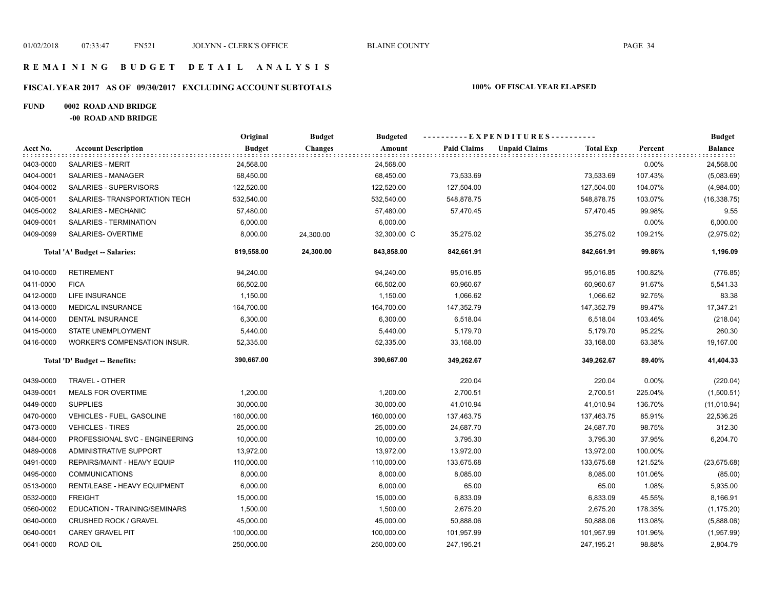# REMAINING BUDGET DETAIL ANALYSIS

## FISCAL YEAR 2017 AS OF 09/30/2017 EXCLUDING ACCOUNT SUBTOTALS

**100% OF FISCAL YEAR ELAPSED**

**FUND 0002 ROAD AND BRIDGE**

**-00 ROAD AND BRIDGE**

| Acct No. | Account Description | Original Budget | Budget Changes | Budgeted Amount | Paid Claims | Unpaid Claims | Total Exp | Percent | Budget Balance |
|---|---|---|---|---|---|---|---|---|---|
| 0403-0000 | SALARIES - MERIT | 24,568.00 | | 24,568.00 | | | | 0.00% | 24,568.00 |
| 0404-0001 | SALARIES - MANAGER | 68,450.00 | | 68,450.00 | 73,533.69 | | 73,533.69 | 107.43% | (5,083.69) |
| 0404-0002 | SALARIES - SUPERVISORS | 122,520.00 | | 122,520.00 | 127,504.00 | | 127,504.00 | 104.07% | (4,984.00) |
| 0405-0001 | SALARIES- TRANSPORTATION TECH | 532,540.00 | | 532,540.00 | 548,878.75 | | 548,878.75 | 103.07% | (16,338.75) |
| 0405-0002 | SALARIES - MECHANIC | 57,480.00 | | 57,480.00 | 57,470.45 | | 57,470.45 | 99.98% | 9.55 |
| 0409-0001 | SALARIES - TERMINATION | 6,000.00 | | 6,000.00 | | | | 0.00% | 6,000.00 |
| 0409-0099 | SALARIES- OVERTIME | 8,000.00 | 24,300.00 | 32,300.00 C | 35,275.02 | | 35,275.02 | 109.21% | (2,975.02) |
| | **Total 'A' Budget -- Salaries:** | **819,558.00** | **24,300.00** | **843,858.00** | **842,661.91** | | **842,661.91** | **99.86%** | **1,196.09** |
| 0410-0000 | RETIREMENT | 94,240.00 | | 94,240.00 | 95,016.85 | | 95,016.85 | 100.82% | (776.85) |
| 0411-0000 | FICA | 66,502.00 | | 66,502.00 | 60,960.67 | | 60,960.67 | 91.67% | 5,541.33 |
| 0412-0000 | LIFE INSURANCE | 1,150.00 | | 1,150.00 | 1,066.62 | | 1,066.62 | 92.75% | 83.38 |
| 0413-0000 | MEDICAL INSURANCE | 164,700.00 | | 164,700.00 | 147,352.79 | | 147,352.79 | 89.47% | 17,347.21 |
| 0414-0000 | DENTAL INSURANCE | 6,300.00 | | 6,300.00 | 6,518.04 | | 6,518.04 | 103.46% | (218.04) |
| 0415-0000 | STATE UNEMPLOYMENT | 5,440.00 | | 5,440.00 | 5,179.70 | | 5,179.70 | 95.22% | 260.30 |
| 0416-0000 | WORKER'S COMPENSATION INSUR. | 52,335.00 | | 52,335.00 | 33,168.00 | | 33,168.00 | 63.38% | 19,167.00 |
| | **Total 'D' Budget -- Benefits:** | **390,667.00** | | **390,667.00** | **349,262.67** | | **349,262.67** | **89.40%** | **41,404.33** |
| 0439-0000 | TRAVEL - OTHER | | | | 220.04 | | 220.04 | 0.00% | (220.04) |
| 0439-0001 | MEALS FOR OVERTIME | 1,200.00 | | 1,200.00 | 2,700.51 | | 2,700.51 | 225.04% | (1,500.51) |
| 0449-0000 | SUPPLIES | 30,000.00 | | 30,000.00 | 41,010.94 | | 41,010.94 | 136.70% | (11,010.94) |
| 0470-0000 | VEHICLES - FUEL, GASOLINE | 160,000.00 | | 160,000.00 | 137,463.75 | | 137,463.75 | 85.91% | 22,536.25 |
| 0473-0000 | VEHICLES - TIRES | 25,000.00 | | 25,000.00 | 24,687.70 | | 24,687.70 | 98.75% | 312.30 |
| 0484-0000 | PROFESSIONAL SVC - ENGINEERING | 10,000.00 | | 10,000.00 | 3,795.30 | | 3,795.30 | 37.95% | 6,204.70 |
| 0489-0006 | ADMINISTRATIVE SUPPORT | 13,972.00 | | 13,972.00 | 13,972.00 | | 13,972.00 | 100.00% | |
| 0491-0000 | REPAIRS/MAINT - HEAVY EQUIP | 110,000.00 | | 110,000.00 | 133,675.68 | | 133,675.68 | 121.52% | (23,675.68) |
| 0495-0000 | COMMUNICATIONS | 8,000.00 | | 8,000.00 | 8,085.00 | | 8,085.00 | 101.06% | (85.00) |
| 0513-0000 | RENT/LEASE - HEAVY EQUIPMENT | 6,000.00 | | 6,000.00 | 65.00 | | 65.00 | 1.08% | 5,935.00 |
| 0532-0000 | FREIGHT | 15,000.00 | | 15,000.00 | 6,833.09 | | 6,833.09 | 45.55% | 8,166.91 |
| 0560-0002 | EDUCATION - TRAINING/SEMINARS | 1,500.00 | | 1,500.00 | 2,675.20 | | 2,675.20 | 178.35% | (1,175.20) |
| 0640-0000 | CRUSHED ROCK / GRAVEL | 45,000.00 | | 45,000.00 | 50,888.06 | | 50,888.06 | 113.08% | (5,888.06) |
| 0640-0001 | CAREY GRAVEL PIT | 100,000.00 | | 100,000.00 | 101,957.99 | | 101,957.99 | 101.96% | (1,957.99) |
| 0641-0000 | ROAD OIL | 250,000.00 | | 250,000.00 | 247,195.21 | | 247,195.21 | 98.88% | 2,804.79 |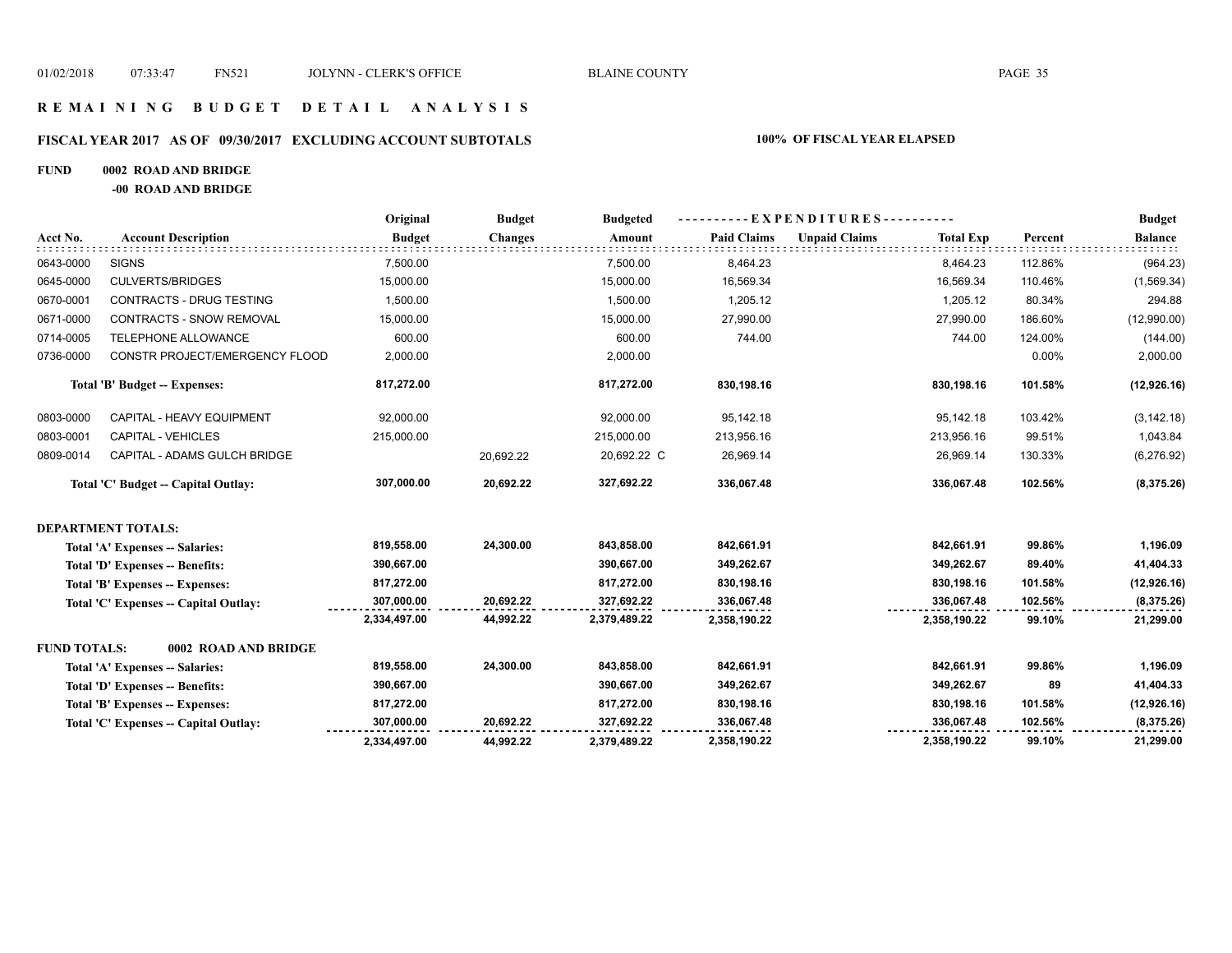# R E M A I N I N G   B U D G E T   D E T A I L   A N A L Y S I S

## FISCAL YEAR 2017 AS OF 09/30/2017 EXCLUDING ACCOUNT SUBTOTALS — 100% OF FISCAL YEAR ELAPSED

**FUND 0002 ROAD AND BRIDGE**

**-00 ROAD AND BRIDGE**

| Acct No. | Account Description | Original Budget | Budget Changes | Budgeted Amount | Paid Claims | Unpaid Claims | Total Exp | Percent | Budget Balance |
|---|---|---|---|---|---|---|---|---|---|
| 0643-0000 | SIGNS | 7,500.00 | | 7,500.00 | 8,464.23 | | 8,464.23 | 112.86% | (964.23) |
| 0645-0000 | CULVERTS/BRIDGES | 15,000.00 | | 15,000.00 | 16,569.34 | | 16,569.34 | 110.46% | (1,569.34) |
| 0670-0001 | CONTRACTS - DRUG TESTING | 1,500.00 | | 1,500.00 | 1,205.12 | | 1,205.12 | 80.34% | 294.88 |
| 0671-0000 | CONTRACTS - SNOW REMOVAL | 15,000.00 | | 15,000.00 | 27,990.00 | | 27,990.00 | 186.60% | (12,990.00) |
| 0714-0005 | TELEPHONE ALLOWANCE | 600.00 | | 600.00 | 744.00 | | 744.00 | 124.00% | (144.00) |
| 0736-0000 | CONSTR PROJECT/EMERGENCY FLOOD | 2,000.00 | | 2,000.00 | | | | 0.00% | 2,000.00 |
| | **Total 'B' Budget -- Expenses:** | **817,272.00** | | **817,272.00** | **830,198.16** | | **830,198.16** | **101.58%** | **(12,926.16)** |
| 0803-0000 | CAPITAL - HEAVY EQUIPMENT | 92,000.00 | | 92,000.00 | 95,142.18 | | 95,142.18 | 103.42% | (3,142.18) |
| 0803-0001 | CAPITAL - VEHICLES | 215,000.00 | | 215,000.00 | 213,956.16 | | 213,956.16 | 99.51% | 1,043.84 |
| 0809-0014 | CAPITAL - ADAMS GULCH BRIDGE | | 20,692.22 | 20,692.22 C | 26,969.14 | | 26,969.14 | 130.33% | (6,276.92) |
| | **Total 'C' Budget -- Capital Outlay:** | **307,000.00** | **20,692.22** | **327,692.22** | **336,067.48** | | **336,067.48** | **102.56%** | **(8,375.26)** |

**DEPARTMENT TOTALS:**

| | Original Budget | Budget Changes | Budgeted Amount | Paid Claims | Unpaid Claims | Total Exp | Percent | Budget Balance |
|---|---|---|---|---|---|---|---|---|
| **Total 'A' Expenses -- Salaries:** | **819,558.00** | **24,300.00** | **843,858.00** | **842,661.91** | | **842,661.91** | **99.86%** | **1,196.09** |
| **Total 'D' Expenses -- Benefits:** | **390,667.00** | | **390,667.00** | **349,262.67** | | **349,262.67** | **89.40%** | **41,404.33** |
| **Total 'B' Expenses -- Expenses:** | **817,272.00** | | **817,272.00** | **830,198.16** | | **830,198.16** | **101.58%** | **(12,926.16)** |
| **Total 'C' Expenses -- Capital Outlay:** | **307,000.00** | **20,692.22** | **327,692.22** | **336,067.48** | | **336,067.48** | **102.56%** | **(8,375.26)** |
| | **2,334,497.00** | **44,992.22** | **2,379,489.22** | **2,358,190.22** | | **2,358,190.22** | **99.10%** | **21,299.00** |

**FUND TOTALS: 0002 ROAD AND BRIDGE**

| | Original Budget | Budget Changes | Budgeted Amount | Paid Claims | Unpaid Claims | Total Exp | Percent | Budget Balance |
|---|---|---|---|---|---|---|---|---|
| **Total 'A' Expenses -- Salaries:** | **819,558.00** | **24,300.00** | **843,858.00** | **842,661.91** | | **842,661.91** | **99.86%** | **1,196.09** |
| **Total 'D' Expenses -- Benefits:** | **390,667.00** | | **390,667.00** | **349,262.67** | | **349,262.67** | **89** | **41,404.33** |
| **Total 'B' Expenses -- Expenses:** | **817,272.00** | | **817,272.00** | **830,198.16** | | **830,198.16** | **101.58%** | **(12,926.16)** |
| **Total 'C' Expenses -- Capital Outlay:** | **307,000.00** | **20,692.22** | **327,692.22** | **336,067.48** | | **336,067.48** | **102.56%** | **(8,375.26)** |
| | **2,334,497.00** | **44,992.22** | **2,379,489.22** | **2,358,190.22** | | **2,358,190.22** | **99.10%** | **21,299.00** |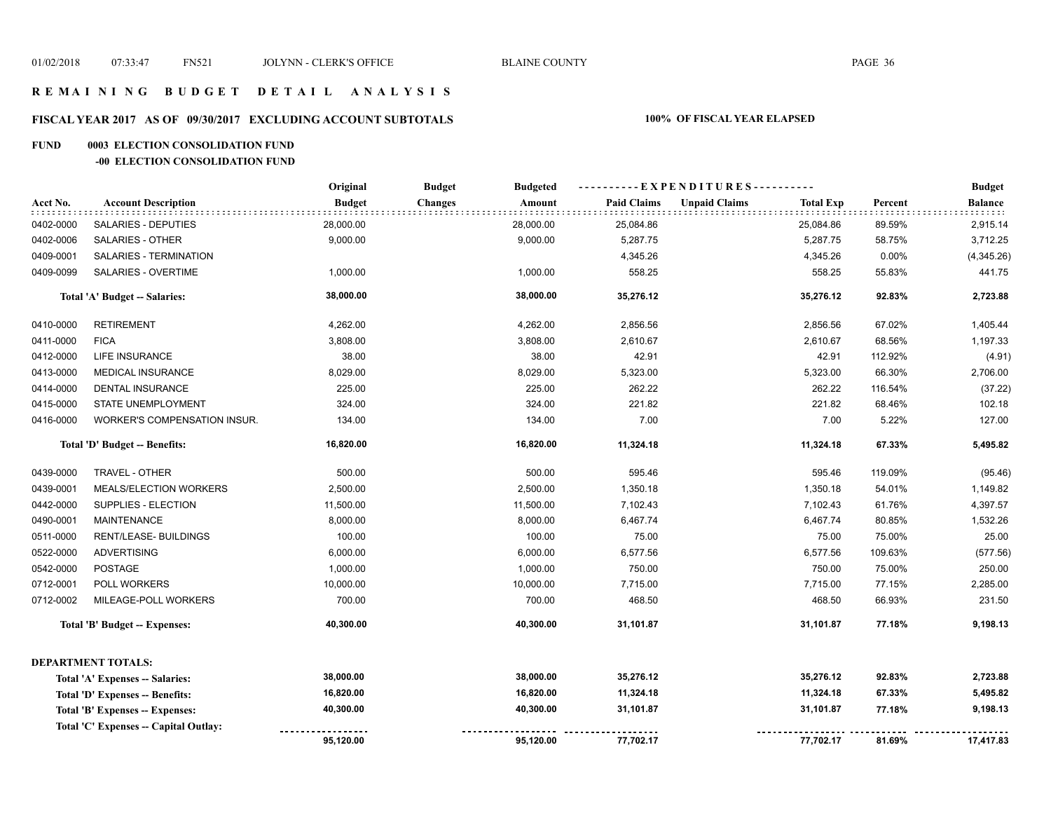# R E M A I N I N G   B U D G E T   D E T A I L   A N A L Y S I S

## FISCAL YEAR 2017 AS OF 09/30/2017 EXCLUDING ACCOUNT SUBTOTALS

**100% OF FISCAL YEAR ELAPSED**

### FUND 0003 ELECTION CONSOLIDATION FUND

#### -00 ELECTION CONSOLIDATION FUND

| Acct No. | Account Description | Original Budget | Budget Changes | Budgeted Amount | Paid Claims | Unpaid Claims | Total Exp | Percent | Budget Balance |
|---|---|---|---|---|---|---|---|---|---|
| 0402-0000 | SALARIES - DEPUTIES | 28,000.00 | | 28,000.00 | 25,084.86 | | 25,084.86 | 89.59% | 2,915.14 |
| 0402-0006 | SALARIES - OTHER | 9,000.00 | | 9,000.00 | 5,287.75 | | 5,287.75 | 58.75% | 3,712.25 |
| 0409-0001 | SALARIES - TERMINATION | | | | 4,345.26 | | 4,345.26 | 0.00% | (4,345.26) |
| 0409-0099 | SALARIES - OVERTIME | 1,000.00 | | 1,000.00 | 558.25 | | 558.25 | 55.83% | 441.75 |
| | **Total 'A' Budget -- Salaries:** | **38,000.00** | | **38,000.00** | **35,276.12** | | **35,276.12** | **92.83%** | **2,723.88** |
| 0410-0000 | RETIREMENT | 4,262.00 | | 4,262.00 | 2,856.56 | | 2,856.56 | 67.02% | 1,405.44 |
| 0411-0000 | FICA | 3,808.00 | | 3,808.00 | 2,610.67 | | 2,610.67 | 68.56% | 1,197.33 |
| 0412-0000 | LIFE INSURANCE | 38.00 | | 38.00 | 42.91 | | 42.91 | 112.92% | (4.91) |
| 0413-0000 | MEDICAL INSURANCE | 8,029.00 | | 8,029.00 | 5,323.00 | | 5,323.00 | 66.30% | 2,706.00 |
| 0414-0000 | DENTAL INSURANCE | 225.00 | | 225.00 | 262.22 | | 262.22 | 116.54% | (37.22) |
| 0415-0000 | STATE UNEMPLOYMENT | 324.00 | | 324.00 | 221.82 | | 221.82 | 68.46% | 102.18 |
| 0416-0000 | WORKER'S COMPENSATION INSUR. | 134.00 | | 134.00 | 7.00 | | 7.00 | 5.22% | 127.00 |
| | **Total 'D' Budget -- Benefits:** | **16,820.00** | | **16,820.00** | **11,324.18** | | **11,324.18** | **67.33%** | **5,495.82** |
| 0439-0000 | TRAVEL - OTHER | 500.00 | | 500.00 | 595.46 | | 595.46 | 119.09% | (95.46) |
| 0439-0001 | MEALS/ELECTION WORKERS | 2,500.00 | | 2,500.00 | 1,350.18 | | 1,350.18 | 54.01% | 1,149.82 |
| 0442-0000 | SUPPLIES - ELECTION | 11,500.00 | | 11,500.00 | 7,102.43 | | 7,102.43 | 61.76% | 4,397.57 |
| 0490-0001 | MAINTENANCE | 8,000.00 | | 8,000.00 | 6,467.74 | | 6,467.74 | 80.85% | 1,532.26 |
| 0511-0000 | RENT/LEASE- BUILDINGS | 100.00 | | 100.00 | 75.00 | | 75.00 | 75.00% | 25.00 |
| 0522-0000 | ADVERTISING | 6,000.00 | | 6,000.00 | 6,577.56 | | 6,577.56 | 109.63% | (577.56) |
| 0542-0000 | POSTAGE | 1,000.00 | | 1,000.00 | 750.00 | | 750.00 | 75.00% | 250.00 |
| 0712-0001 | POLL WORKERS | 10,000.00 | | 10,000.00 | 7,715.00 | | 7,715.00 | 77.15% | 2,285.00 |
| 0712-0002 | MILEAGE-POLL WORKERS | 700.00 | | 700.00 | 468.50 | | 468.50 | 66.93% | 231.50 |
| | **Total 'B' Budget -- Expenses:** | **40,300.00** | | **40,300.00** | **31,101.87** | | **31,101.87** | **77.18%** | **9,198.13** |

**DEPARTMENT TOTALS:**

| | Original Budget | Budget Changes | Budgeted Amount | Paid Claims | Unpaid Claims | Total Exp | Percent | Budget Balance |
|---|---|---|---|---|---|---|---|---|
| **Total 'A' Expenses -- Salaries:** | **38,000.00** | | **38,000.00** | **35,276.12** | | **35,276.12** | **92.83%** | **2,723.88** |
| **Total 'D' Expenses -- Benefits:** | **16,820.00** | | **16,820.00** | **11,324.18** | | **11,324.18** | **67.33%** | **5,495.82** |
| **Total 'B' Expenses -- Expenses:** | **40,300.00** | | **40,300.00** | **31,101.87** | | **31,101.87** | **77.18%** | **9,198.13** |
| **Total 'C' Expenses -- Capital Outlay:** | | | | | | | | |
| | **95,120.00** | | **95,120.00** | **77,702.17** | | **77,702.17** | **81.69%** | **17,417.83** |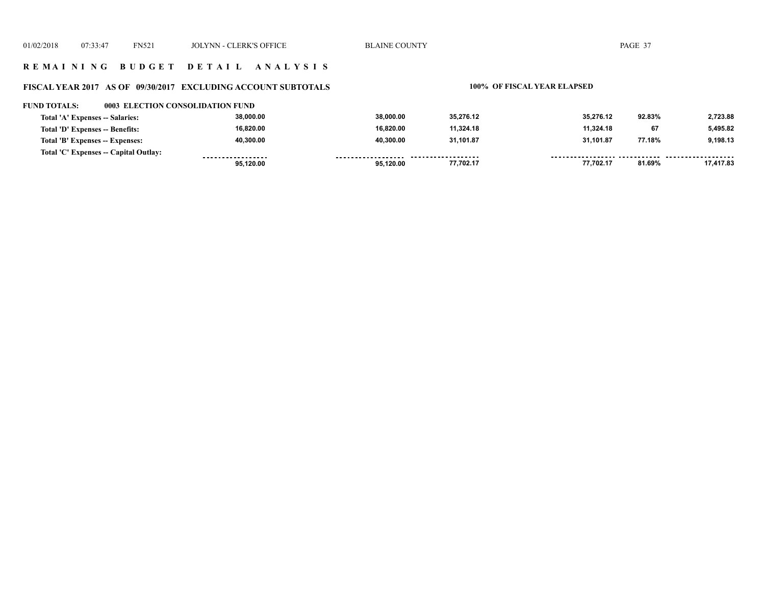**R E M A I N I N G   B U D G E T   D E T A I L   A N A L Y S I S**

**FISCAL YEAR 2017   AS OF 09/30/2017   EXCLUDING ACCOUNT SUBTOTALS**

**100%  OF FISCAL YEAR ELAPSED**

**FUND TOTALS:     0003 ELECTION CONSOLIDATION FUND**

| | | | | | | |
|---|---|---|---|---|---|---|
| Total 'A' Expenses -- Salaries: | 38,000.00 | 38,000.00 | 35,276.12 | 35,276.12 | 92.83% | 2,723.88 |
| Total 'D' Expenses -- Benefits: | 16,820.00 | 16,820.00 | 11,324.18 | 11,324.18 | 67 | 5,495.82 |
| Total 'B' Expenses -- Expenses: | 40,300.00 | 40,300.00 | 31,101.87 | 31,101.87 | 77.18% | 9,198.13 |
| Total 'C' Expenses -- Capital Outlay: | | | | | | |
| | 95,120.00 | 95,120.00 | 77,702.17 | 77,702.17 | 81.69% | 17,417.83 |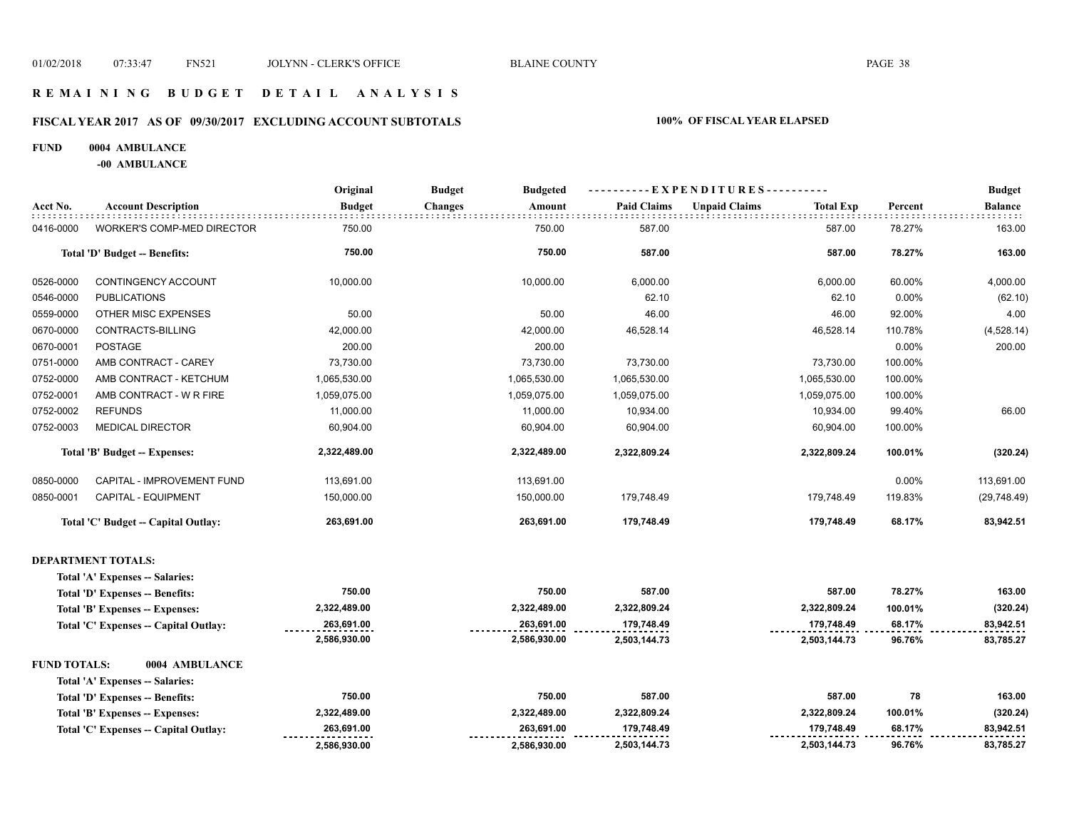# REMAINING BUDGET DETAIL ANALYSIS

## FISCAL YEAR 2017 AS OF 09/30/2017 EXCLUDING ACCOUNT SUBTOTALS

**100% OF FISCAL YEAR ELAPSED**

**FUND 0004 AMBULANCE**

**-00 AMBULANCE**

| Acct No. | Account Description | Original Budget | Budget Changes | Budgeted Amount | Paid Claims | Unpaid Claims | Total Exp | Percent | Budget Balance |
|---|---|---|---|---|---|---|---|---|---|
| 0416-0000 | WORKER'S COMP-MED DIRECTOR | 750.00 | | 750.00 | 587.00 | | 587.00 | 78.27% | 163.00 |
| | **Total 'D' Budget -- Benefits:** | **750.00** | | **750.00** | **587.00** | | **587.00** | **78.27%** | **163.00** |
| 0526-0000 | CONTINGENCY ACCOUNT | 10,000.00 | | 10,000.00 | 6,000.00 | | 6,000.00 | 60.00% | 4,000.00 |
| 0546-0000 | PUBLICATIONS | | | | 62.10 | | 62.10 | 0.00% | (62.10) |
| 0559-0000 | OTHER MISC EXPENSES | 50.00 | | 50.00 | 46.00 | | 46.00 | 92.00% | 4.00 |
| 0670-0000 | CONTRACTS-BILLING | 42,000.00 | | 42,000.00 | 46,528.14 | | 46,528.14 | 110.78% | (4,528.14) |
| 0670-0001 | POSTAGE | 200.00 | | 200.00 | | | | 0.00% | 200.00 |
| 0751-0000 | AMB CONTRACT - CAREY | 73,730.00 | | 73,730.00 | 73,730.00 | | 73,730.00 | 100.00% | |
| 0752-0000 | AMB CONTRACT - KETCHUM | 1,065,530.00 | | 1,065,530.00 | 1,065,530.00 | | 1,065,530.00 | 100.00% | |
| 0752-0001 | AMB CONTRACT - W R FIRE | 1,059,075.00 | | 1,059,075.00 | 1,059,075.00 | | 1,059,075.00 | 100.00% | |
| 0752-0002 | REFUNDS | 11,000.00 | | 11,000.00 | 10,934.00 | | 10,934.00 | 99.40% | 66.00 |
| 0752-0003 | MEDICAL DIRECTOR | 60,904.00 | | 60,904.00 | 60,904.00 | | 60,904.00 | 100.00% | |
| | **Total 'B' Budget -- Expenses:** | **2,322,489.00** | | **2,322,489.00** | **2,322,809.24** | | **2,322,809.24** | **100.01%** | **(320.24)** |
| 0850-0000 | CAPITAL - IMPROVEMENT FUND | 113,691.00 | | 113,691.00 | | | | 0.00% | 113,691.00 |
| 0850-0001 | CAPITAL - EQUIPMENT | 150,000.00 | | 150,000.00 | 179,748.49 | | 179,748.49 | 119.83% | (29,748.49) |
| | **Total 'C' Budget -- Capital Outlay:** | **263,691.00** | | **263,691.00** | **179,748.49** | | **179,748.49** | **68.17%** | **83,942.51** |

**DEPARTMENT TOTALS:**

| | Original Budget | Budget Changes | Budgeted Amount | Paid Claims | Unpaid Claims | Total Exp | Percent | Budget Balance |
|---|---|---|---|---|---|---|---|---|
| **Total 'A' Expenses -- Salaries:** | | | | | | | | |
| **Total 'D' Expenses -- Benefits:** | **750.00** | | **750.00** | **587.00** | | **587.00** | **78.27%** | **163.00** |
| **Total 'B' Expenses -- Expenses:** | **2,322,489.00** | | **2,322,489.00** | **2,322,809.24** | | **2,322,809.24** | **100.01%** | **(320.24)** |
| **Total 'C' Expenses -- Capital Outlay:** | **263,691.00** | | **263,691.00** | **179,748.49** | | **179,748.49** | **68.17%** | **83,942.51** |
| | **2,586,930.00** | | **2,586,930.00** | **2,503,144.73** | | **2,503,144.73** | **96.76%** | **83,785.27** |

**FUND TOTALS: 0004 AMBULANCE**

| | Original Budget | Budget Changes | Budgeted Amount | Paid Claims | Unpaid Claims | Total Exp | Percent | Budget Balance |
|---|---|---|---|---|---|---|---|---|
| **Total 'A' Expenses -- Salaries:** | | | | | | | | |
| **Total 'D' Expenses -- Benefits:** | **750.00** | | **750.00** | **587.00** | | **587.00** | **78** | **163.00** |
| **Total 'B' Expenses -- Expenses:** | **2,322,489.00** | | **2,322,489.00** | **2,322,809.24** | | **2,322,809.24** | **100.01%** | **(320.24)** |
| **Total 'C' Expenses -- Capital Outlay:** | **263,691.00** | | **263,691.00** | **179,748.49** | | **179,748.49** | **68.17%** | **83,942.51** |
| | **2,586,930.00** | | **2,586,930.00** | **2,503,144.73** | | **2,503,144.73** | **96.76%** | **83,785.27** |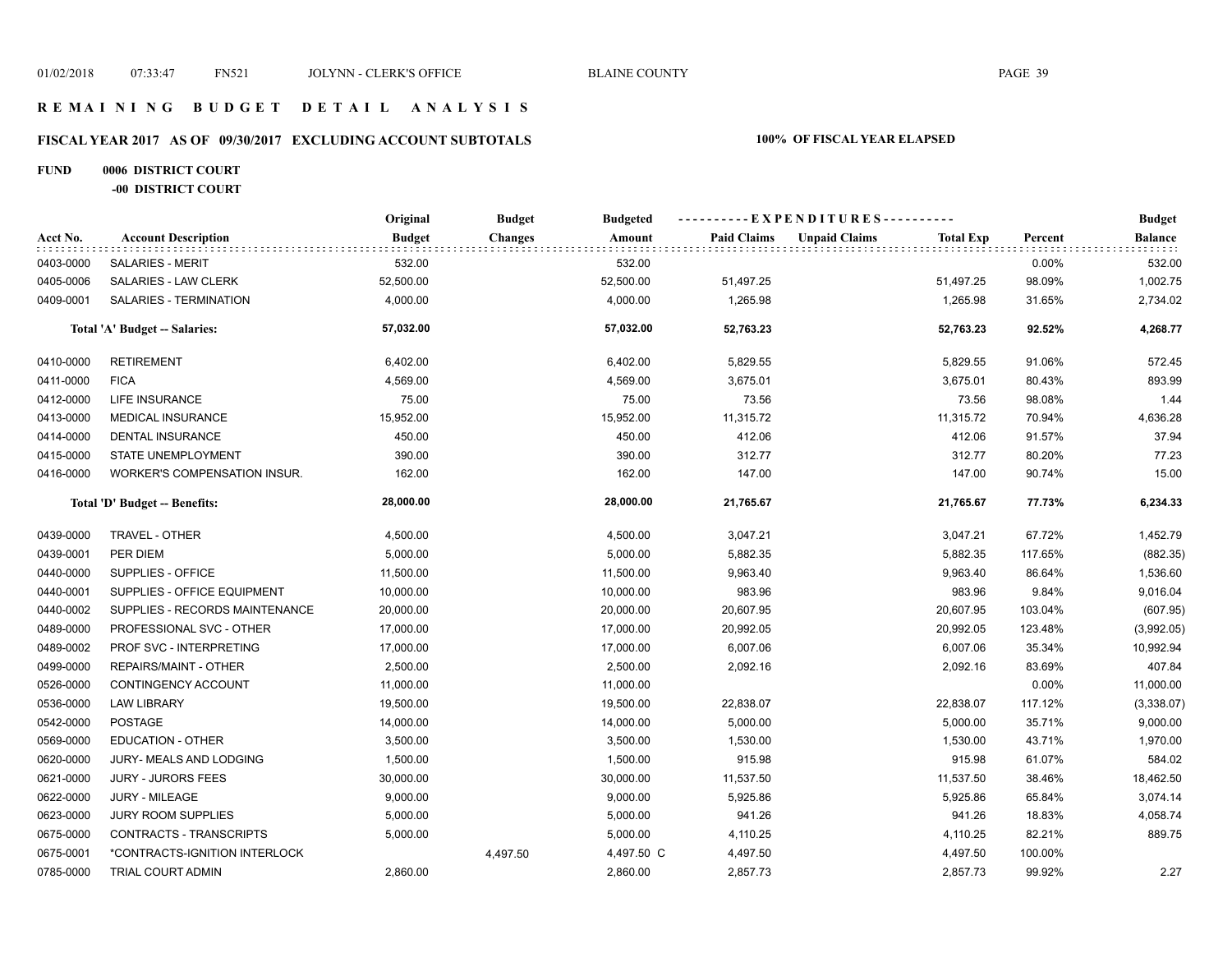# REMAINING BUDGET DETAIL ANALYSIS

## FISCAL YEAR 2017 AS OF 09/30/2017 EXCLUDING ACCOUNT SUBTOTALS

**100% OF FISCAL YEAR ELAPSED**

**FUND 0006 DISTRICT COURT**

**-00 DISTRICT COURT**

| Acct No. | Account Description | Original Budget | Budget Changes | Budgeted Amount | Paid Claims | Unpaid Claims | Total Exp | Percent | Budget Balance |
|---|---|---|---|---|---|---|---|---|---|
| 0403-0000 | SALARIES - MERIT | 532.00 | | 532.00 | | | | 0.00% | 532.00 |
| 0405-0006 | SALARIES - LAW CLERK | 52,500.00 | | 52,500.00 | 51,497.25 | | 51,497.25 | 98.09% | 1,002.75 |
| 0409-0001 | SALARIES - TERMINATION | 4,000.00 | | 4,000.00 | 1,265.98 | | 1,265.98 | 31.65% | 2,734.02 |
| | **Total 'A' Budget -- Salaries:** | **57,032.00** | | **57,032.00** | **52,763.23** | | **52,763.23** | **92.52%** | **4,268.77** |
| 0410-0000 | RETIREMENT | 6,402.00 | | 6,402.00 | 5,829.55 | | 5,829.55 | 91.06% | 572.45 |
| 0411-0000 | FICA | 4,569.00 | | 4,569.00 | 3,675.01 | | 3,675.01 | 80.43% | 893.99 |
| 0412-0000 | LIFE INSURANCE | 75.00 | | 75.00 | 73.56 | | 73.56 | 98.08% | 1.44 |
| 0413-0000 | MEDICAL INSURANCE | 15,952.00 | | 15,952.00 | 11,315.72 | | 11,315.72 | 70.94% | 4,636.28 |
| 0414-0000 | DENTAL INSURANCE | 450.00 | | 450.00 | 412.06 | | 412.06 | 91.57% | 37.94 |
| 0415-0000 | STATE UNEMPLOYMENT | 390.00 | | 390.00 | 312.77 | | 312.77 | 80.20% | 77.23 |
| 0416-0000 | WORKER'S COMPENSATION INSUR. | 162.00 | | 162.00 | 147.00 | | 147.00 | 90.74% | 15.00 |
| | **Total 'D' Budget -- Benefits:** | **28,000.00** | | **28,000.00** | **21,765.67** | | **21,765.67** | **77.73%** | **6,234.33** |
| 0439-0000 | TRAVEL - OTHER | 4,500.00 | | 4,500.00 | 3,047.21 | | 3,047.21 | 67.72% | 1,452.79 |
| 0439-0001 | PER DIEM | 5,000.00 | | 5,000.00 | 5,882.35 | | 5,882.35 | 117.65% | (882.35) |
| 0440-0000 | SUPPLIES - OFFICE | 11,500.00 | | 11,500.00 | 9,963.40 | | 9,963.40 | 86.64% | 1,536.60 |
| 0440-0001 | SUPPLIES - OFFICE EQUIPMENT | 10,000.00 | | 10,000.00 | 983.96 | | 983.96 | 9.84% | 9,016.04 |
| 0440-0002 | SUPPLIES - RECORDS MAINTENANCE | 20,000.00 | | 20,000.00 | 20,607.95 | | 20,607.95 | 103.04% | (607.95) |
| 0489-0000 | PROFESSIONAL SVC - OTHER | 17,000.00 | | 17,000.00 | 20,992.05 | | 20,992.05 | 123.48% | (3,992.05) |
| 0489-0002 | PROF SVC - INTERPRETING | 17,000.00 | | 17,000.00 | 6,007.06 | | 6,007.06 | 35.34% | 10,992.94 |
| 0499-0000 | REPAIRS/MAINT - OTHER | 2,500.00 | | 2,500.00 | 2,092.16 | | 2,092.16 | 83.69% | 407.84 |
| 0526-0000 | CONTINGENCY ACCOUNT | 11,000.00 | | 11,000.00 | | | | 0.00% | 11,000.00 |
| 0536-0000 | LAW LIBRARY | 19,500.00 | | 19,500.00 | 22,838.07 | | 22,838.07 | 117.12% | (3,338.07) |
| 0542-0000 | POSTAGE | 14,000.00 | | 14,000.00 | 5,000.00 | | 5,000.00 | 35.71% | 9,000.00 |
| 0569-0000 | EDUCATION - OTHER | 3,500.00 | | 3,500.00 | 1,530.00 | | 1,530.00 | 43.71% | 1,970.00 |
| 0620-0000 | JURY- MEALS AND LODGING | 1,500.00 | | 1,500.00 | 915.98 | | 915.98 | 61.07% | 584.02 |
| 0621-0000 | JURY - JURORS FEES | 30,000.00 | | 30,000.00 | 11,537.50 | | 11,537.50 | 38.46% | 18,462.50 |
| 0622-0000 | JURY - MILEAGE | 9,000.00 | | 9,000.00 | 5,925.86 | | 5,925.86 | 65.84% | 3,074.14 |
| 0623-0000 | JURY ROOM SUPPLIES | 5,000.00 | | 5,000.00 | 941.26 | | 941.26 | 18.83% | 4,058.74 |
| 0675-0000 | CONTRACTS - TRANSCRIPTS | 5,000.00 | | 5,000.00 | 4,110.25 | | 4,110.25 | 82.21% | 889.75 |
| 0675-0001 | *CONTRACTS-IGNITION INTERLOCK | | 4,497.50 | 4,497.50 C | 4,497.50 | | 4,497.50 | 100.00% | |
| 0785-0000 | TRIAL COURT ADMIN | 2,860.00 | | 2,860.00 | 2,857.73 | | 2,857.73 | 99.92% | 2.27 |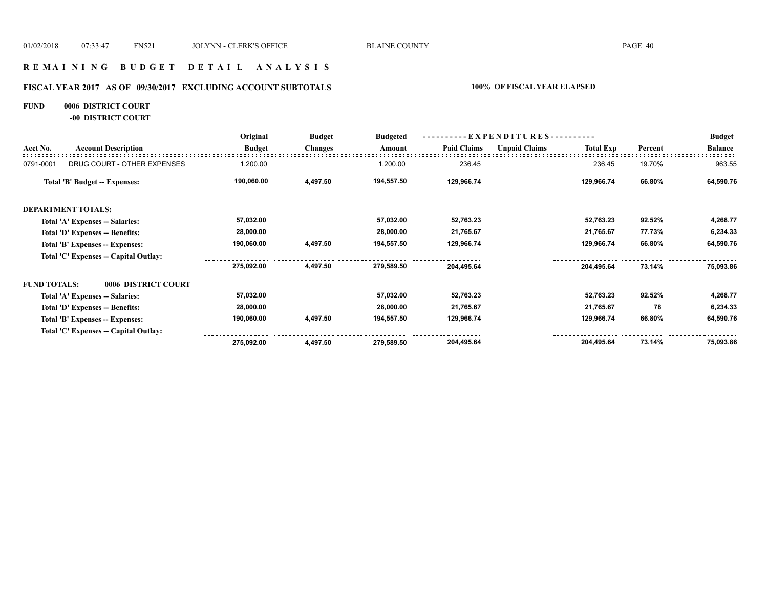# R E M A I N I N G   B U D G E T   D E T A I L   A N A L Y S I S

## FISCAL YEAR 2017   AS OF 09/30/2017   EXCLUDING ACCOUNT SUBTOTALS

100% OF FISCAL YEAR ELAPSED

**FUND 0006 DISTRICT COURT**
**-00 DISTRICT COURT**

| Acct No. | Account Description | Original Budget | Budget Changes | Budgeted Amount | Paid Claims | Unpaid Claims | Total Exp | Percent | Budget Balance |
|---|---|---|---|---|---|---|---|---|---|
| 0791-0001 | DRUG COURT - OTHER EXPENSES | 1,200.00 | | 1,200.00 | 236.45 | | 236.45 | 19.70% | 963.55 |
| | **Total 'B' Budget -- Expenses:** | **190,060.00** | **4,497.50** | **194,557.50** | **129,966.74** | | **129,966.74** | **66.80%** | **64,590.76** |
| | **DEPARTMENT TOTALS:** | | | | | | | | |
| | **Total 'A' Expenses -- Salaries:** | **57,032.00** | | **57,032.00** | **52,763.23** | | **52,763.23** | **92.52%** | **4,268.77** |
| | **Total 'D' Expenses -- Benefits:** | **28,000.00** | | **28,000.00** | **21,765.67** | | **21,765.67** | **77.73%** | **6,234.33** |
| | **Total 'B' Expenses -- Expenses:** | **190,060.00** | **4,497.50** | **194,557.50** | **129,966.74** | | **129,966.74** | **66.80%** | **64,590.76** |
| | **Total 'C' Expenses -- Capital Outlay:** | | | | | | | | |
| | | **275,092.00** | **4,497.50** | **279,589.50** | **204,495.64** | | **204,495.64** | **73.14%** | **75,093.86** |
| | **FUND TOTALS: 0006 DISTRICT COURT** | | | | | | | | |
| | **Total 'A' Expenses -- Salaries:** | **57,032.00** | | **57,032.00** | **52,763.23** | | **52,763.23** | **92.52%** | **4,268.77** |
| | **Total 'D' Expenses -- Benefits:** | **28,000.00** | | **28,000.00** | **21,765.67** | | **21,765.67** | **78** | **6,234.33** |
| | **Total 'B' Expenses -- Expenses:** | **190,060.00** | **4,497.50** | **194,557.50** | **129,966.74** | | **129,966.74** | **66.80%** | **64,590.76** |
| | **Total 'C' Expenses -- Capital Outlay:** | | | | | | | | |
| | | **275,092.00** | **4,497.50** | **279,589.50** | **204,495.64** | | **204,495.64** | **73.14%** | **75,093.86** |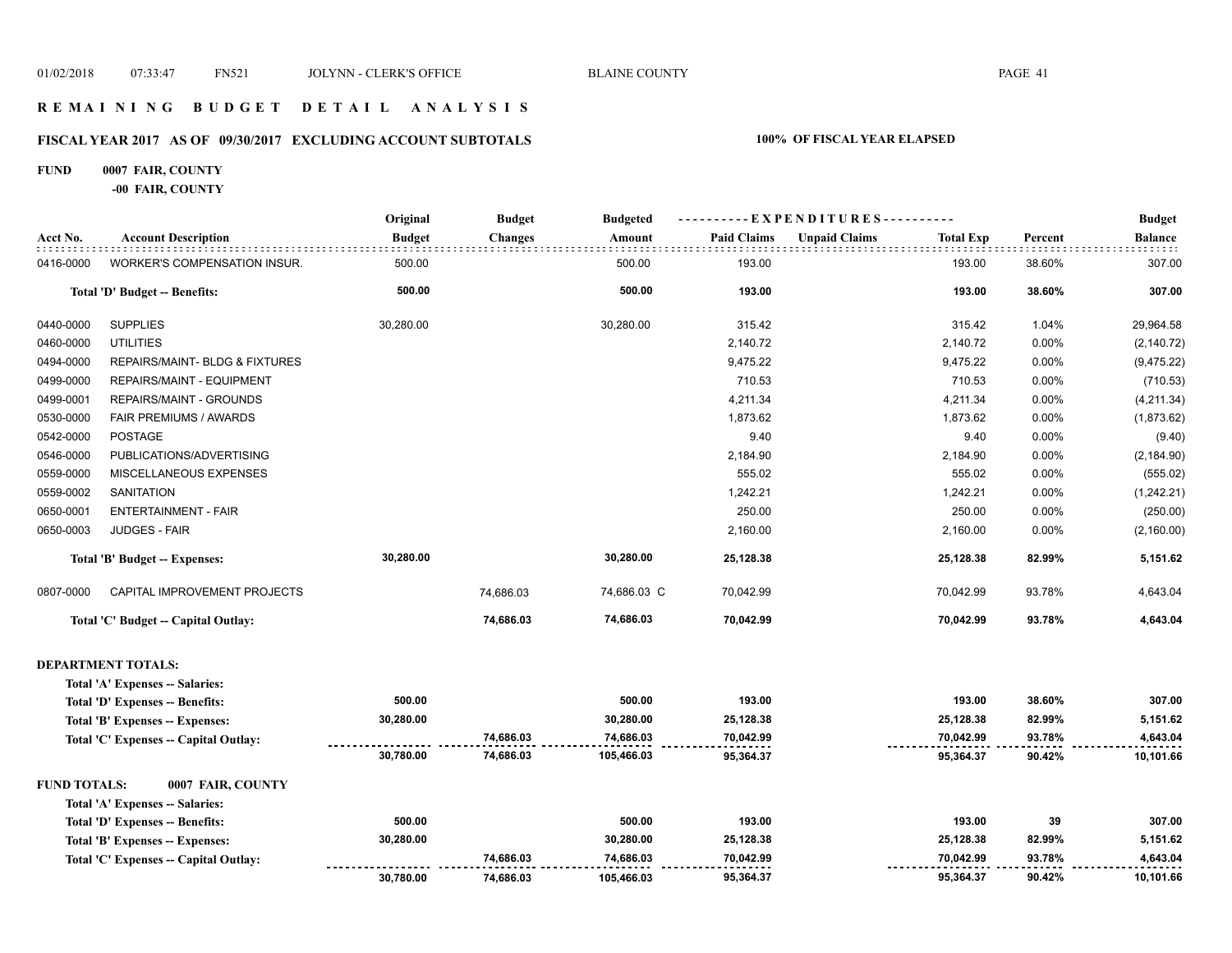# R E M A I N I N G   B U D G E T   D E T A I L   A N A L Y S I S

## FISCAL YEAR 2017 AS OF 09/30/2017 EXCLUDING ACCOUNT SUBTOTALS — 100% OF FISCAL YEAR ELAPSED

**FUND 0007 FAIR, COUNTY**

**-00 FAIR, COUNTY**

| Acct No. | Account Description | Original Budget | Budget Changes | Budgeted Amount | EXPENDITURES Paid Claims | Unpaid Claims | Total Exp | Percent | Budget Balance |
|---|---|---|---|---|---|---|---|---|---|
| 0416-0000 | WORKER'S COMPENSATION INSUR. | 500.00 | | 500.00 | 193.00 | | 193.00 | 38.60% | 307.00 |
| | **Total 'D' Budget -- Benefits:** | **500.00** | | **500.00** | **193.00** | | **193.00** | **38.60%** | **307.00** |
| 0440-0000 | SUPPLIES | 30,280.00 | | 30,280.00 | 315.42 | | 315.42 | 1.04% | 29,964.58 |
| 0460-0000 | UTILITIES | | | | 2,140.72 | | 2,140.72 | 0.00% | (2,140.72) |
| 0494-0000 | REPAIRS/MAINT- BLDG & FIXTURES | | | | 9,475.22 | | 9,475.22 | 0.00% | (9,475.22) |
| 0499-0000 | REPAIRS/MAINT - EQUIPMENT | | | | 710.53 | | 710.53 | 0.00% | (710.53) |
| 0499-0001 | REPAIRS/MAINT - GROUNDS | | | | 4,211.34 | | 4,211.34 | 0.00% | (4,211.34) |
| 0530-0000 | FAIR PREMIUMS / AWARDS | | | | 1,873.62 | | 1,873.62 | 0.00% | (1,873.62) |
| 0542-0000 | POSTAGE | | | | 9.40 | | 9.40 | 0.00% | (9.40) |
| 0546-0000 | PUBLICATIONS/ADVERTISING | | | | 2,184.90 | | 2,184.90 | 0.00% | (2,184.90) |
| 0559-0000 | MISCELLANEOUS EXPENSES | | | | 555.02 | | 555.02 | 0.00% | (555.02) |
| 0559-0002 | SANITATION | | | | 1,242.21 | | 1,242.21 | 0.00% | (1,242.21) |
| 0650-0001 | ENTERTAINMENT - FAIR | | | | 250.00 | | 250.00 | 0.00% | (250.00) |
| 0650-0003 | JUDGES - FAIR | | | | 2,160.00 | | 2,160.00 | 0.00% | (2,160.00) |
| | **Total 'B' Budget -- Expenses:** | **30,280.00** | | **30,280.00** | **25,128.38** | | **25,128.38** | **82.99%** | **5,151.62** |
| 0807-0000 | CAPITAL IMPROVEMENT PROJECTS | | 74,686.03 | 74,686.03 C | 70,042.99 | | 70,042.99 | 93.78% | 4,643.04 |
| | **Total 'C' Budget -- Capital Outlay:** | | **74,686.03** | **74,686.03** | **70,042.99** | | **70,042.99** | **93.78%** | **4,643.04** |

**DEPARTMENT TOTALS:**

| | Original Budget | Budget Changes | Budgeted Amount | Paid Claims | Unpaid Claims | Total Exp | Percent | Budget Balance |
|---|---|---|---|---|---|---|---|---|
| **Total 'A' Expenses -- Salaries:** | | | | | | | | |
| **Total 'D' Expenses -- Benefits:** | **500.00** | | **500.00** | **193.00** | | **193.00** | **38.60%** | **307.00** |
| **Total 'B' Expenses -- Expenses:** | **30,280.00** | | **30,280.00** | **25,128.38** | | **25,128.38** | **82.99%** | **5,151.62** |
| **Total 'C' Expenses -- Capital Outlay:** | | **74,686.03** | **74,686.03** | **70,042.99** | | **70,042.99** | **93.78%** | **4,643.04** |
| | **30,780.00** | **74,686.03** | **105,466.03** | **95,364.37** | | **95,364.37** | **90.42%** | **10,101.66** |

**FUND TOTALS: 0007 FAIR, COUNTY**

| | Original Budget | Budget Changes | Budgeted Amount | Paid Claims | Unpaid Claims | Total Exp | Percent | Budget Balance |
|---|---|---|---|---|---|---|---|---|
| **Total 'A' Expenses -- Salaries:** | | | | | | | | |
| **Total 'D' Expenses -- Benefits:** | **500.00** | | **500.00** | **193.00** | | **193.00** | **39** | **307.00** |
| **Total 'B' Expenses -- Expenses:** | **30,280.00** | | **30,280.00** | **25,128.38** | | **25,128.38** | **82.99%** | **5,151.62** |
| **Total 'C' Expenses -- Capital Outlay:** | | **74,686.03** | **74,686.03** | **70,042.99** | | **70,042.99** | **93.78%** | **4,643.04** |
| | **30,780.00** | **74,686.03** | **105,466.03** | **95,364.37** | | **95,364.37** | **90.42%** | **10,101.66** |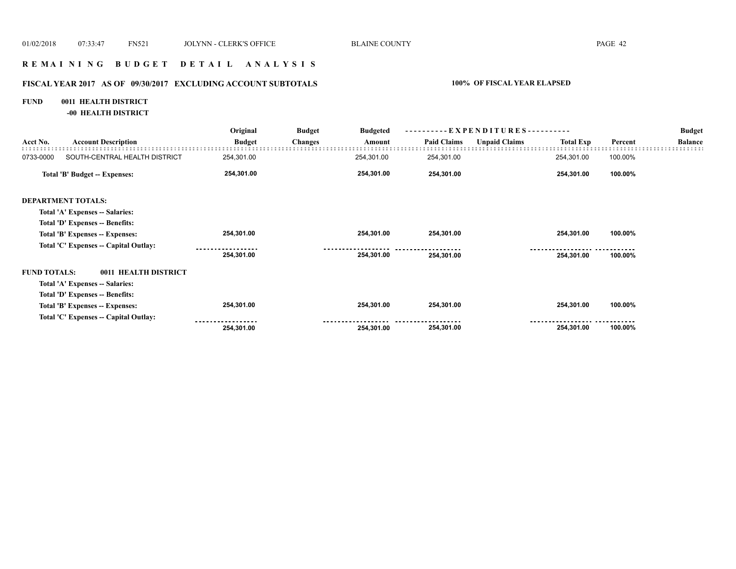# REMAINING BUDGET DETAIL ANALYSIS

## FISCAL YEAR 2017 AS OF 09/30/2017 EXCLUDING ACCOUNT SUBTOTALS — 100% OF FISCAL YEAR ELAPSED

**FUND 0011 HEALTH DISTRICT**

**-00 HEALTH DISTRICT**

| Acct No. | Account Description | Original Budget | Budget Changes | Budgeted Amount | Paid Claims | Unpaid Claims | Total Exp | Percent | Budget Balance |
|---|---|---|---|---|---|---|---|---|---|
| 0733-0000 | SOUTH-CENTRAL HEALTH DISTRICT | 254,301.00 | | 254,301.00 | 254,301.00 | | 254,301.00 | 100.00% | |
| | **Total 'B' Budget -- Expenses:** | **254,301.00** | | **254,301.00** | **254,301.00** | | **254,301.00** | **100.00%** | |
| **DEPARTMENT TOTALS:** | | | | | | | | | |
| | **Total 'A' Expenses -- Salaries:** | | | | | | | | |
| | **Total 'D' Expenses -- Benefits:** | | | | | | | | |
| | **Total 'B' Expenses -- Expenses:** | **254,301.00** | | **254,301.00** | **254,301.00** | | **254,301.00** | **100.00%** | |
| | **Total 'C' Expenses -- Capital Outlay:** | | | | | | | | |
| | | **254,301.00** | | **254,301.00** | **254,301.00** | | **254,301.00** | **100.00%** | |
| **FUND TOTALS:** | **0011 HEALTH DISTRICT** | | | | | | | | |
| | **Total 'A' Expenses -- Salaries:** | | | | | | | | |
| | **Total 'D' Expenses -- Benefits:** | | | | | | | | |
| | **Total 'B' Expenses -- Expenses:** | **254,301.00** | | **254,301.00** | **254,301.00** | | **254,301.00** | **100.00%** | |
| | **Total 'C' Expenses -- Capital Outlay:** | | | | | | | | |
| | | **254,301.00** | | **254,301.00** | **254,301.00** | | **254,301.00** | **100.00%** | |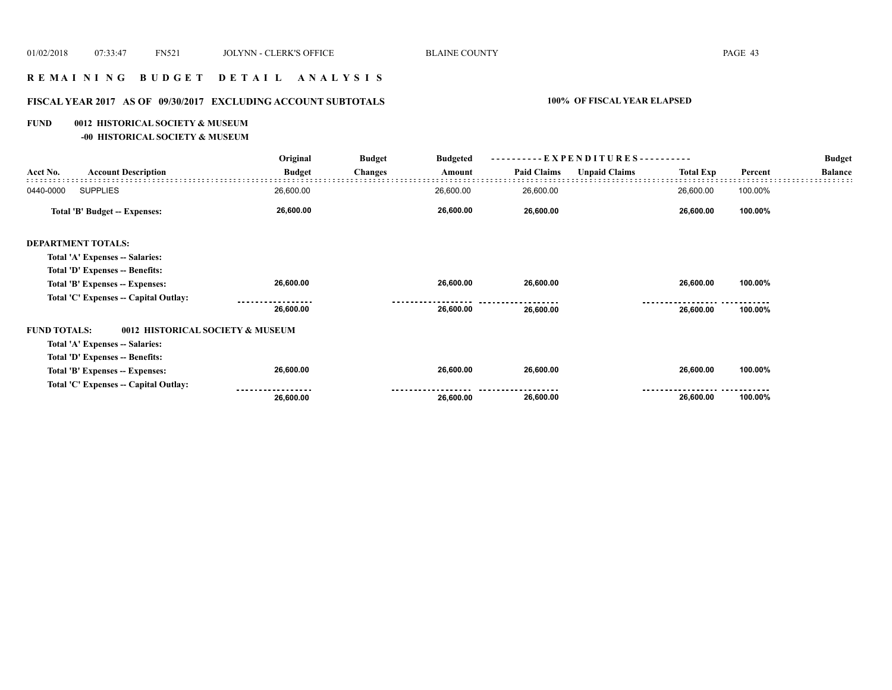# REMAINING BUDGET DETAIL ANALYSIS

## FISCAL YEAR 2017 AS OF 09/30/2017 EXCLUDING ACCOUNT SUBTOTALS

**100% OF FISCAL YEAR ELAPSED**

**FUND 0012 HISTORICAL SOCIETY & MUSEUM**

**-00 HISTORICAL SOCIETY & MUSEUM**

| Acct No. | Account Description | Original Budget | Budget Changes | Budgeted Amount | Paid Claims | Unpaid Claims | Total Exp | Percent | Budget Balance |
|---|---|---|---|---|---|---|---|---|---|
| 0440-0000 | SUPPLIES | 26,600.00 | | 26,600.00 | 26,600.00 | | 26,600.00 | 100.00% | |
| | **Total 'B' Budget -- Expenses:** | **26,600.00** | | **26,600.00** | **26,600.00** | | **26,600.00** | **100.00%** | |
| **DEPARTMENT TOTALS:** | | | | | | | | | |
| | **Total 'A' Expenses -- Salaries:** | | | | | | | | |
| | **Total 'D' Expenses -- Benefits:** | | | | | | | | |
| | **Total 'B' Expenses -- Expenses:** | **26,600.00** | | **26,600.00** | **26,600.00** | | **26,600.00** | **100.00%** | |
| | **Total 'C' Expenses -- Capital Outlay:** | | | | | | | | |
| | | **26,600.00** | | **26,600.00** | **26,600.00** | | **26,600.00** | **100.00%** | |
| **FUND TOTALS:** | **0012 HISTORICAL SOCIETY & MUSEUM** | | | | | | | | |
| | **Total 'A' Expenses -- Salaries:** | | | | | | | | |
| | **Total 'D' Expenses -- Benefits:** | | | | | | | | |
| | **Total 'B' Expenses -- Expenses:** | **26,600.00** | | **26,600.00** | **26,600.00** | | **26,600.00** | **100.00%** | |
| | **Total 'C' Expenses -- Capital Outlay:** | | | | | | | | |
| | | **26,600.00** | | **26,600.00** | **26,600.00** | | **26,600.00** | **100.00%** | |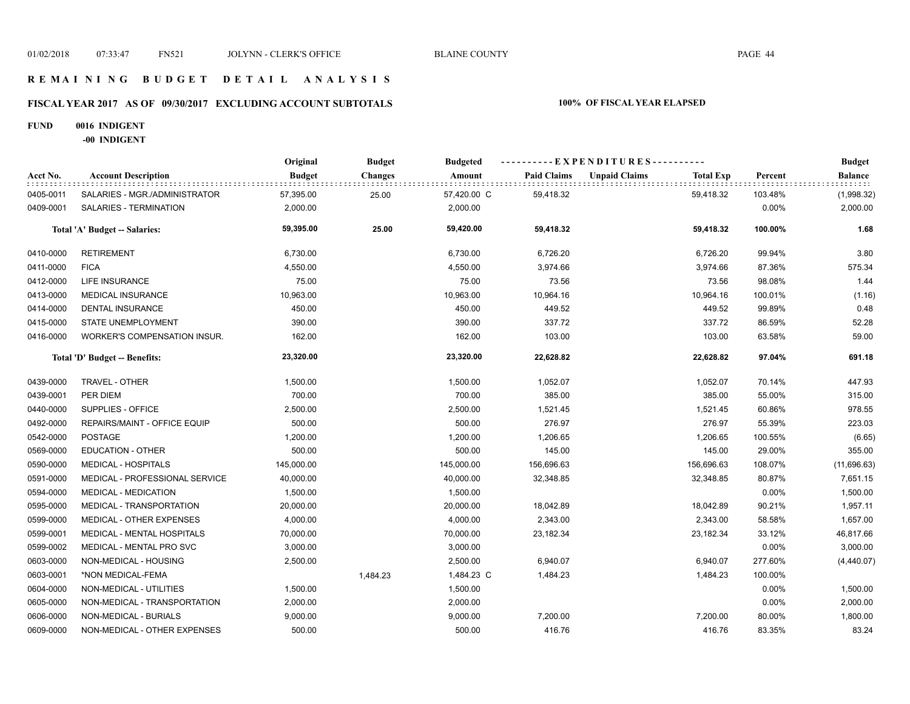# REMAINING BUDGET DETAIL ANALYSIS

## FISCAL YEAR 2017 AS OF 09/30/2017 EXCLUDING ACCOUNT SUBTOTALS

**100% OF FISCAL YEAR ELAPSED**

**FUND 0016 INDIGENT**

**-00 INDIGENT**

| Acct No. | Account Description | Original Budget | Budget Changes | Budgeted Amount | Paid Claims | Unpaid Claims | Total Exp | Percent | Budget Balance |
|---|---|---|---|---|---|---|---|---|---|
| 0405-0011 | SALARIES - MGR./ADMINISTRATOR | 57,395.00 | 25.00 | 57,420.00 C | 59,418.32 | | 59,418.32 | 103.48% | (1,998.32) |
| 0409-0001 | SALARIES - TERMINATION | 2,000.00 | | 2,000.00 | | | | 0.00% | 2,000.00 |
| | **Total 'A' Budget -- Salaries:** | **59,395.00** | **25.00** | **59,420.00** | **59,418.32** | | **59,418.32** | **100.00%** | **1.68** |
| 0410-0000 | RETIREMENT | 6,730.00 | | 6,730.00 | 6,726.20 | | 6,726.20 | 99.94% | 3.80 |
| 0411-0000 | FICA | 4,550.00 | | 4,550.00 | 3,974.66 | | 3,974.66 | 87.36% | 575.34 |
| 0412-0000 | LIFE INSURANCE | 75.00 | | 75.00 | 73.56 | | 73.56 | 98.08% | 1.44 |
| 0413-0000 | MEDICAL INSURANCE | 10,963.00 | | 10,963.00 | 10,964.16 | | 10,964.16 | 100.01% | (1.16) |
| 0414-0000 | DENTAL INSURANCE | 450.00 | | 450.00 | 449.52 | | 449.52 | 99.89% | 0.48 |
| 0415-0000 | STATE UNEMPLOYMENT | 390.00 | | 390.00 | 337.72 | | 337.72 | 86.59% | 52.28 |
| 0416-0000 | WORKER'S COMPENSATION INSUR. | 162.00 | | 162.00 | 103.00 | | 103.00 | 63.58% | 59.00 |
| | **Total 'D' Budget -- Benefits:** | **23,320.00** | | **23,320.00** | **22,628.82** | | **22,628.82** | **97.04%** | **691.18** |
| 0439-0000 | TRAVEL - OTHER | 1,500.00 | | 1,500.00 | 1,052.07 | | 1,052.07 | 70.14% | 447.93 |
| 0439-0001 | PER DIEM | 700.00 | | 700.00 | 385.00 | | 385.00 | 55.00% | 315.00 |
| 0440-0000 | SUPPLIES - OFFICE | 2,500.00 | | 2,500.00 | 1,521.45 | | 1,521.45 | 60.86% | 978.55 |
| 0492-0000 | REPAIRS/MAINT - OFFICE EQUIP | 500.00 | | 500.00 | 276.97 | | 276.97 | 55.39% | 223.03 |
| 0542-0000 | POSTAGE | 1,200.00 | | 1,200.00 | 1,206.65 | | 1,206.65 | 100.55% | (6.65) |
| 0569-0000 | EDUCATION - OTHER | 500.00 | | 500.00 | 145.00 | | 145.00 | 29.00% | 355.00 |
| 0590-0000 | MEDICAL - HOSPITALS | 145,000.00 | | 145,000.00 | 156,696.63 | | 156,696.63 | 108.07% | (11,696.63) |
| 0591-0000 | MEDICAL - PROFESSIONAL SERVICE | 40,000.00 | | 40,000.00 | 32,348.85 | | 32,348.85 | 80.87% | 7,651.15 |
| 0594-0000 | MEDICAL - MEDICATION | 1,500.00 | | 1,500.00 | | | | 0.00% | 1,500.00 |
| 0595-0000 | MEDICAL - TRANSPORTATION | 20,000.00 | | 20,000.00 | 18,042.89 | | 18,042.89 | 90.21% | 1,957.11 |
| 0599-0000 | MEDICAL - OTHER EXPENSES | 4,000.00 | | 4,000.00 | 2,343.00 | | 2,343.00 | 58.58% | 1,657.00 |
| 0599-0001 | MEDICAL - MENTAL HOSPITALS | 70,000.00 | | 70,000.00 | 23,182.34 | | 23,182.34 | 33.12% | 46,817.66 |
| 0599-0002 | MEDICAL - MENTAL PRO SVC | 3,000.00 | | 3,000.00 | | | | 0.00% | 3,000.00 |
| 0603-0000 | NON-MEDICAL - HOUSING | 2,500.00 | | 2,500.00 | 6,940.07 | | 6,940.07 | 277.60% | (4,440.07) |
| 0603-0001 | *NON MEDICAL-FEMA | | 1,484.23 | 1,484.23 C | 1,484.23 | | 1,484.23 | 100.00% | |
| 0604-0000 | NON-MEDICAL - UTILITIES | 1,500.00 | | 1,500.00 | | | | 0.00% | 1,500.00 |
| 0605-0000 | NON-MEDICAL - TRANSPORTATION | 2,000.00 | | 2,000.00 | | | | 0.00% | 2,000.00 |
| 0606-0000 | NON-MEDICAL - BURIALS | 9,000.00 | | 9,000.00 | 7,200.00 | | 7,200.00 | 80.00% | 1,800.00 |
| 0609-0000 | NON-MEDICAL - OTHER EXPENSES | 500.00 | | 500.00 | 416.76 | | 416.76 | 83.35% | 83.24 |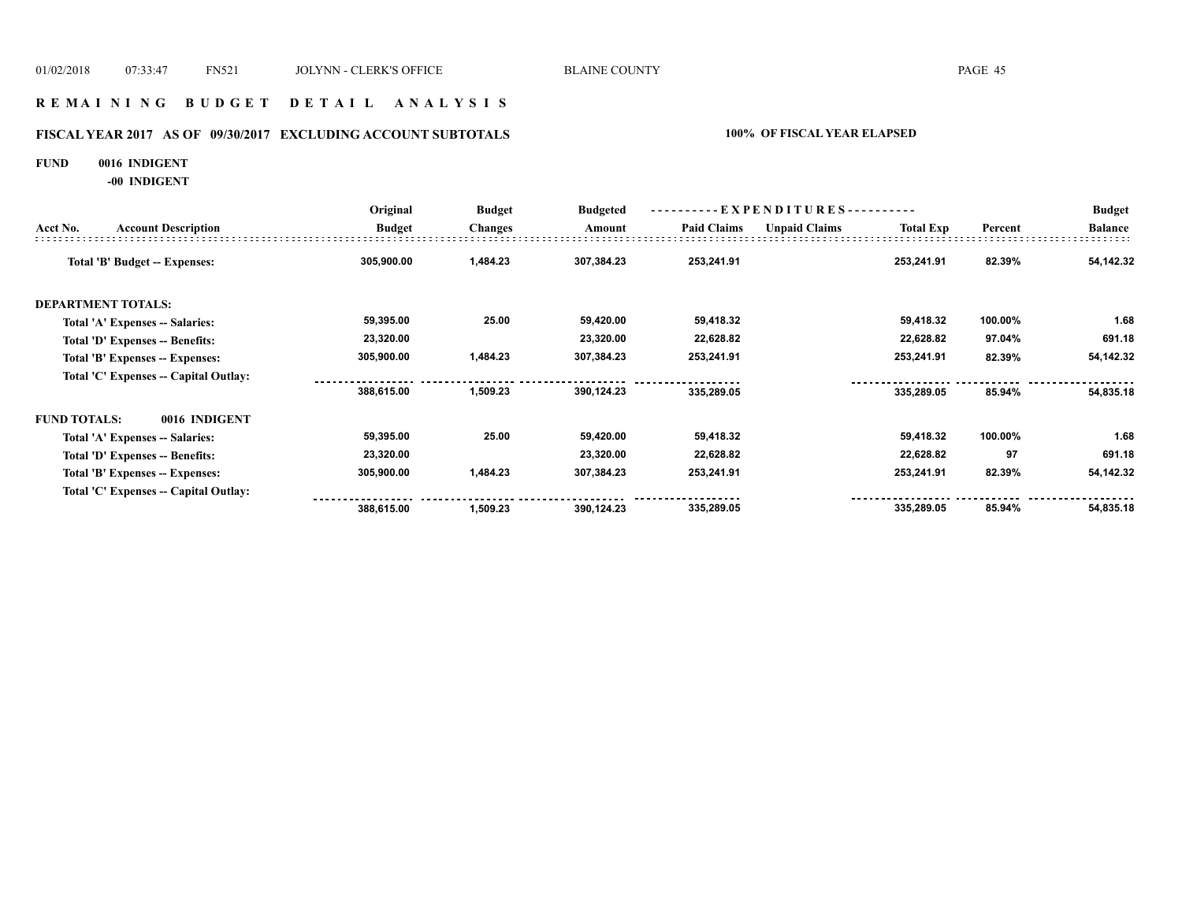# R E M A I N I N G   B U D G E T   D E T A I L   A N A L Y S I S

## FISCAL YEAR 2017 AS OF 09/30/2017 EXCLUDING ACCOUNT SUBTOTALS — 100% OF FISCAL YEAR ELAPSED

**FUND 0016 INDIGENT**

**-00 INDIGENT**

| Acct No. | Account Description | Original Budget | Budget Changes | Budgeted Amount | Paid Claims | Unpaid Claims | Total Exp | Percent | Budget Balance |
|---|---|---|---|---|---|---|---|---|---|
| | **Total 'B' Budget -- Expenses:** | 305,900.00 | 1,484.23 | 307,384.23 | 253,241.91 | | 253,241.91 | 82.39% | 54,142.32 |
| **DEPARTMENT TOTALS:** | | | | | | | | | |
| | Total 'A' Expenses -- Salaries: | 59,395.00 | 25.00 | 59,420.00 | 59,418.32 | | 59,418.32 | 100.00% | 1.68 |
| | Total 'D' Expenses -- Benefits: | 23,320.00 | | 23,320.00 | 22,628.82 | | 22,628.82 | 97.04% | 691.18 |
| | Total 'B' Expenses -- Expenses: | 305,900.00 | 1,484.23 | 307,384.23 | 253,241.91 | | 253,241.91 | 82.39% | 54,142.32 |
| | Total 'C' Expenses -- Capital Outlay: | | | | | | | | |
| | | 388,615.00 | 1,509.23 | 390,124.23 | 335,289.05 | | 335,289.05 | 85.94% | 54,835.18 |
| **FUND TOTALS:** | **0016 INDIGENT** | | | | | | | | |
| | Total 'A' Expenses -- Salaries: | 59,395.00 | 25.00 | 59,420.00 | 59,418.32 | | 59,418.32 | 100.00% | 1.68 |
| | Total 'D' Expenses -- Benefits: | 23,320.00 | | 23,320.00 | 22,628.82 | | 22,628.82 | 97 | 691.18 |
| | Total 'B' Expenses -- Expenses: | 305,900.00 | 1,484.23 | 307,384.23 | 253,241.91 | | 253,241.91 | 82.39% | 54,142.32 |
| | Total 'C' Expenses -- Capital Outlay: | | | | | | | | |
| | | 388,615.00 | 1,509.23 | 390,124.23 | 335,289.05 | | 335,289.05 | 85.94% | 54,835.18 |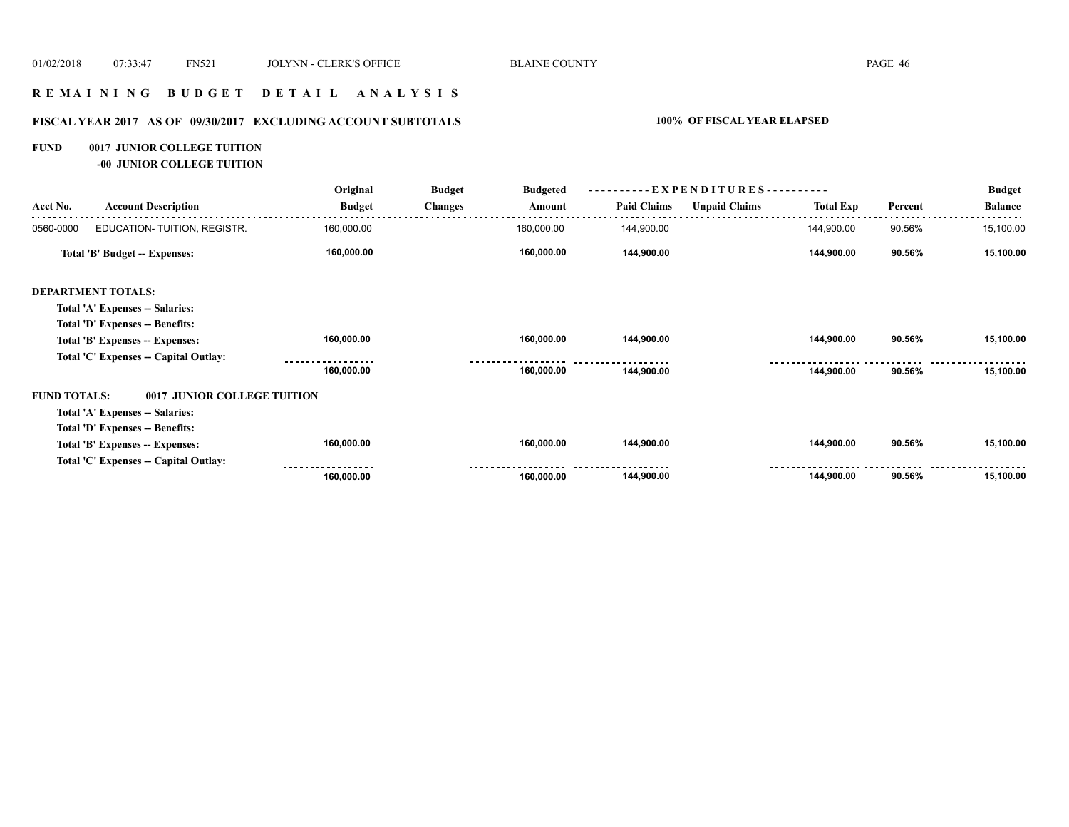## R E M A I N I N G   B U D G E T   D E T A I L   A N A L Y S I S

### FISCAL YEAR 2017 AS OF 09/30/2017 EXCLUDING ACCOUNT SUBTOTALS — 100% OF FISCAL YEAR ELAPSED

**FUND 0017 JUNIOR COLLEGE TUITION**
**-00 JUNIOR COLLEGE TUITION**

| Acct No. | Account Description | Original Budget | Budget Changes | Budgeted Amount | Paid Claims | Unpaid Claims | Total Exp | Percent | Budget Balance |
|---|---|---|---|---|---|---|---|---|---|
| 0560-0000 | EDUCATION- TUITION, REGISTR. | 160,000.00 | | 160,000.00 | 144,900.00 | | 144,900.00 | 90.56% | 15,100.00 |
| | **Total 'B' Budget -- Expenses:** | **160,000.00** | | **160,000.00** | **144,900.00** | | **144,900.00** | **90.56%** | **15,100.00** |
| **DEPARTMENT TOTALS:** | | | | | | | | | |
| | **Total 'A' Expenses -- Salaries:** | | | | | | | | |
| | **Total 'D' Expenses -- Benefits:** | | | | | | | | |
| | **Total 'B' Expenses -- Expenses:** | 160,000.00 | | 160,000.00 | 144,900.00 | | 144,900.00 | 90.56% | 15,100.00 |
| | **Total 'C' Expenses -- Capital Outlay:** | | | | | | | | |
| | | 160,000.00 | | 160,000.00 | 144,900.00 | | 144,900.00 | 90.56% | 15,100.00 |
| **FUND TOTALS:** | **0017 JUNIOR COLLEGE TUITION** | | | | | | | | |
| | **Total 'A' Expenses -- Salaries:** | | | | | | | | |
| | **Total 'D' Expenses -- Benefits:** | | | | | | | | |
| | **Total 'B' Expenses -- Expenses:** | 160,000.00 | | 160,000.00 | 144,900.00 | | 144,900.00 | 90.56% | 15,100.00 |
| | **Total 'C' Expenses -- Capital Outlay:** | | | | | | | | |
| | | 160,000.00 | | 160,000.00 | 144,900.00 | | 144,900.00 | 90.56% | 15,100.00 |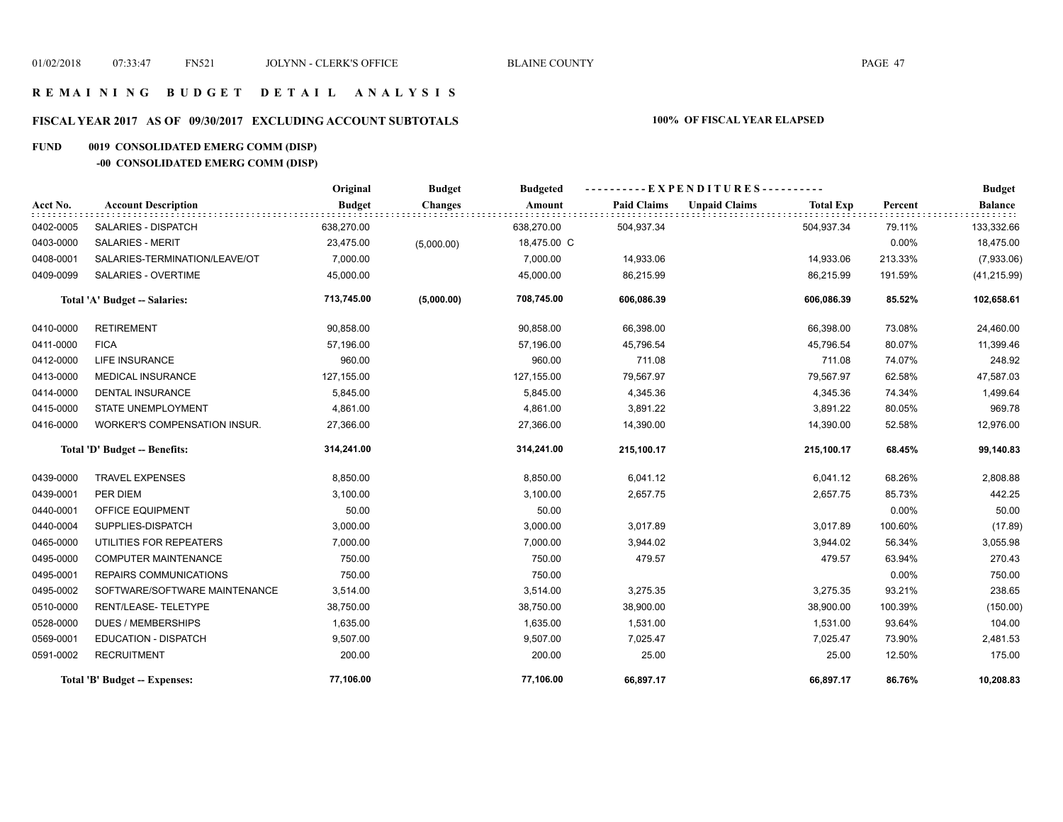# REMAINING BUDGET DETAIL ANALYSIS

## FISCAL YEAR 2017 AS OF 09/30/2017 EXCLUDING ACCOUNT SUBTOTALS

**100% OF FISCAL YEAR ELAPSED**

**FUND 0019 CONSOLIDATED EMERG COMM (DISP)**

**-00 CONSOLIDATED EMERG COMM (DISP)**

| Acct No. | Account Description | Original Budget | Budget Changes | Budgeted Amount | Paid Claims | Unpaid Claims | Total Exp | Percent | Budget Balance |
|---|---|---|---|---|---|---|---|---|---|
| 0402-0005 | SALARIES - DISPATCH | 638,270.00 | | 638,270.00 | 504,937.34 | | 504,937.34 | 79.11% | 133,332.66 |
| 0403-0000 | SALARIES - MERIT | 23,475.00 | (5,000.00) | 18,475.00 C | | | | 0.00% | 18,475.00 |
| 0408-0001 | SALARIES-TERMINATION/LEAVE/OT | 7,000.00 | | 7,000.00 | 14,933.06 | | 14,933.06 | 213.33% | (7,933.06) |
| 0409-0099 | SALARIES - OVERTIME | 45,000.00 | | 45,000.00 | 86,215.99 | | 86,215.99 | 191.59% | (41,215.99) |
| | **Total 'A' Budget -- Salaries:** | **713,745.00** | **(5,000.00)** | **708,745.00** | **606,086.39** | | **606,086.39** | **85.52%** | **102,658.61** |
| 0410-0000 | RETIREMENT | 90,858.00 | | 90,858.00 | 66,398.00 | | 66,398.00 | 73.08% | 24,460.00 |
| 0411-0000 | FICA | 57,196.00 | | 57,196.00 | 45,796.54 | | 45,796.54 | 80.07% | 11,399.46 |
| 0412-0000 | LIFE INSURANCE | 960.00 | | 960.00 | 711.08 | | 711.08 | 74.07% | 248.92 |
| 0413-0000 | MEDICAL INSURANCE | 127,155.00 | | 127,155.00 | 79,567.97 | | 79,567.97 | 62.58% | 47,587.03 |
| 0414-0000 | DENTAL INSURANCE | 5,845.00 | | 5,845.00 | 4,345.36 | | 4,345.36 | 74.34% | 1,499.64 |
| 0415-0000 | STATE UNEMPLOYMENT | 4,861.00 | | 4,861.00 | 3,891.22 | | 3,891.22 | 80.05% | 969.78 |
| 0416-0000 | WORKER'S COMPENSATION INSUR. | 27,366.00 | | 27,366.00 | 14,390.00 | | 14,390.00 | 52.58% | 12,976.00 |
| | **Total 'D' Budget -- Benefits:** | **314,241.00** | | **314,241.00** | **215,100.17** | | **215,100.17** | **68.45%** | **99,140.83** |
| 0439-0000 | TRAVEL EXPENSES | 8,850.00 | | 8,850.00 | 6,041.12 | | 6,041.12 | 68.26% | 2,808.88 |
| 0439-0001 | PER DIEM | 3,100.00 | | 3,100.00 | 2,657.75 | | 2,657.75 | 85.73% | 442.25 |
| 0440-0001 | OFFICE EQUIPMENT | 50.00 | | 50.00 | | | | 0.00% | 50.00 |
| 0440-0004 | SUPPLIES-DISPATCH | 3,000.00 | | 3,000.00 | 3,017.89 | | 3,017.89 | 100.60% | (17.89) |
| 0465-0000 | UTILITIES FOR REPEATERS | 7,000.00 | | 7,000.00 | 3,944.02 | | 3,944.02 | 56.34% | 3,055.98 |
| 0495-0000 | COMPUTER MAINTENANCE | 750.00 | | 750.00 | 479.57 | | 479.57 | 63.94% | 270.43 |
| 0495-0001 | REPAIRS COMMUNICATIONS | 750.00 | | 750.00 | | | | 0.00% | 750.00 |
| 0495-0002 | SOFTWARE/SOFTWARE MAINTENANCE | 3,514.00 | | 3,514.00 | 3,275.35 | | 3,275.35 | 93.21% | 238.65 |
| 0510-0000 | RENT/LEASE- TELETYPE | 38,750.00 | | 38,750.00 | 38,900.00 | | 38,900.00 | 100.39% | (150.00) |
| 0528-0000 | DUES / MEMBERSHIPS | 1,635.00 | | 1,635.00 | 1,531.00 | | 1,531.00 | 93.64% | 104.00 |
| 0569-0001 | EDUCATION - DISPATCH | 9,507.00 | | 9,507.00 | 7,025.47 | | 7,025.47 | 73.90% | 2,481.53 |
| 0591-0002 | RECRUITMENT | 200.00 | | 200.00 | 25.00 | | 25.00 | 12.50% | 175.00 |
| | **Total 'B' Budget -- Expenses:** | **77,106.00** | | **77,106.00** | **66,897.17** | | **66,897.17** | **86.76%** | **10,208.83** |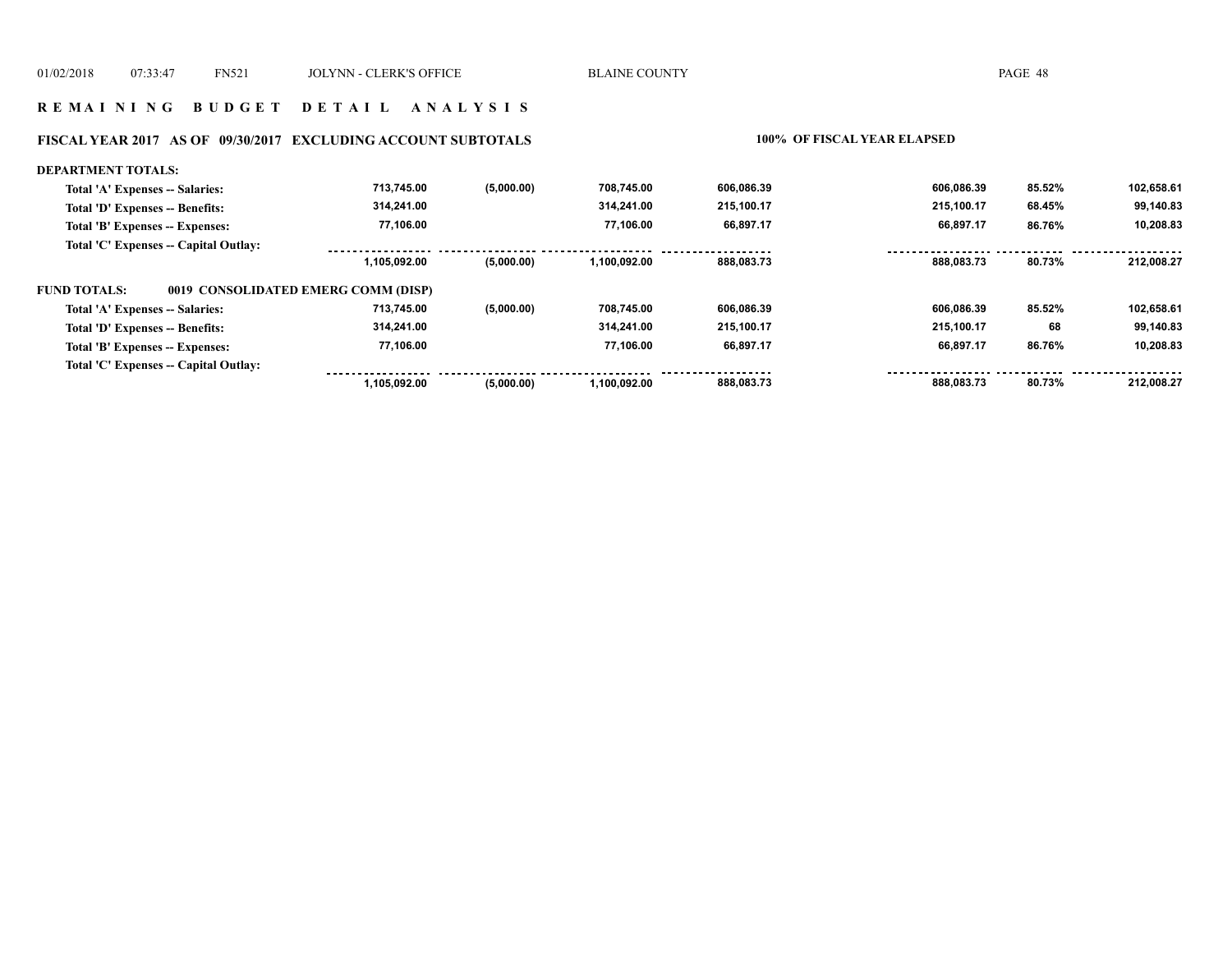## REMAINING BUDGET DETAIL ANALYSIS

### FISCAL YEAR 2017 AS OF 09/30/2017 EXCLUDING ACCOUNT SUBTOTALS

**100% OF FISCAL YEAR ELAPSED**

| | | | | | | | |
|---|---|---|---|---|---|---|---|
| **DEPARTMENT TOTALS:** | | | | | | | |
| Total 'A' Expenses -- Salaries: | 713,745.00 | (5,000.00) | 708,745.00 | 606,086.39 | 606,086.39 | 85.52% | 102,658.61 |
| Total 'D' Expenses -- Benefits: | 314,241.00 | | 314,241.00 | 215,100.17 | 215,100.17 | 68.45% | 99,140.83 |
| Total 'B' Expenses -- Expenses: | 77,106.00 | | 77,106.00 | 66,897.17 | 66,897.17 | 86.76% | 10,208.83 |
| Total 'C' Expenses -- Capital Outlay: | | | | | | | |
| | 1,105,092.00 | (5,000.00) | 1,100,092.00 | 888,083.73 | 888,083.73 | 80.73% | 212,008.27 |
| **FUND TOTALS:** 0019 CONSOLIDATED EMERG COMM (DISP) | | | | | | | |
| Total 'A' Expenses -- Salaries: | 713,745.00 | (5,000.00) | 708,745.00 | 606,086.39 | 606,086.39 | 85.52% | 102,658.61 |
| Total 'D' Expenses -- Benefits: | 314,241.00 | | 314,241.00 | 215,100.17 | 215,100.17 | 68 | 99,140.83 |
| Total 'B' Expenses -- Expenses: | 77,106.00 | | 77,106.00 | 66,897.17 | 66,897.17 | 86.76% | 10,208.83 |
| Total 'C' Expenses -- Capital Outlay: | | | | | | | |
| | 1,105,092.00 | (5,000.00) | 1,100,092.00 | 888,083.73 | 888,083.73 | 80.73% | 212,008.27 |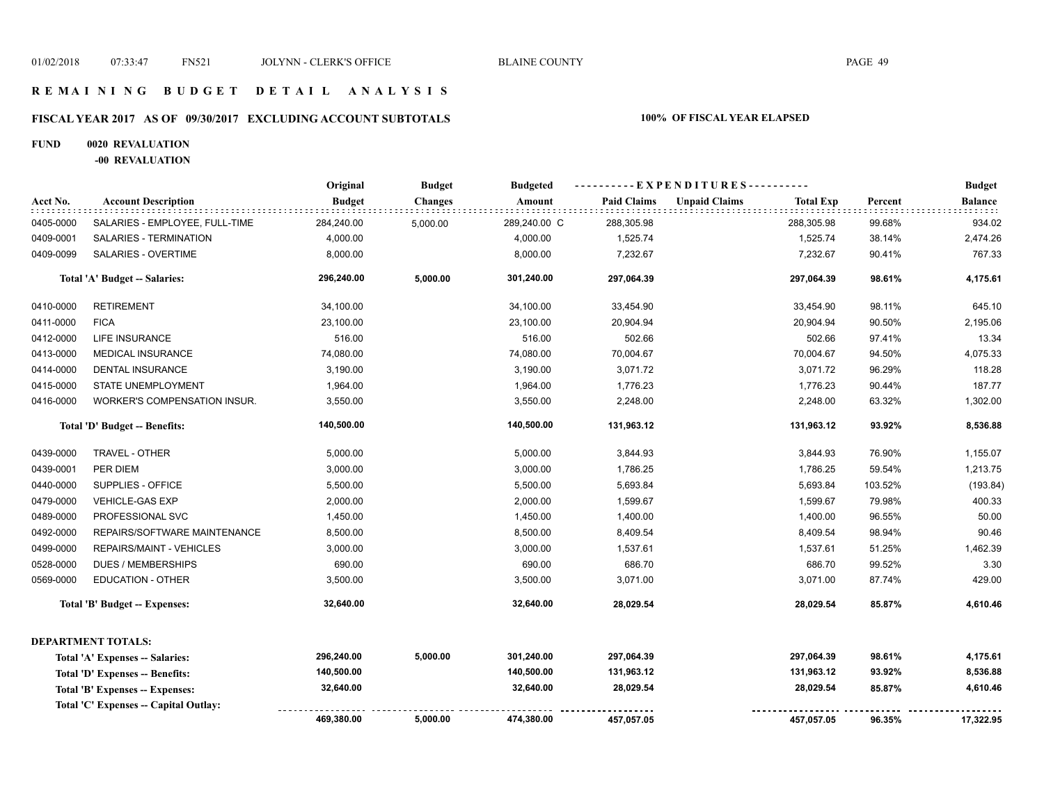# REMAINING BUDGET DETAIL ANALYSIS

## FISCAL YEAR 2017 AS OF 09/30/2017 EXCLUDING ACCOUNT SUBTOTALS — 100% OF FISCAL YEAR ELAPSED

**FUND 0020 REVALUATION**

**-00 REVALUATION**

| Acct No. | Account Description | Original Budget | Budget Changes | Budgeted Amount | Paid Claims | Unpaid Claims | Total Exp | Percent | Budget Balance |
|---|---|---|---|---|---|---|---|---|---|
| 0405-0000 | SALARIES - EMPLOYEE, FULL-TIME | 284,240.00 | 5,000.00 | 289,240.00 C | 288,305.98 | | 288,305.98 | 99.68% | 934.02 |
| 0409-0001 | SALARIES - TERMINATION | 4,000.00 | | 4,000.00 | 1,525.74 | | 1,525.74 | 38.14% | 2,474.26 |
| 0409-0099 | SALARIES - OVERTIME | 8,000.00 | | 8,000.00 | 7,232.67 | | 7,232.67 | 90.41% | 767.33 |
| | **Total 'A' Budget -- Salaries:** | **296,240.00** | **5,000.00** | **301,240.00** | **297,064.39** | | **297,064.39** | **98.61%** | **4,175.61** |
| 0410-0000 | RETIREMENT | 34,100.00 | | 34,100.00 | 33,454.90 | | 33,454.90 | 98.11% | 645.10 |
| 0411-0000 | FICA | 23,100.00 | | 23,100.00 | 20,904.94 | | 20,904.94 | 90.50% | 2,195.06 |
| 0412-0000 | LIFE INSURANCE | 516.00 | | 516.00 | 502.66 | | 502.66 | 97.41% | 13.34 |
| 0413-0000 | MEDICAL INSURANCE | 74,080.00 | | 74,080.00 | 70,004.67 | | 70,004.67 | 94.50% | 4,075.33 |
| 0414-0000 | DENTAL INSURANCE | 3,190.00 | | 3,190.00 | 3,071.72 | | 3,071.72 | 96.29% | 118.28 |
| 0415-0000 | STATE UNEMPLOYMENT | 1,964.00 | | 1,964.00 | 1,776.23 | | 1,776.23 | 90.44% | 187.77 |
| 0416-0000 | WORKER'S COMPENSATION INSUR. | 3,550.00 | | 3,550.00 | 2,248.00 | | 2,248.00 | 63.32% | 1,302.00 |
| | **Total 'D' Budget -- Benefits:** | **140,500.00** | | **140,500.00** | **131,963.12** | | **131,963.12** | **93.92%** | **8,536.88** |
| 0439-0000 | TRAVEL - OTHER | 5,000.00 | | 5,000.00 | 3,844.93 | | 3,844.93 | 76.90% | 1,155.07 |
| 0439-0001 | PER DIEM | 3,000.00 | | 3,000.00 | 1,786.25 | | 1,786.25 | 59.54% | 1,213.75 |
| 0440-0000 | SUPPLIES - OFFICE | 5,500.00 | | 5,500.00 | 5,693.84 | | 5,693.84 | 103.52% | (193.84) |
| 0479-0000 | VEHICLE-GAS EXP | 2,000.00 | | 2,000.00 | 1,599.67 | | 1,599.67 | 79.98% | 400.33 |
| 0489-0000 | PROFESSIONAL SVC | 1,450.00 | | 1,450.00 | 1,400.00 | | 1,400.00 | 96.55% | 50.00 |
| 0492-0000 | REPAIRS/SOFTWARE MAINTENANCE | 8,500.00 | | 8,500.00 | 8,409.54 | | 8,409.54 | 98.94% | 90.46 |
| 0499-0000 | REPAIRS/MAINT - VEHICLES | 3,000.00 | | 3,000.00 | 1,537.61 | | 1,537.61 | 51.25% | 1,462.39 |
| 0528-0000 | DUES / MEMBERSHIPS | 690.00 | | 690.00 | 686.70 | | 686.70 | 99.52% | 3.30 |
| 0569-0000 | EDUCATION - OTHER | 3,500.00 | | 3,500.00 | 3,071.00 | | 3,071.00 | 87.74% | 429.00 |
| | **Total 'B' Budget -- Expenses:** | **32,640.00** | | **32,640.00** | **28,029.54** | | **28,029.54** | **85.87%** | **4,610.46** |
| | **DEPARTMENT TOTALS:** | | | | | | | | |
| | **Total 'A' Expenses -- Salaries:** | **296,240.00** | **5,000.00** | **301,240.00** | **297,064.39** | | **297,064.39** | **98.61%** | **4,175.61** |
| | **Total 'D' Expenses -- Benefits:** | **140,500.00** | | **140,500.00** | **131,963.12** | | **131,963.12** | **93.92%** | **8,536.88** |
| | **Total 'B' Expenses -- Expenses:** | **32,640.00** | | **32,640.00** | **28,029.54** | | **28,029.54** | **85.87%** | **4,610.46** |
| | **Total 'C' Expenses -- Capital Outlay:** | | | | | | | | |
| | | **469,380.00** | **5,000.00** | **474,380.00** | **457,057.05** | | **457,057.05** | **96.35%** | **17,322.95** |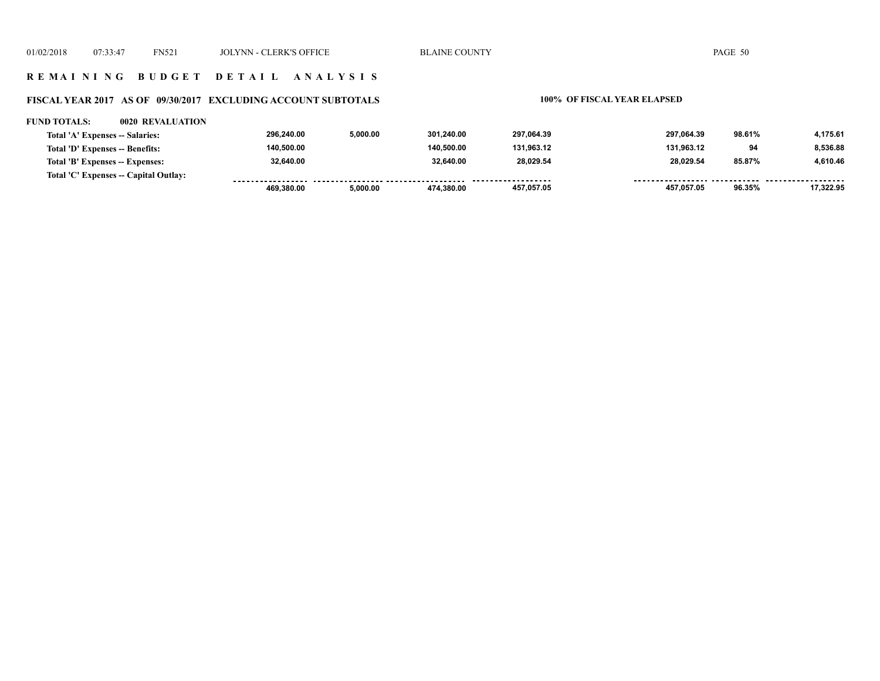## R E M A I N I N G   B U D G E T   D E T A I L   A N A L Y S I S

### FISCAL YEAR 2017 AS OF 09/30/2017 EXCLUDING ACCOUNT SUBTOTALS — 100% OF FISCAL YEAR ELAPSED

**FUND TOTALS: 0020 REVALUATION**

| | | | | | | | |
|---|---|---|---|---|---|---|---|
| Total 'A' Expenses -- Salaries: | 296,240.00 | 5,000.00 | 301,240.00 | 297,064.39 | 297,064.39 | 98.61% | 4,175.61 |
| Total 'D' Expenses -- Benefits: | 140,500.00 | | 140,500.00 | 131,963.12 | 131,963.12 | 94 | 8,536.88 |
| Total 'B' Expenses -- Expenses: | 32,640.00 | | 32,640.00 | 28,029.54 | 28,029.54 | 85.87% | 4,610.46 |
| Total 'C' Expenses -- Capital Outlay: | | | | | | | |
| | 469,380.00 | 5,000.00 | 474,380.00 | 457,057.05 | 457,057.05 | 96.35% | 17,322.95 |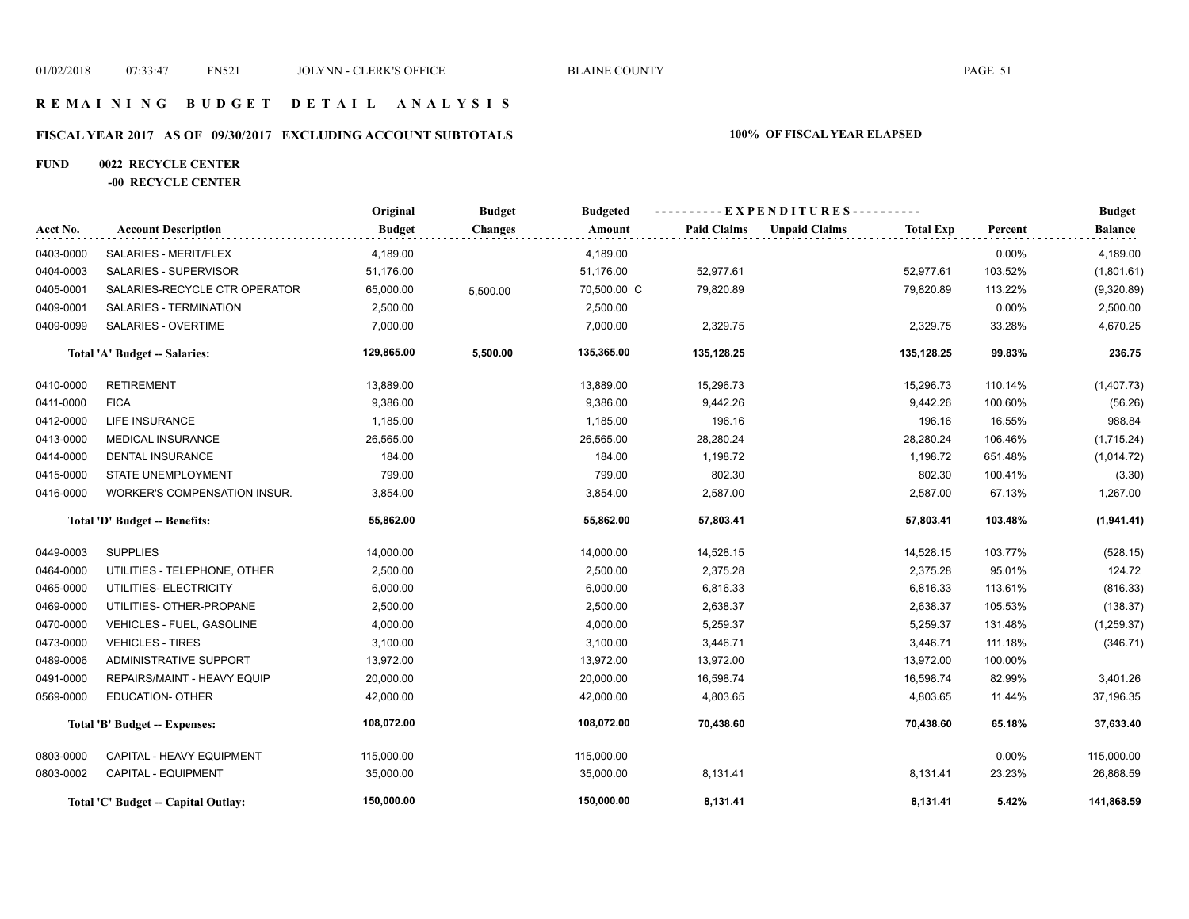# REMAINING BUDGET DETAIL ANALYSIS

## FISCAL YEAR 2017 AS OF 09/30/2017 EXCLUDING ACCOUNT SUBTOTALS — 100% OF FISCAL YEAR ELAPSED

**FUND 0022 RECYCLE CENTER**

**-00 RECYCLE CENTER**

| Acct No. | Account Description | Original Budget | Budget Changes | Budgeted Amount | Paid Claims | Unpaid Claims | Total Exp | Percent | Budget Balance |
|---|---|---|---|---|---|---|---|---|---|
| 0403-0000 | SALARIES - MERIT/FLEX | 4,189.00 | | 4,189.00 | | | | 0.00% | 4,189.00 |
| 0404-0003 | SALARIES - SUPERVISOR | 51,176.00 | | 51,176.00 | 52,977.61 | | 52,977.61 | 103.52% | (1,801.61) |
| 0405-0001 | SALARIES-RECYCLE CTR OPERATOR | 65,000.00 | 5,500.00 | 70,500.00 C | 79,820.89 | | 79,820.89 | 113.22% | (9,320.89) |
| 0409-0001 | SALARIES - TERMINATION | 2,500.00 | | 2,500.00 | | | | 0.00% | 2,500.00 |
| 0409-0099 | SALARIES - OVERTIME | 7,000.00 | | 7,000.00 | 2,329.75 | | 2,329.75 | 33.28% | 4,670.25 |
| | **Total 'A' Budget -- Salaries:** | **129,865.00** | **5,500.00** | **135,365.00** | **135,128.25** | | **135,128.25** | **99.83%** | **236.75** |
| 0410-0000 | RETIREMENT | 13,889.00 | | 13,889.00 | 15,296.73 | | 15,296.73 | 110.14% | (1,407.73) |
| 0411-0000 | FICA | 9,386.00 | | 9,386.00 | 9,442.26 | | 9,442.26 | 100.60% | (56.26) |
| 0412-0000 | LIFE INSURANCE | 1,185.00 | | 1,185.00 | 196.16 | | 196.16 | 16.55% | 988.84 |
| 0413-0000 | MEDICAL INSURANCE | 26,565.00 | | 26,565.00 | 28,280.24 | | 28,280.24 | 106.46% | (1,715.24) |
| 0414-0000 | DENTAL INSURANCE | 184.00 | | 184.00 | 1,198.72 | | 1,198.72 | 651.48% | (1,014.72) |
| 0415-0000 | STATE UNEMPLOYMENT | 799.00 | | 799.00 | 802.30 | | 802.30 | 100.41% | (3.30) |
| 0416-0000 | WORKER'S COMPENSATION INSUR. | 3,854.00 | | 3,854.00 | 2,587.00 | | 2,587.00 | 67.13% | 1,267.00 |
| | **Total 'D' Budget -- Benefits:** | **55,862.00** | | **55,862.00** | **57,803.41** | | **57,803.41** | **103.48%** | **(1,941.41)** |
| 0449-0003 | SUPPLIES | 14,000.00 | | 14,000.00 | 14,528.15 | | 14,528.15 | 103.77% | (528.15) |
| 0464-0000 | UTILITIES - TELEPHONE, OTHER | 2,500.00 | | 2,500.00 | 2,375.28 | | 2,375.28 | 95.01% | 124.72 |
| 0465-0000 | UTILITIES- ELECTRICITY | 6,000.00 | | 6,000.00 | 6,816.33 | | 6,816.33 | 113.61% | (816.33) |
| 0469-0000 | UTILITIES- OTHER-PROPANE | 2,500.00 | | 2,500.00 | 2,638.37 | | 2,638.37 | 105.53% | (138.37) |
| 0470-0000 | VEHICLES - FUEL, GASOLINE | 4,000.00 | | 4,000.00 | 5,259.37 | | 5,259.37 | 131.48% | (1,259.37) |
| 0473-0000 | VEHICLES - TIRES | 3,100.00 | | 3,100.00 | 3,446.71 | | 3,446.71 | 111.18% | (346.71) |
| 0489-0006 | ADMINISTRATIVE SUPPORT | 13,972.00 | | 13,972.00 | 13,972.00 | | 13,972.00 | 100.00% | |
| 0491-0000 | REPAIRS/MAINT - HEAVY EQUIP | 20,000.00 | | 20,000.00 | 16,598.74 | | 16,598.74 | 82.99% | 3,401.26 |
| 0569-0000 | EDUCATION- OTHER | 42,000.00 | | 42,000.00 | 4,803.65 | | 4,803.65 | 11.44% | 37,196.35 |
| | **Total 'B' Budget -- Expenses:** | **108,072.00** | | **108,072.00** | **70,438.60** | | **70,438.60** | **65.18%** | **37,633.40** |
| 0803-0000 | CAPITAL - HEAVY EQUIPMENT | 115,000.00 | | 115,000.00 | | | | 0.00% | 115,000.00 |
| 0803-0002 | CAPITAL - EQUIPMENT | 35,000.00 | | 35,000.00 | 8,131.41 | | 8,131.41 | 23.23% | 26,868.59 |
| | **Total 'C' Budget -- Capital Outlay:** | **150,000.00** | | **150,000.00** | **8,131.41** | | **8,131.41** | **5.42%** | **141,868.59** |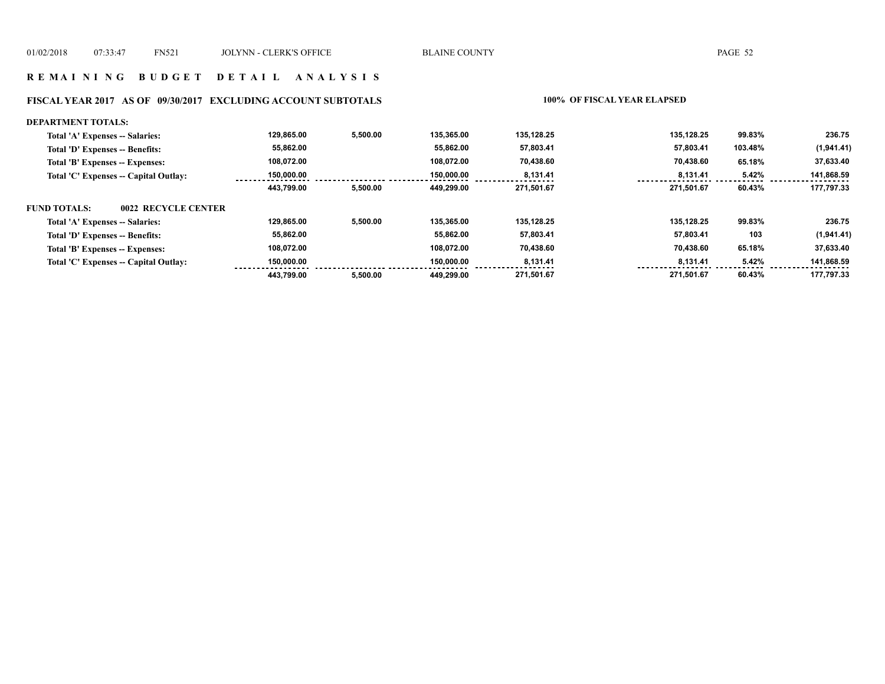## R E M A I N I N G   B U D G E T   D E T A I L   A N A L Y S I S

### FISCAL YEAR 2017 AS OF 09/30/2017 EXCLUDING ACCOUNT SUBTOTALS — 100% OF FISCAL YEAR ELAPSED

**DEPARTMENT TOTALS:**

| | | | | | | | |
|---|---|---|---|---|---|---|---|
| Total 'A' Expenses -- Salaries: | 129,865.00 | 5,500.00 | 135,365.00 | 135,128.25 | 135,128.25 | 99.83% | 236.75 |
| Total 'D' Expenses -- Benefits: | 55,862.00 | | 55,862.00 | 57,803.41 | 57,803.41 | 103.48% | (1,941.41) |
| Total 'B' Expenses -- Expenses: | 108,072.00 | | 108,072.00 | 70,438.60 | 70,438.60 | 65.18% | 37,633.40 |
| Total 'C' Expenses -- Capital Outlay: | 150,000.00 | | 150,000.00 | 8,131.41 | 8,131.41 | 5.42% | 141,868.59 |
| | 443,799.00 | 5,500.00 | 449,299.00 | 271,501.67 | 271,501.67 | 60.43% | 177,797.33 |

**FUND TOTALS: 0022 RECYCLE CENTER**

| | | | | | | | |
|---|---|---|---|---|---|---|---|
| Total 'A' Expenses -- Salaries: | 129,865.00 | 5,500.00 | 135,365.00 | 135,128.25 | 135,128.25 | 99.83% | 236.75 |
| Total 'D' Expenses -- Benefits: | 55,862.00 | | 55,862.00 | 57,803.41 | 57,803.41 | 103 | (1,941.41) |
| Total 'B' Expenses -- Expenses: | 108,072.00 | | 108,072.00 | 70,438.60 | 70,438.60 | 65.18% | 37,633.40 |
| Total 'C' Expenses -- Capital Outlay: | 150,000.00 | | 150,000.00 | 8,131.41 | 8,131.41 | 5.42% | 141,868.59 |
| | 443,799.00 | 5,500.00 | 449,299.00 | 271,501.67 | 271,501.67 | 60.43% | 177,797.33 |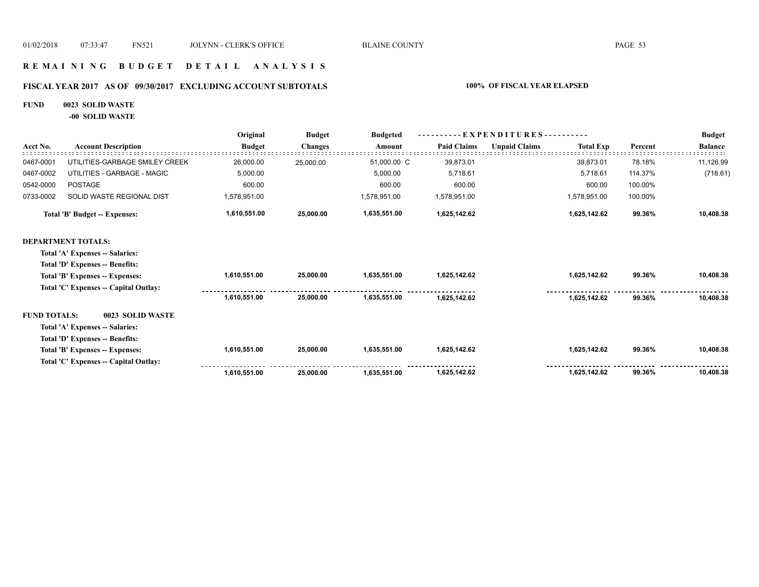## REMAINING BUDGET DETAIL ANALYSIS

### FISCAL YEAR 2017 AS OF 09/30/2017 EXCLUDING ACCOUNT SUBTOTALS — 100% OF FISCAL YEAR ELAPSED

**FUND 0023 SOLID WASTE**

**-00 SOLID WASTE**

| Acct No. | Account Description | Original Budget | Budget Changes | Budgeted Amount | Paid Claims | Unpaid Claims | Total Exp | Percent | Budget Balance |
|---|---|---|---|---|---|---|---|---|---|
| 0467-0001 | UTILITIES-GARBAGE SMILEY CREEK | 26,000.00 | 25,000.00 | 51,000.00 C | 39,873.01 | | 39,873.01 | 78.18% | 11,126.99 |
| 0467-0002 | UTILITIES - GARBAGE - MAGIC | 5,000.00 | | 5,000.00 | 5,718.61 | | 5,718.61 | 114.37% | (718.61) |
| 0542-0000 | POSTAGE | 600.00 | | 600.00 | 600.00 | | 600.00 | 100.00% | |
| 0733-0002 | SOLID WASTE REGIONAL DIST | 1,578,951.00 | | 1,578,951.00 | 1,578,951.00 | | 1,578,951.00 | 100.00% | |
| | **Total 'B' Budget -- Expenses:** | **1,610,551.00** | **25,000.00** | **1,635,551.00** | **1,625,142.62** | | **1,625,142.62** | **99.36%** | **10,408.38** |
| **DEPARTMENT TOTALS:** | | | | | | | | | |
| | **Total 'A' Expenses -- Salaries:** | | | | | | | | |
| | **Total 'D' Expenses -- Benefits:** | | | | | | | | |
| | **Total 'B' Expenses -- Expenses:** | **1,610,551.00** | **25,000.00** | **1,635,551.00** | **1,625,142.62** | | **1,625,142.62** | **99.36%** | **10,408.38** |
| | **Total 'C' Expenses -- Capital Outlay:** | | | | | | | | |
| | | **1,610,551.00** | **25,000.00** | **1,635,551.00** | **1,625,142.62** | | **1,625,142.62** | **99.36%** | **10,408.38** |
| **FUND TOTALS:** | **0023 SOLID WASTE** | | | | | | | | |
| | **Total 'A' Expenses -- Salaries:** | | | | | | | | |
| | **Total 'D' Expenses -- Benefits:** | | | | | | | | |
| | **Total 'B' Expenses -- Expenses:** | **1,610,551.00** | **25,000.00** | **1,635,551.00** | **1,625,142.62** | | **1,625,142.62** | **99.36%** | **10,408.38** |
| | **Total 'C' Expenses -- Capital Outlay:** | | | | | | | | |
| | | **1,610,551.00** | **25,000.00** | **1,635,551.00** | **1,625,142.62** | | **1,625,142.62** | **99.36%** | **10,408.38** |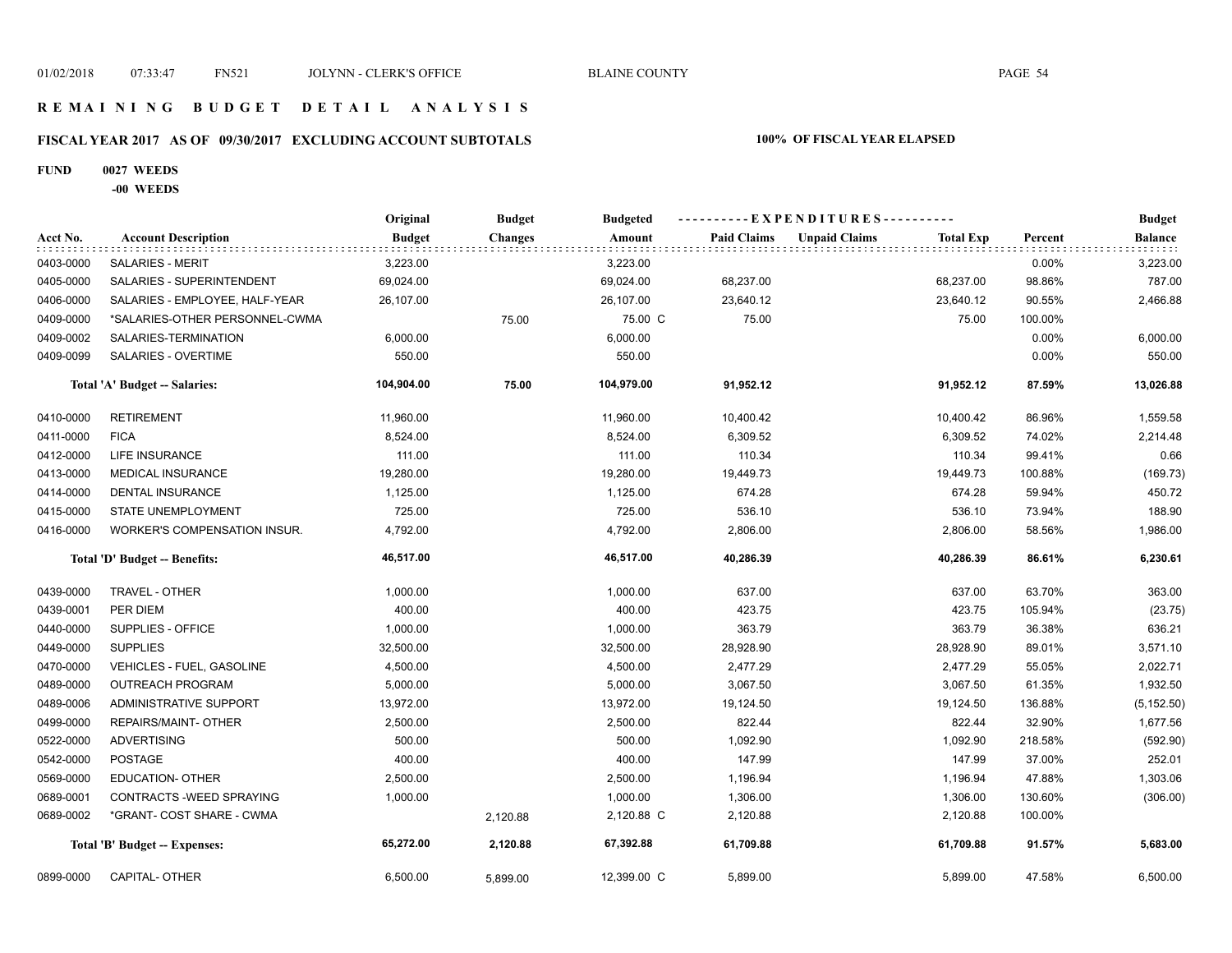# REMAINING BUDGET DETAIL ANALYSIS

## FISCAL YEAR 2017 AS OF 09/30/2017 EXCLUDING ACCOUNT SUBTOTALS

**100% OF FISCAL YEAR ELAPSED**

**FUND 0027 WEEDS**

**-00 WEEDS**

| Acct No. | Account Description | Original Budget | Budget Changes | Budgeted Amount | Paid Claims | Unpaid Claims | Total Exp | Percent | Budget Balance |
|---|---|---|---|---|---|---|---|---|---|
| 0403-0000 | SALARIES - MERIT | 3,223.00 | | 3,223.00 | | | | 0.00% | 3,223.00 |
| 0405-0000 | SALARIES - SUPERINTENDENT | 69,024.00 | | 69,024.00 | 68,237.00 | | 68,237.00 | 98.86% | 787.00 |
| 0406-0000 | SALARIES - EMPLOYEE, HALF-YEAR | 26,107.00 | | 26,107.00 | 23,640.12 | | 23,640.12 | 90.55% | 2,466.88 |
| 0409-0000 | *SALARIES-OTHER PERSONNEL-CWMA | | 75.00 | 75.00 C | 75.00 | | 75.00 | 100.00% | |
| 0409-0002 | SALARIES-TERMINATION | 6,000.00 | | 6,000.00 | | | | 0.00% | 6,000.00 |
| 0409-0099 | SALARIES - OVERTIME | 550.00 | | 550.00 | | | | 0.00% | 550.00 |
| | **Total 'A' Budget -- Salaries:** | **104,904.00** | **75.00** | **104,979.00** | **91,952.12** | | **91,952.12** | **87.59%** | **13,026.88** |
| 0410-0000 | RETIREMENT | 11,960.00 | | 11,960.00 | 10,400.42 | | 10,400.42 | 86.96% | 1,559.58 |
| 0411-0000 | FICA | 8,524.00 | | 8,524.00 | 6,309.52 | | 6,309.52 | 74.02% | 2,214.48 |
| 0412-0000 | LIFE INSURANCE | 111.00 | | 111.00 | 110.34 | | 110.34 | 99.41% | 0.66 |
| 0413-0000 | MEDICAL INSURANCE | 19,280.00 | | 19,280.00 | 19,449.73 | | 19,449.73 | 100.88% | (169.73) |
| 0414-0000 | DENTAL INSURANCE | 1,125.00 | | 1,125.00 | 674.28 | | 674.28 | 59.94% | 450.72 |
| 0415-0000 | STATE UNEMPLOYMENT | 725.00 | | 725.00 | 536.10 | | 536.10 | 73.94% | 188.90 |
| 0416-0000 | WORKER'S COMPENSATION INSUR. | 4,792.00 | | 4,792.00 | 2,806.00 | | 2,806.00 | 58.56% | 1,986.00 |
| | **Total 'D' Budget -- Benefits:** | **46,517.00** | | **46,517.00** | **40,286.39** | | **40,286.39** | **86.61%** | **6,230.61** |
| 0439-0000 | TRAVEL - OTHER | 1,000.00 | | 1,000.00 | 637.00 | | 637.00 | 63.70% | 363.00 |
| 0439-0001 | PER DIEM | 400.00 | | 400.00 | 423.75 | | 423.75 | 105.94% | (23.75) |
| 0440-0000 | SUPPLIES - OFFICE | 1,000.00 | | 1,000.00 | 363.79 | | 363.79 | 36.38% | 636.21 |
| 0449-0000 | SUPPLIES | 32,500.00 | | 32,500.00 | 28,928.90 | | 28,928.90 | 89.01% | 3,571.10 |
| 0470-0000 | VEHICLES - FUEL, GASOLINE | 4,500.00 | | 4,500.00 | 2,477.29 | | 2,477.29 | 55.05% | 2,022.71 |
| 0489-0000 | OUTREACH PROGRAM | 5,000.00 | | 5,000.00 | 3,067.50 | | 3,067.50 | 61.35% | 1,932.50 |
| 0489-0006 | ADMINISTRATIVE SUPPORT | 13,972.00 | | 13,972.00 | 19,124.50 | | 19,124.50 | 136.88% | (5,152.50) |
| 0499-0000 | REPAIRS/MAINT- OTHER | 2,500.00 | | 2,500.00 | 822.44 | | 822.44 | 32.90% | 1,677.56 |
| 0522-0000 | ADVERTISING | 500.00 | | 500.00 | 1,092.90 | | 1,092.90 | 218.58% | (592.90) |
| 0542-0000 | POSTAGE | 400.00 | | 400.00 | 147.99 | | 147.99 | 37.00% | 252.01 |
| 0569-0000 | EDUCATION- OTHER | 2,500.00 | | 2,500.00 | 1,196.94 | | 1,196.94 | 47.88% | 1,303.06 |
| 0689-0001 | CONTRACTS -WEED SPRAYING | 1,000.00 | | 1,000.00 | 1,306.00 | | 1,306.00 | 130.60% | (306.00) |
| 0689-0002 | *GRANT- COST SHARE - CWMA | | 2,120.88 | 2,120.88 C | 2,120.88 | | 2,120.88 | 100.00% | |
| | **Total 'B' Budget -- Expenses:** | **65,272.00** | **2,120.88** | **67,392.88** | **61,709.88** | | **61,709.88** | **91.57%** | **5,683.00** |
| 0899-0000 | CAPITAL- OTHER | 6,500.00 | 5,899.00 | 12,399.00 C | 5,899.00 | | 5,899.00 | 47.58% | 6,500.00 |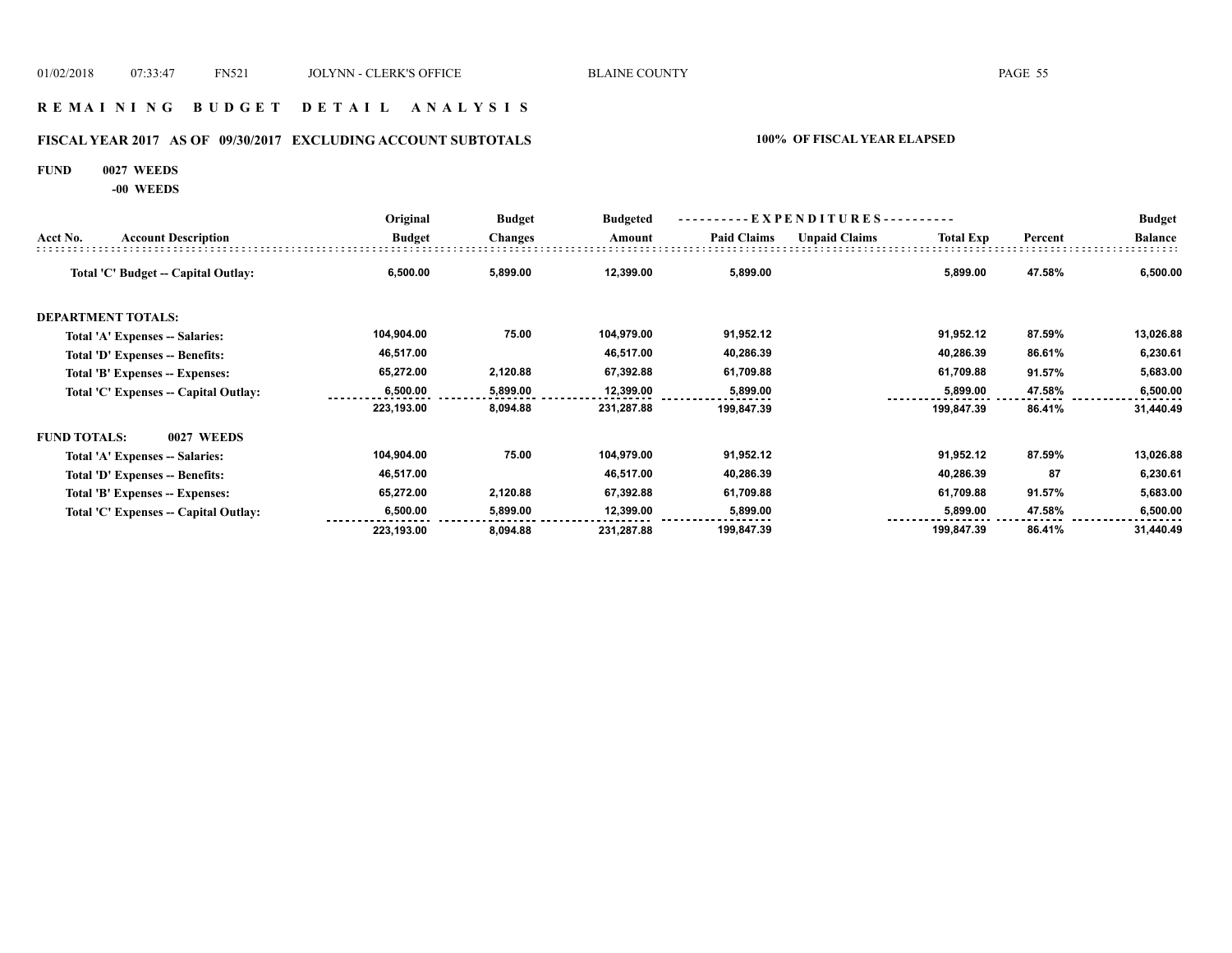## REMAINING BUDGET DETAIL ANALYSIS

### FISCAL YEAR 2017 AS OF 09/30/2017 EXCLUDING ACCOUNT SUBTOTALS

**100% OF FISCAL YEAR ELAPSED**

**FUND 0027 WEEDS**

**-00 WEEDS**

| Acct No. | Account Description | Original Budget | Budget Changes | Budgeted Amount | Paid Claims | Unpaid Claims | Total Exp | Percent | Budget Balance |
|---|---|---|---|---|---|---|---|---|---|
| | Total 'C' Budget -- Capital Outlay: | 6,500.00 | 5,899.00 | 12,399.00 | 5,899.00 | | 5,899.00 | 47.58% | 6,500.00 |
| **DEPARTMENT TOTALS:** | | | | | | | | | |
| | Total 'A' Expenses -- Salaries: | 104,904.00 | 75.00 | 104,979.00 | 91,952.12 | | 91,952.12 | 87.59% | 13,026.88 |
| | Total 'D' Expenses -- Benefits: | 46,517.00 | | 46,517.00 | 40,286.39 | | 40,286.39 | 86.61% | 6,230.61 |
| | Total 'B' Expenses -- Expenses: | 65,272.00 | 2,120.88 | 67,392.88 | 61,709.88 | | 61,709.88 | 91.57% | 5,683.00 |
| | Total 'C' Expenses -- Capital Outlay: | 6,500.00 | 5,899.00 | 12,399.00 | 5,899.00 | | 5,899.00 | 47.58% | 6,500.00 |
| | | 223,193.00 | 8,094.88 | 231,287.88 | 199,847.39 | | 199,847.39 | 86.41% | 31,440.49 |
| **FUND TOTALS:** | **0027 WEEDS** | | | | | | | | |
| | Total 'A' Expenses -- Salaries: | 104,904.00 | 75.00 | 104,979.00 | 91,952.12 | | 91,952.12 | 87.59% | 13,026.88 |
| | Total 'D' Expenses -- Benefits: | 46,517.00 | | 46,517.00 | 40,286.39 | | 40,286.39 | 87 | 6,230.61 |
| | Total 'B' Expenses -- Expenses: | 65,272.00 | 2,120.88 | 67,392.88 | 61,709.88 | | 61,709.88 | 91.57% | 5,683.00 |
| | Total 'C' Expenses -- Capital Outlay: | 6,500.00 | 5,899.00 | 12,399.00 | 5,899.00 | | 5,899.00 | 47.58% | 6,500.00 |
| | | 223,193.00 | 8,094.88 | 231,287.88 | 199,847.39 | | 199,847.39 | 86.41% | 31,440.49 |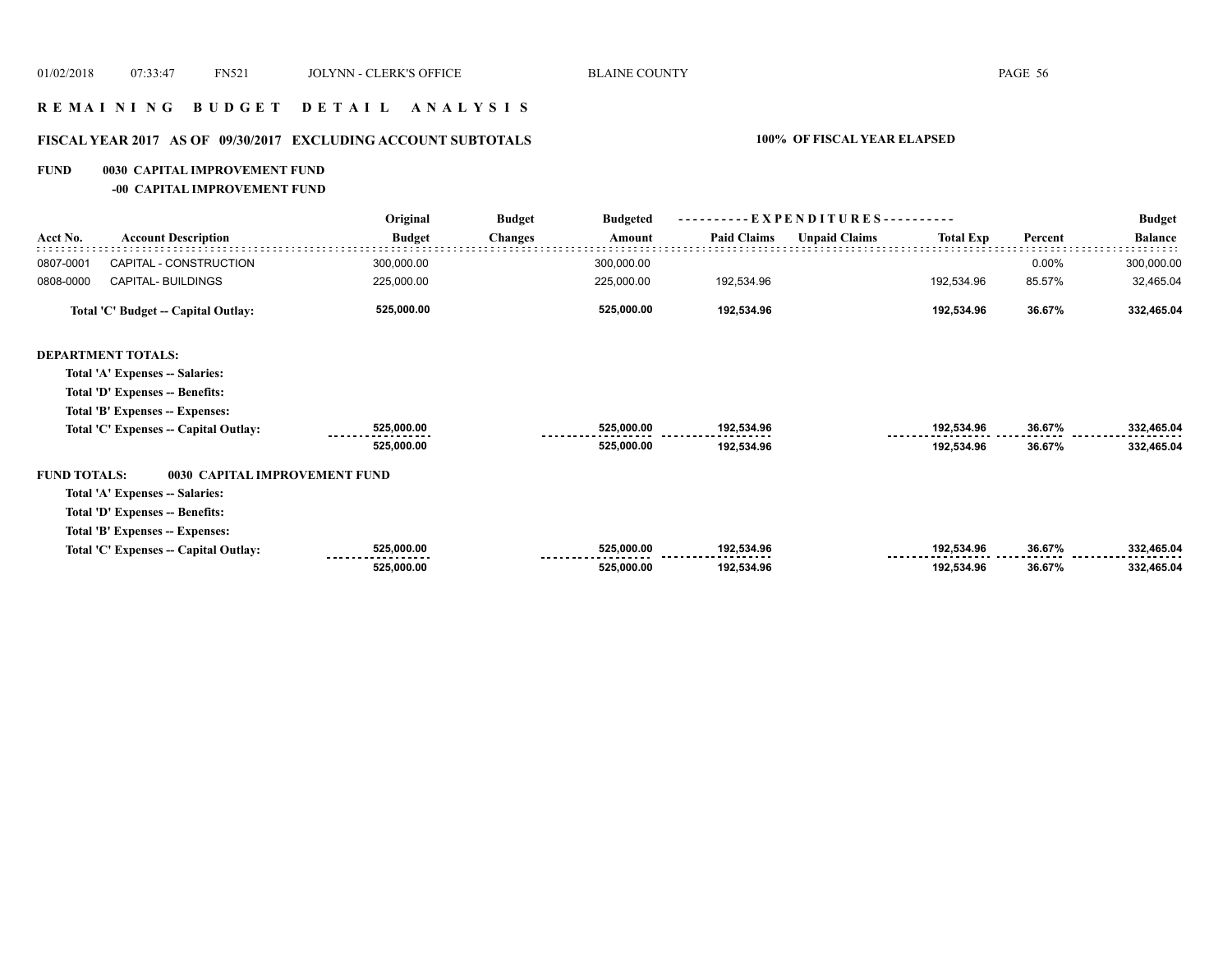# R E M A I N I N G   B U D G E T   D E T A I L   A N A L Y S I S

## FISCAL YEAR 2017 AS OF 09/30/2017 EXCLUDING ACCOUNT SUBTOTALS — 100% OF FISCAL YEAR ELAPSED

**FUND 0030 CAPITAL IMPROVEMENT FUND**

**-00 CAPITAL IMPROVEMENT FUND**

| Acct No. | Account Description | Original Budget | Budget Changes | Budgeted Amount | Paid Claims | Unpaid Claims | Total Exp | Percent | Budget Balance |
|---|---|---|---|---|---|---|---|---|---|
| 0807-0001 | CAPITAL - CONSTRUCTION | 300,000.00 | | 300,000.00 | | | | 0.00% | 300,000.00 |
| 0808-0000 | CAPITAL- BUILDINGS | 225,000.00 | | 225,000.00 | 192,534.96 | | 192,534.96 | 85.57% | 32,465.04 |
| | **Total 'C' Budget -- Capital Outlay:** | **525,000.00** | | **525,000.00** | **192,534.96** | | **192,534.96** | **36.67%** | **332,465.04** |

**DEPARTMENT TOTALS:**

| | Original Budget | Budget Changes | Budgeted Amount | Paid Claims | Unpaid Claims | Total Exp | Percent | Budget Balance |
|---|---|---|---|---|---|---|---|---|
| Total 'A' Expenses -- Salaries: | | | | | | | | |
| Total 'D' Expenses -- Benefits: | | | | | | | | |
| Total 'B' Expenses -- Expenses: | | | | | | | | |
| Total 'C' Expenses -- Capital Outlay: | 525,000.00 | | 525,000.00 | 192,534.96 | | 192,534.96 | 36.67% | 332,465.04 |
| | 525,000.00 | | 525,000.00 | 192,534.96 | | 192,534.96 | 36.67% | 332,465.04 |

**FUND TOTALS: 0030 CAPITAL IMPROVEMENT FUND**

| | Original Budget | Budget Changes | Budgeted Amount | Paid Claims | Unpaid Claims | Total Exp | Percent | Budget Balance |
|---|---|---|---|---|---|---|---|---|
| Total 'A' Expenses -- Salaries: | | | | | | | | |
| Total 'D' Expenses -- Benefits: | | | | | | | | |
| Total 'B' Expenses -- Expenses: | | | | | | | | |
| Total 'C' Expenses -- Capital Outlay: | 525,000.00 | | 525,000.00 | 192,534.96 | | 192,534.96 | 36.67% | 332,465.04 |
| | 525,000.00 | | 525,000.00 | 192,534.96 | | 192,534.96 | 36.67% | 332,465.04 |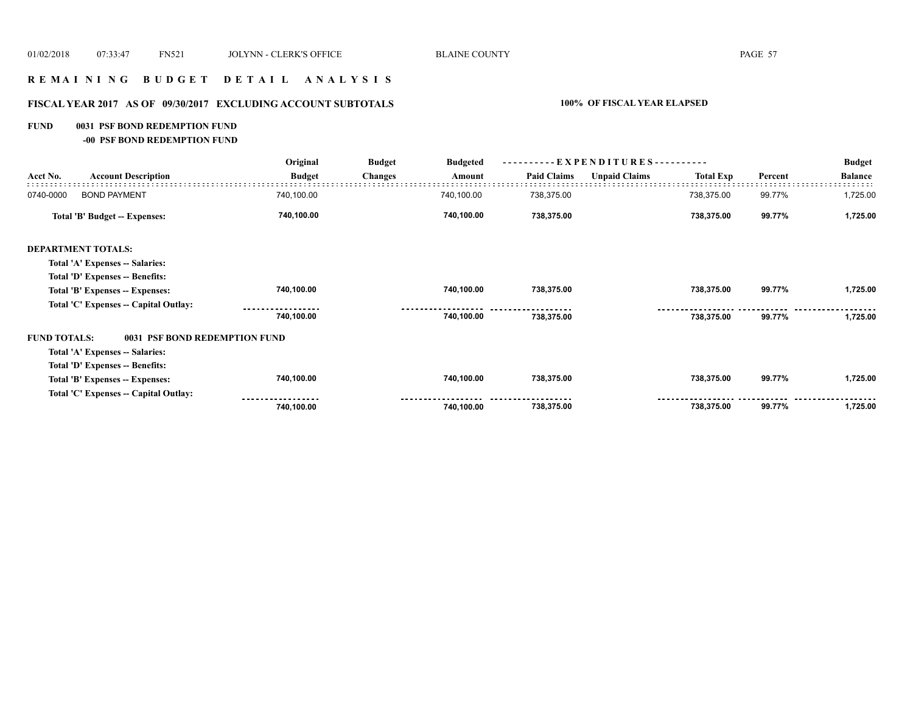# R E M A I N I N G   B U D G E T   D E T A I L   A N A L Y S I S

## FISCAL YEAR 2017 AS OF 09/30/2017 EXCLUDING ACCOUNT SUBTOTALS

**100% OF FISCAL YEAR ELAPSED**

**FUND 0031 PSF BOND REDEMPTION FUND**

**-00 PSF BOND REDEMPTION FUND**

| Acct No. | Account Description | Original Budget | Budget Changes | Budgeted Amount | Paid Claims | Unpaid Claims | Total Exp | Percent | Budget Balance |
|---|---|---|---|---|---|---|---|---|---|
| 0740-0000 | BOND PAYMENT | 740,100.00 | | 740,100.00 | 738,375.00 | | 738,375.00 | 99.77% | 1,725.00 |
| | **Total 'B' Budget -- Expenses:** | **740,100.00** | | **740,100.00** | **738,375.00** | | **738,375.00** | **99.77%** | **1,725.00** |
| **DEPARTMENT TOTALS:** | | | | | | | | | |
| | **Total 'A' Expenses -- Salaries:** | | | | | | | | |
| | **Total 'D' Expenses -- Benefits:** | | | | | | | | |
| | **Total 'B' Expenses -- Expenses:** | **740,100.00** | | **740,100.00** | **738,375.00** | | **738,375.00** | **99.77%** | **1,725.00** |
| | **Total 'C' Expenses -- Capital Outlay:** | | | | | | | | |
| | | **740,100.00** | | **740,100.00** | **738,375.00** | | **738,375.00** | **99.77%** | **1,725.00** |
| **FUND TOTALS:** | **0031 PSF BOND REDEMPTION FUND** | | | | | | | | |
| | **Total 'A' Expenses -- Salaries:** | | | | | | | | |
| | **Total 'D' Expenses -- Benefits:** | | | | | | | | |
| | **Total 'B' Expenses -- Expenses:** | **740,100.00** | | **740,100.00** | **738,375.00** | | **738,375.00** | **99.77%** | **1,725.00** |
| | **Total 'C' Expenses -- Capital Outlay:** | | | | | | | | |
| | | **740,100.00** | | **740,100.00** | **738,375.00** | | **738,375.00** | **99.77%** | **1,725.00** |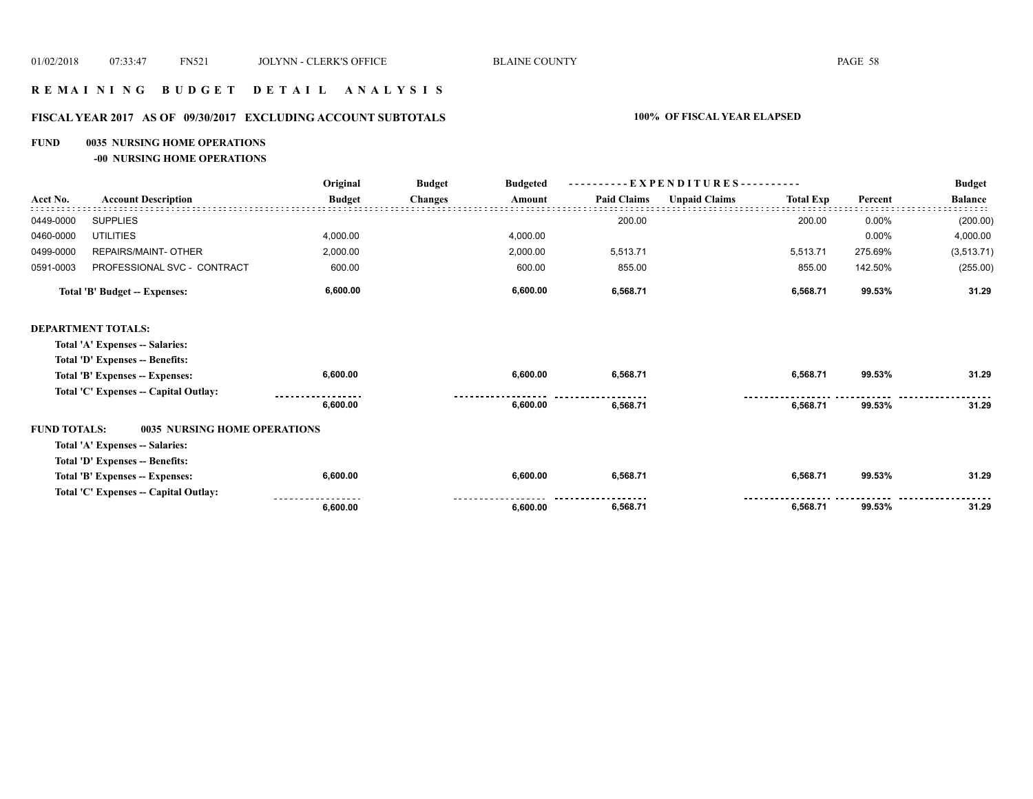# R E M A I N I N G   B U D G E T   D E T A I L   A N A L Y S I S

## FISCAL YEAR 2017   AS OF 09/30/2017   EXCLUDING ACCOUNT SUBTOTALS   100% OF FISCAL YEAR ELAPSED

**FUND   0035 NURSING HOME OPERATIONS**

**-00 NURSING HOME OPERATIONS**

| Acct No. | Account Description | Original Budget | Budget Changes | Budgeted Amount | Paid Claims | Unpaid Claims | Total Exp | Percent | Budget Balance |
|---|---|---|---|---|---|---|---|---|---|
| 0449-0000 | SUPPLIES | | | | 200.00 | | 200.00 | 0.00% | (200.00) |
| 0460-0000 | UTILITIES | 4,000.00 | | 4,000.00 | | | | 0.00% | 4,000.00 |
| 0499-0000 | REPAIRS/MAINT- OTHER | 2,000.00 | | 2,000.00 | 5,513.71 | | 5,513.71 | 275.69% | (3,513.71) |
| 0591-0003 | PROFESSIONAL SVC - CONTRACT | 600.00 | | 600.00 | 855.00 | | 855.00 | 142.50% | (255.00) |
| | **Total 'B' Budget -- Expenses:** | **6,600.00** | | **6,600.00** | **6,568.71** | | **6,568.71** | **99.53%** | **31.29** |
| **DEPARTMENT TOTALS:** | | | | | | | | | |
| | **Total 'A' Expenses -- Salaries:** | | | | | | | | |
| | **Total 'D' Expenses -- Benefits:** | | | | | | | | |
| | **Total 'B' Expenses -- Expenses:** | **6,600.00** | | **6,600.00** | **6,568.71** | | **6,568.71** | **99.53%** | **31.29** |
| | **Total 'C' Expenses -- Capital Outlay:** | | | | | | | | |
| | | **6,600.00** | | **6,600.00** | **6,568.71** | | **6,568.71** | **99.53%** | **31.29** |
| **FUND TOTALS:** | **0035 NURSING HOME OPERATIONS** | | | | | | | | |
| | **Total 'A' Expenses -- Salaries:** | | | | | | | | |
| | **Total 'D' Expenses -- Benefits:** | | | | | | | | |
| | **Total 'B' Expenses -- Expenses:** | **6,600.00** | | **6,600.00** | **6,568.71** | | **6,568.71** | **99.53%** | **31.29** |
| | **Total 'C' Expenses -- Capital Outlay:** | | | | | | | | |
| | | **6,600.00** | | **6,600.00** | **6,568.71** | | **6,568.71** | **99.53%** | **31.29** |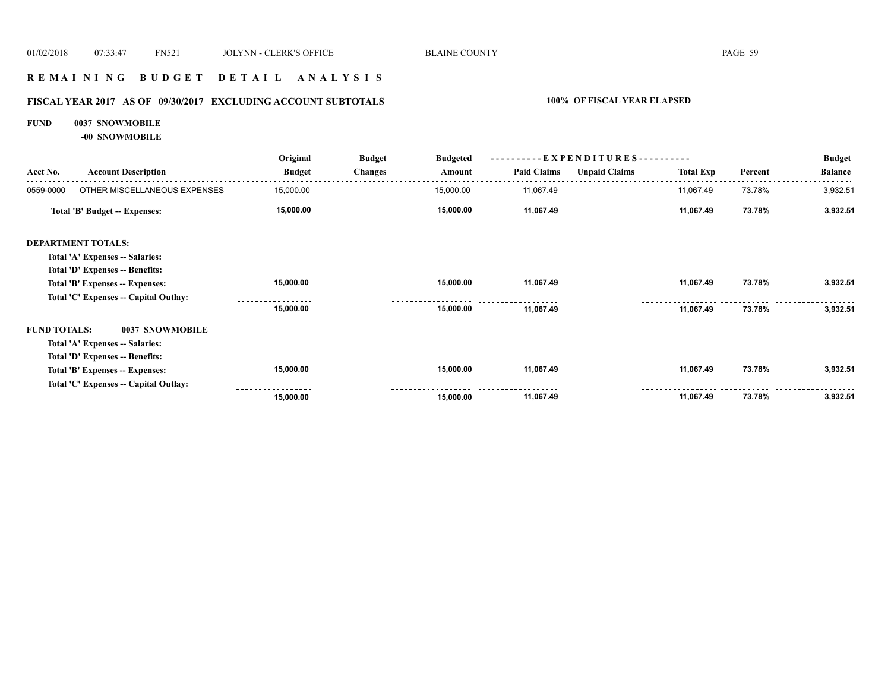# REMAINING BUDGET DETAIL ANALYSIS

## FISCAL YEAR 2017 AS OF 09/30/2017 EXCLUDING ACCOUNT SUBTOTALS — 100% OF FISCAL YEAR ELAPSED

**FUND 0037 SNOWMOBILE**

**-00 SNOWMOBILE**

| Acct No. | Account Description | Original Budget | Budget Changes | Budgeted Amount | EXPENDITURES Paid Claims | Unpaid Claims | Total Exp | Percent | Budget Balance |
|---|---|---|---|---|---|---|---|---|---|
| 0559-0000 | OTHER MISCELLANEOUS EXPENSES | 15,000.00 | | 15,000.00 | 11,067.49 | | 11,067.49 | 73.78% | 3,932.51 |
| | **Total 'B' Budget -- Expenses:** | **15,000.00** | | **15,000.00** | **11,067.49** | | **11,067.49** | **73.78%** | **3,932.51** |
| | **DEPARTMENT TOTALS:** | | | | | | | | |
| | **Total 'A' Expenses -- Salaries:** | | | | | | | | |
| | **Total 'D' Expenses -- Benefits:** | | | | | | | | |
| | **Total 'B' Expenses -- Expenses:** | **15,000.00** | | **15,000.00** | **11,067.49** | | **11,067.49** | **73.78%** | **3,932.51** |
| | **Total 'C' Expenses -- Capital Outlay:** | | | | | | | | |
| | | **15,000.00** | | **15,000.00** | **11,067.49** | | **11,067.49** | **73.78%** | **3,932.51** |
| | **FUND TOTALS: 0037 SNOWMOBILE** | | | | | | | | |
| | **Total 'A' Expenses -- Salaries:** | | | | | | | | |
| | **Total 'D' Expenses -- Benefits:** | | | | | | | | |
| | **Total 'B' Expenses -- Expenses:** | **15,000.00** | | **15,000.00** | **11,067.49** | | **11,067.49** | **73.78%** | **3,932.51** |
| | **Total 'C' Expenses -- Capital Outlay:** | | | | | | | | |
| | | **15,000.00** | | **15,000.00** | **11,067.49** | | **11,067.49** | **73.78%** | **3,932.51** |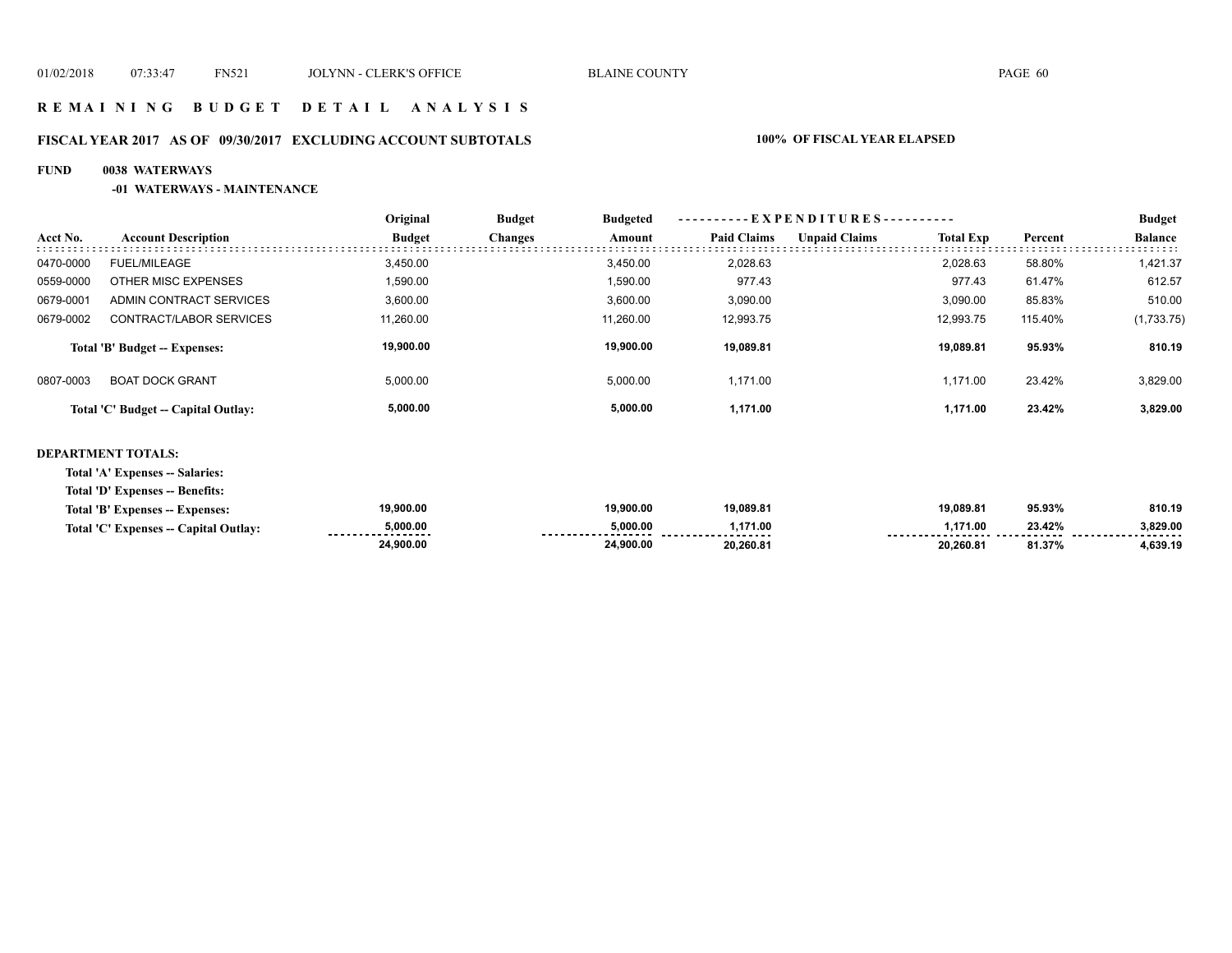## REMAINING BUDGET DETAIL ANALYSIS

### FISCAL YEAR 2017 AS OF 09/30/2017 EXCLUDING ACCOUNT SUBTOTALS — 100% OF FISCAL YEAR ELAPSED

**FUND 0038 WATERWAYS**

**-01 WATERWAYS - MAINTENANCE**

| Acct No. | Account Description | Original Budget | Budget Changes | Budgeted Amount | Paid Claims | Unpaid Claims | Total Exp | Percent | Budget Balance |
|---|---|---|---|---|---|---|---|---|---|
| 0470-0000 | FUEL/MILEAGE | 3,450.00 | | 3,450.00 | 2,028.63 | | 2,028.63 | 58.80% | 1,421.37 |
| 0559-0000 | OTHER MISC EXPENSES | 1,590.00 | | 1,590.00 | 977.43 | | 977.43 | 61.47% | 612.57 |
| 0679-0001 | ADMIN CONTRACT SERVICES | 3,600.00 | | 3,600.00 | 3,090.00 | | 3,090.00 | 85.83% | 510.00 |
| 0679-0002 | CONTRACT/LABOR SERVICES | 11,260.00 | | 11,260.00 | 12,993.75 | | 12,993.75 | 115.40% | (1,733.75) |
| | **Total 'B' Budget -- Expenses:** | **19,900.00** | | **19,900.00** | **19,089.81** | | **19,089.81** | **95.93%** | **810.19** |
| 0807-0003 | BOAT DOCK GRANT | 5,000.00 | | 5,000.00 | 1,171.00 | | 1,171.00 | 23.42% | 3,829.00 |
| | **Total 'C' Budget -- Capital Outlay:** | **5,000.00** | | **5,000.00** | **1,171.00** | | **1,171.00** | **23.42%** | **3,829.00** |

**DEPARTMENT TOTALS:**

| | Original Budget | Budget Changes | Budgeted Amount | Paid Claims | Unpaid Claims | Total Exp | Percent | Budget Balance |
|---|---|---|---|---|---|---|---|---|
| **Total 'A' Expenses -- Salaries:** | | | | | | | | |
| **Total 'D' Expenses -- Benefits:** | | | | | | | | |
| **Total 'B' Expenses -- Expenses:** | **19,900.00** | | **19,900.00** | **19,089.81** | | **19,089.81** | **95.93%** | **810.19** |
| **Total 'C' Expenses -- Capital Outlay:** | **5,000.00** | | **5,000.00** | **1,171.00** | | **1,171.00** | **23.42%** | **3,829.00** |
| | **24,900.00** | | **24,900.00** | **20,260.81** | | **20,260.81** | **81.37%** | **4,639.19** |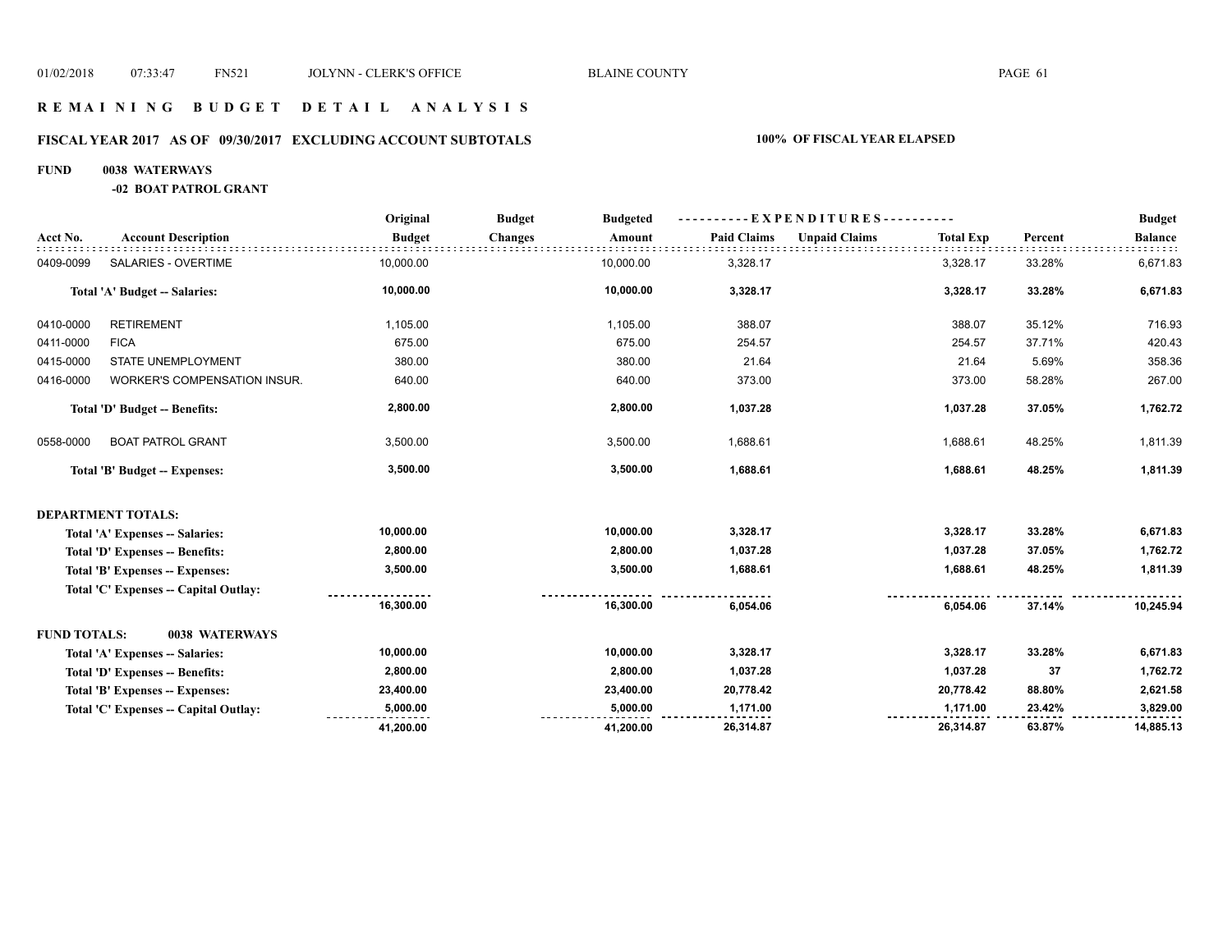# REMAINING BUDGET DETAIL ANALYSIS

## FISCAL YEAR 2017 AS OF 09/30/2017 EXCLUDING ACCOUNT SUBTOTALS

**100% OF FISCAL YEAR ELAPSED**

**FUND 0038 WATERWAYS**

**-02 BOAT PATROL GRANT**

| Acct No. | Account Description | Original Budget | Budget Changes | Budgeted Amount | Paid Claims | Unpaid Claims | Total Exp | Percent | Budget Balance |
|---|---|---|---|---|---|---|---|---|---|
| 0409-0099 | SALARIES - OVERTIME | 10,000.00 | | 10,000.00 | 3,328.17 | | 3,328.17 | 33.28% | 6,671.83 |
| | **Total 'A' Budget -- Salaries:** | **10,000.00** | | **10,000.00** | **3,328.17** | | **3,328.17** | **33.28%** | **6,671.83** |
| 0410-0000 | RETIREMENT | 1,105.00 | | 1,105.00 | 388.07 | | 388.07 | 35.12% | 716.93 |
| 0411-0000 | FICA | 675.00 | | 675.00 | 254.57 | | 254.57 | 37.71% | 420.43 |
| 0415-0000 | STATE UNEMPLOYMENT | 380.00 | | 380.00 | 21.64 | | 21.64 | 5.69% | 358.36 |
| 0416-0000 | WORKER'S COMPENSATION INSUR. | 640.00 | | 640.00 | 373.00 | | 373.00 | 58.28% | 267.00 |
| | **Total 'D' Budget -- Benefits:** | **2,800.00** | | **2,800.00** | **1,037.28** | | **1,037.28** | **37.05%** | **1,762.72** |
| 0558-0000 | BOAT PATROL GRANT | 3,500.00 | | 3,500.00 | 1,688.61 | | 1,688.61 | 48.25% | 1,811.39 |
| | **Total 'B' Budget -- Expenses:** | **3,500.00** | | **3,500.00** | **1,688.61** | | **1,688.61** | **48.25%** | **1,811.39** |
| **DEPARTMENT TOTALS:** | | | | | | | | | |
| | **Total 'A' Expenses -- Salaries:** | **10,000.00** | | **10,000.00** | **3,328.17** | | **3,328.17** | **33.28%** | **6,671.83** |
| | **Total 'D' Expenses -- Benefits:** | **2,800.00** | | **2,800.00** | **1,037.28** | | **1,037.28** | **37.05%** | **1,762.72** |
| | **Total 'B' Expenses -- Expenses:** | **3,500.00** | | **3,500.00** | **1,688.61** | | **1,688.61** | **48.25%** | **1,811.39** |
| | **Total 'C' Expenses -- Capital Outlay:** | | | | | | | | |
| | | **16,300.00** | | **16,300.00** | **6,054.06** | | **6,054.06** | **37.14%** | **10,245.94** |
| **FUND TOTALS:** | **0038 WATERWAYS** | | | | | | | | |
| | **Total 'A' Expenses -- Salaries:** | **10,000.00** | | **10,000.00** | **3,328.17** | | **3,328.17** | **33.28%** | **6,671.83** |
| | **Total 'D' Expenses -- Benefits:** | **2,800.00** | | **2,800.00** | **1,037.28** | | **1,037.28** | **37** | **1,762.72** |
| | **Total 'B' Expenses -- Expenses:** | **23,400.00** | | **23,400.00** | **20,778.42** | | **20,778.42** | **88.80%** | **2,621.58** |
| | **Total 'C' Expenses -- Capital Outlay:** | **5,000.00** | | **5,000.00** | **1,171.00** | | **1,171.00** | **23.42%** | **3,829.00** |
| | | **41,200.00** | | **41,200.00** | **26,314.87** | | **26,314.87** | **63.87%** | **14,885.13** |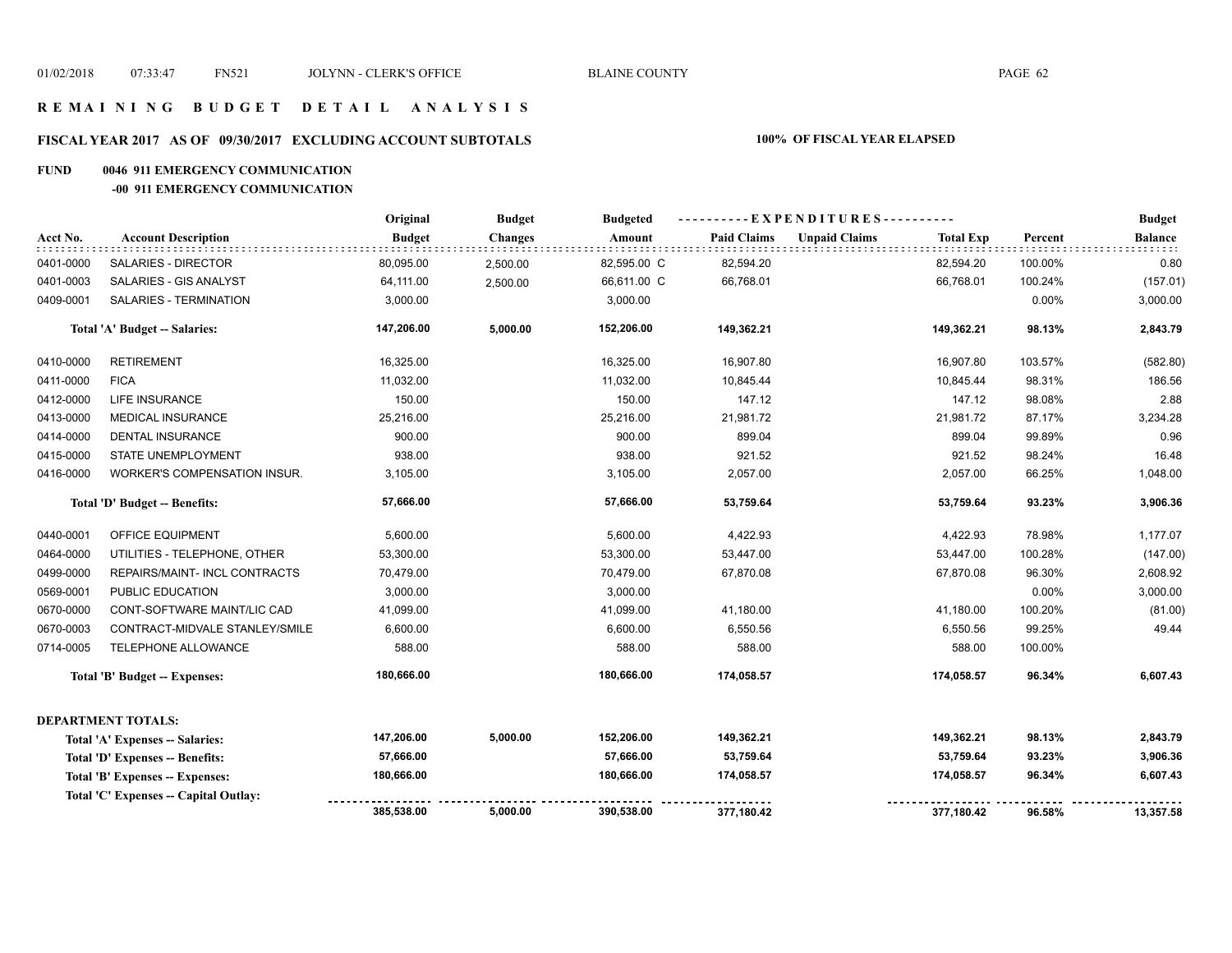# REMAINING BUDGET DETAIL ANALYSIS

## FISCAL YEAR 2017 AS OF 09/30/2017 EXCLUDING ACCOUNT SUBTOTALS

**100% OF FISCAL YEAR ELAPSED**

**FUND 0046 911 EMERGENCY COMMUNICATION**

**-00 911 EMERGENCY COMMUNICATION**

| Acct No. | Account Description | Original Budget | Budget Changes | Budgeted Amount | Paid Claims | Unpaid Claims | Total Exp | Percent | Budget Balance |
|---|---|---|---|---|---|---|---|---|---|
| 0401-0000 | SALARIES - DIRECTOR | 80,095.00 | 2,500.00 | 82,595.00 C | 82,594.20 | | 82,594.20 | 100.00% | 0.80 |
| 0401-0003 | SALARIES - GIS ANALYST | 64,111.00 | 2,500.00 | 66,611.00 C | 66,768.01 | | 66,768.01 | 100.24% | (157.01) |
| 0409-0001 | SALARIES - TERMINATION | 3,000.00 | | 3,000.00 | | | | 0.00% | 3,000.00 |
| | **Total 'A' Budget -- Salaries:** | **147,206.00** | **5,000.00** | **152,206.00** | **149,362.21** | | **149,362.21** | **98.13%** | **2,843.79** |
| 0410-0000 | RETIREMENT | 16,325.00 | | 16,325.00 | 16,907.80 | | 16,907.80 | 103.57% | (582.80) |
| 0411-0000 | FICA | 11,032.00 | | 11,032.00 | 10,845.44 | | 10,845.44 | 98.31% | 186.56 |
| 0412-0000 | LIFE INSURANCE | 150.00 | | 150.00 | 147.12 | | 147.12 | 98.08% | 2.88 |
| 0413-0000 | MEDICAL INSURANCE | 25,216.00 | | 25,216.00 | 21,981.72 | | 21,981.72 | 87.17% | 3,234.28 |
| 0414-0000 | DENTAL INSURANCE | 900.00 | | 900.00 | 899.04 | | 899.04 | 99.89% | 0.96 |
| 0415-0000 | STATE UNEMPLOYMENT | 938.00 | | 938.00 | 921.52 | | 921.52 | 98.24% | 16.48 |
| 0416-0000 | WORKER'S COMPENSATION INSUR. | 3,105.00 | | 3,105.00 | 2,057.00 | | 2,057.00 | 66.25% | 1,048.00 |
| | **Total 'D' Budget -- Benefits:** | **57,666.00** | | **57,666.00** | **53,759.64** | | **53,759.64** | **93.23%** | **3,906.36** |
| 0440-0001 | OFFICE EQUIPMENT | 5,600.00 | | 5,600.00 | 4,422.93 | | 4,422.93 | 78.98% | 1,177.07 |
| 0464-0000 | UTILITIES - TELEPHONE, OTHER | 53,300.00 | | 53,300.00 | 53,447.00 | | 53,447.00 | 100.28% | (147.00) |
| 0499-0000 | REPAIRS/MAINT- INCL CONTRACTS | 70,479.00 | | 70,479.00 | 67,870.08 | | 67,870.08 | 96.30% | 2,608.92 |
| 0569-0001 | PUBLIC EDUCATION | 3,000.00 | | 3,000.00 | | | | 0.00% | 3,000.00 |
| 0670-0000 | CONT-SOFTWARE MAINT/LIC CAD | 41,099.00 | | 41,099.00 | 41,180.00 | | 41,180.00 | 100.20% | (81.00) |
| 0670-0003 | CONTRACT-MIDVALE STANLEY/SMILE | 6,600.00 | | 6,600.00 | 6,550.56 | | 6,550.56 | 99.25% | 49.44 |
| 0714-0005 | TELEPHONE ALLOWANCE | 588.00 | | 588.00 | 588.00 | | 588.00 | 100.00% | |
| | **Total 'B' Budget -- Expenses:** | **180,666.00** | | **180,666.00** | **174,058.57** | | **174,058.57** | **96.34%** | **6,607.43** |

**DEPARTMENT TOTALS:**

| | Original Budget | Budget Changes | Budgeted Amount | Paid Claims | Unpaid Claims | Total Exp | Percent | Budget Balance |
|---|---|---|---|---|---|---|---|---|
| **Total 'A' Expenses -- Salaries:** | **147,206.00** | **5,000.00** | **152,206.00** | **149,362.21** | | **149,362.21** | **98.13%** | **2,843.79** |
| **Total 'D' Expenses -- Benefits:** | **57,666.00** | | **57,666.00** | **53,759.64** | | **53,759.64** | **93.23%** | **3,906.36** |
| **Total 'B' Expenses -- Expenses:** | **180,666.00** | | **180,666.00** | **174,058.57** | | **174,058.57** | **96.34%** | **6,607.43** |
| **Total 'C' Expenses -- Capital Outlay:** | | | | | | | | |
| | **385,538.00** | **5,000.00** | **390,538.00** | **377,180.42** | | **377,180.42** | **96.58%** | **13,357.58** |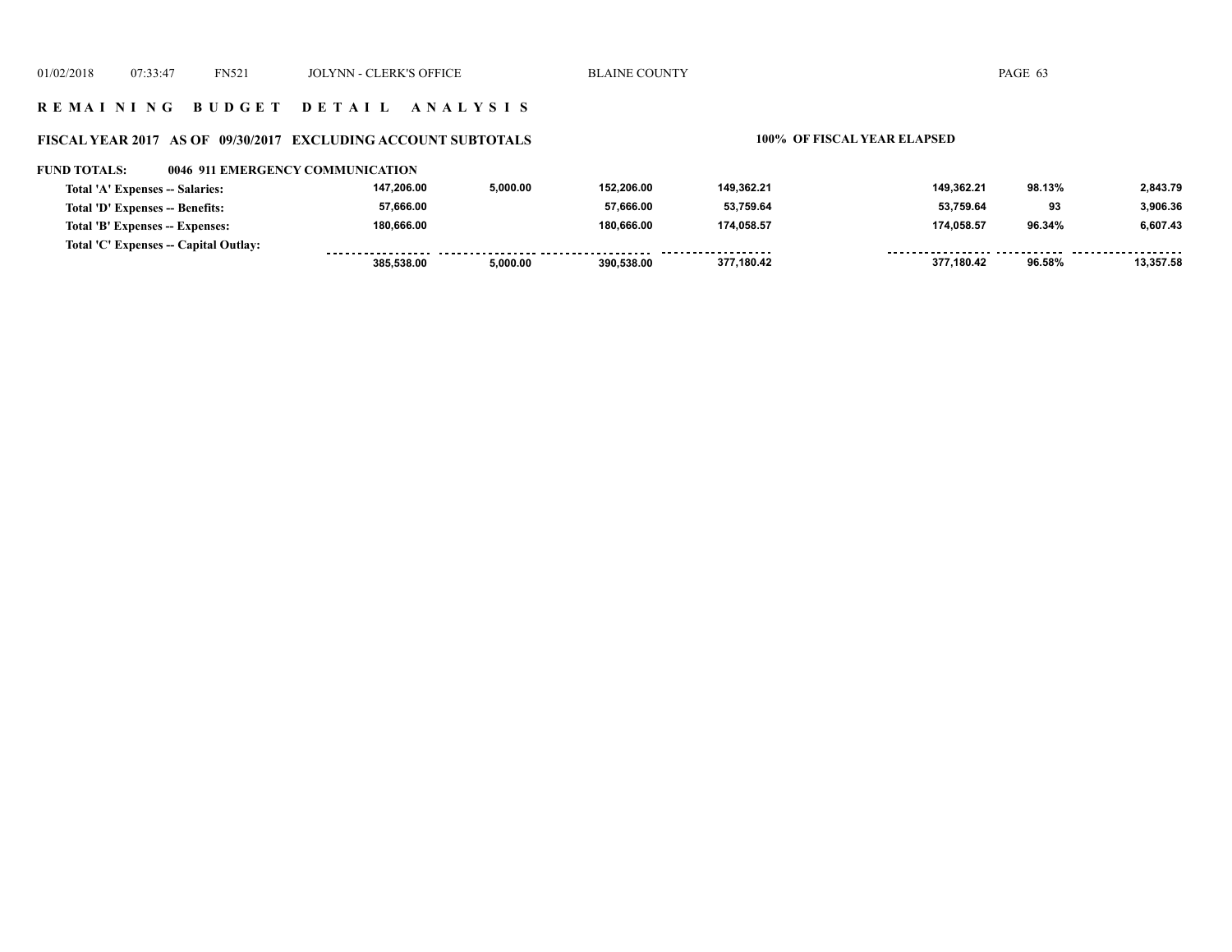## REMAINING BUDGET DETAIL ANALYSIS

### FISCAL YEAR 2017 AS OF 09/30/2017 EXCLUDING ACCOUNT SUBTOTALS — 100% OF FISCAL YEAR ELAPSED

**FUND TOTALS: 0046 911 EMERGENCY COMMUNICATION**

| | | | | | | | |
|---|---|---|---|---|---|---|---|
| Total 'A' Expenses -- Salaries: | 147,206.00 | 5,000.00 | 152,206.00 | 149,362.21 | 149,362.21 | 98.13% | 2,843.79 |
| Total 'D' Expenses -- Benefits: | 57,666.00 | | 57,666.00 | 53,759.64 | 53,759.64 | 93 | 3,906.36 |
| Total 'B' Expenses -- Expenses: | 180,666.00 | | 180,666.00 | 174,058.57 | 174,058.57 | 96.34% | 6,607.43 |
| Total 'C' Expenses -- Capital Outlay: | | | | | | | |
| | 385,538.00 | 5,000.00 | 390,538.00 | 377,180.42 | 377,180.42 | 96.58% | 13,357.58 |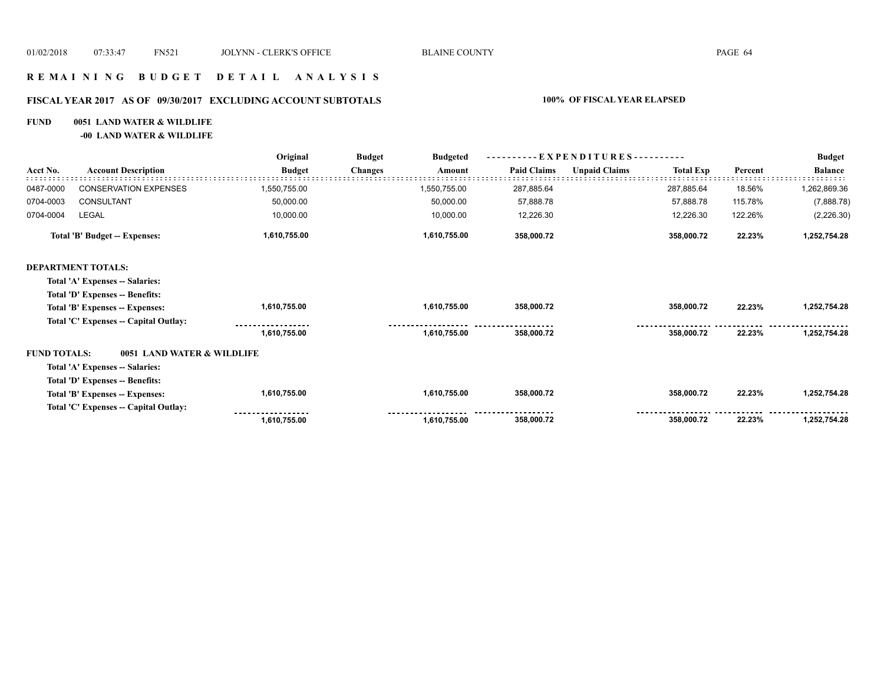# R E M A I N I N G   B U D G E T   D E T A I L   A N A L Y S I S

## FISCAL YEAR 2017 AS OF 09/30/2017 EXCLUDING ACCOUNT SUBTOTALS — 100% OF FISCAL YEAR ELAPSED

**FUND 0051 LAND WATER & WILDLIFE**

**-00 LAND WATER & WILDLIFE**

| Acct No. | Account Description | Original Budget | Budget Changes | Budgeted Amount | Paid Claims | Unpaid Claims | Total Exp | Percent | Budget Balance |
|---|---|---|---|---|---|---|---|---|---|
| 0487-0000 | CONSERVATION EXPENSES | 1,550,755.00 | | 1,550,755.00 | 287,885.64 | | 287,885.64 | 18.56% | 1,262,869.36 |
| 0704-0003 | CONSULTANT | 50,000.00 | | 50,000.00 | 57,888.78 | | 57,888.78 | 115.78% | (7,888.78) |
| 0704-0004 | LEGAL | 10,000.00 | | 10,000.00 | 12,226.30 | | 12,226.30 | 122.26% | (2,226.30) |
| | **Total 'B' Budget -- Expenses:** | **1,610,755.00** | | **1,610,755.00** | **358,000.72** | | **358,000.72** | **22.23%** | **1,252,754.28** |

**DEPARTMENT TOTALS:**

| | Original Budget | Budget Changes | Budgeted Amount | Paid Claims | Unpaid Claims | Total Exp | Percent | Budget Balance |
|---|---|---|---|---|---|---|---|---|
| **Total 'A' Expenses -- Salaries:** | | | | | | | | |
| **Total 'D' Expenses -- Benefits:** | | | | | | | | |
| **Total 'B' Expenses -- Expenses:** | **1,610,755.00** | | **1,610,755.00** | **358,000.72** | | **358,000.72** | **22.23%** | **1,252,754.28** |
| **Total 'C' Expenses -- Capital Outlay:** | | | | | | | | |
| | **1,610,755.00** | | **1,610,755.00** | **358,000.72** | | **358,000.72** | **22.23%** | **1,252,754.28** |

**FUND TOTALS: 0051 LAND WATER & WILDLIFE**

| | Original Budget | Budget Changes | Budgeted Amount | Paid Claims | Unpaid Claims | Total Exp | Percent | Budget Balance |
|---|---|---|---|---|---|---|---|---|
| **Total 'A' Expenses -- Salaries:** | | | | | | | | |
| **Total 'D' Expenses -- Benefits:** | | | | | | | | |
| **Total 'B' Expenses -- Expenses:** | **1,610,755.00** | | **1,610,755.00** | **358,000.72** | | **358,000.72** | **22.23%** | **1,252,754.28** |
| **Total 'C' Expenses -- Capital Outlay:** | | | | | | | | |
| | **1,610,755.00** | | **1,610,755.00** | **358,000.72** | | **358,000.72** | **22.23%** | **1,252,754.28** |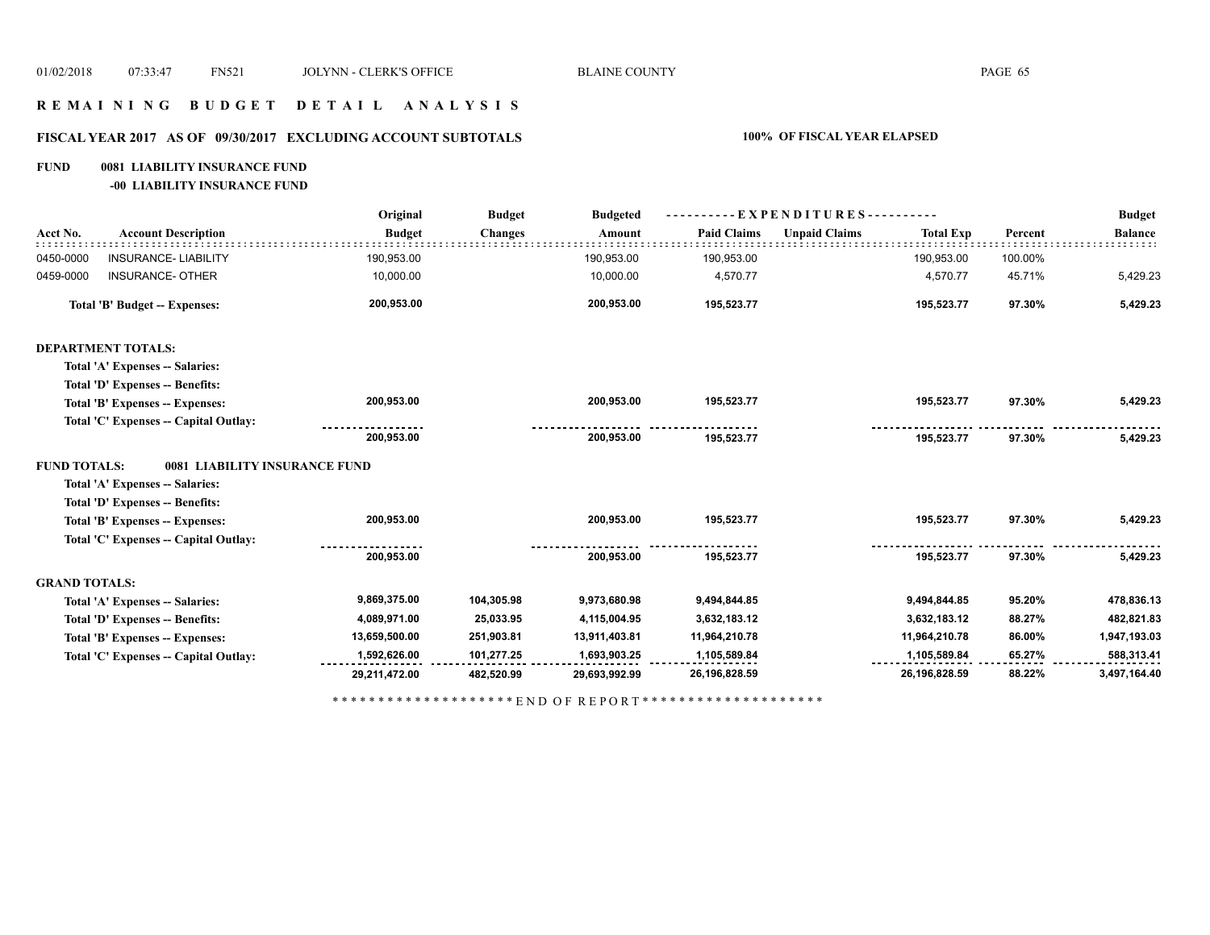## REMAINING BUDGET DETAIL ANALYSIS

### FISCAL YEAR 2017 AS OF 09/30/2017 EXCLUDING ACCOUNT SUBTOTALS

**100% OF FISCAL YEAR ELAPSED**

**FUND 0081 LIABILITY INSURANCE FUND**

**-00 LIABILITY INSURANCE FUND**

| Acct No. | Account Description | Original Budget | Budget Changes | Budgeted Amount | EXPENDITURES Paid Claims | Unpaid Claims | Total Exp | Percent | Budget Balance |
|---|---|---|---|---|---|---|---|---|---|
| 0450-0000 | INSURANCE- LIABILITY | 190,953.00 | | 190,953.00 | 190,953.00 | | 190,953.00 | 100.00% | |
| 0459-0000 | INSURANCE- OTHER | 10,000.00 | | 10,000.00 | 4,570.77 | | 4,570.77 | 45.71% | 5,429.23 |
| | **Total 'B' Budget -- Expenses:** | **200,953.00** | | **200,953.00** | **195,523.77** | | **195,523.77** | **97.30%** | **5,429.23** |
| **DEPARTMENT TOTALS:** | | | | | | | | | |
| | **Total 'A' Expenses -- Salaries:** | | | | | | | | |
| | **Total 'D' Expenses -- Benefits:** | | | | | | | | |
| | **Total 'B' Expenses -- Expenses:** | **200,953.00** | | **200,953.00** | **195,523.77** | | **195,523.77** | **97.30%** | **5,429.23** |
| | **Total 'C' Expenses -- Capital Outlay:** | | | | | | | | |
| | | **200,953.00** | | **200,953.00** | **195,523.77** | | **195,523.77** | **97.30%** | **5,429.23** |
| **FUND TOTALS:** | **0081 LIABILITY INSURANCE FUND** | | | | | | | | |
| | **Total 'A' Expenses -- Salaries:** | | | | | | | | |
| | **Total 'D' Expenses -- Benefits:** | | | | | | | | |
| | **Total 'B' Expenses -- Expenses:** | **200,953.00** | | **200,953.00** | **195,523.77** | | **195,523.77** | **97.30%** | **5,429.23** |
| | **Total 'C' Expenses -- Capital Outlay:** | | | | | | | | |
| | | **200,953.00** | | **200,953.00** | **195,523.77** | | **195,523.77** | **97.30%** | **5,429.23** |
| **GRAND TOTALS:** | | | | | | | | | |
| | **Total 'A' Expenses -- Salaries:** | **9,869,375.00** | **104,305.98** | **9,973,680.98** | **9,494,844.85** | | **9,494,844.85** | **95.20%** | **478,836.13** |
| | **Total 'D' Expenses -- Benefits:** | **4,089,971.00** | **25,033.95** | **4,115,004.95** | **3,632,183.12** | | **3,632,183.12** | **88.27%** | **482,821.83** |
| | **Total 'B' Expenses -- Expenses:** | **13,659,500.00** | **251,903.81** | **13,911,403.81** | **11,964,210.78** | | **11,964,210.78** | **86.00%** | **1,947,193.03** |
| | **Total 'C' Expenses -- Capital Outlay:** | **1,592,626.00** | **101,277.25** | **1,693,903.25** | **1,105,589.84** | | **1,105,589.84** | **65.27%** | **588,313.41** |
| | | **29,211,472.00** | **482,520.99** | **29,693,992.99** | **26,196,828.59** | | **26,196,828.59** | **88.22%** | **3,497,164.40** |

******************** END OF REPORT ********************